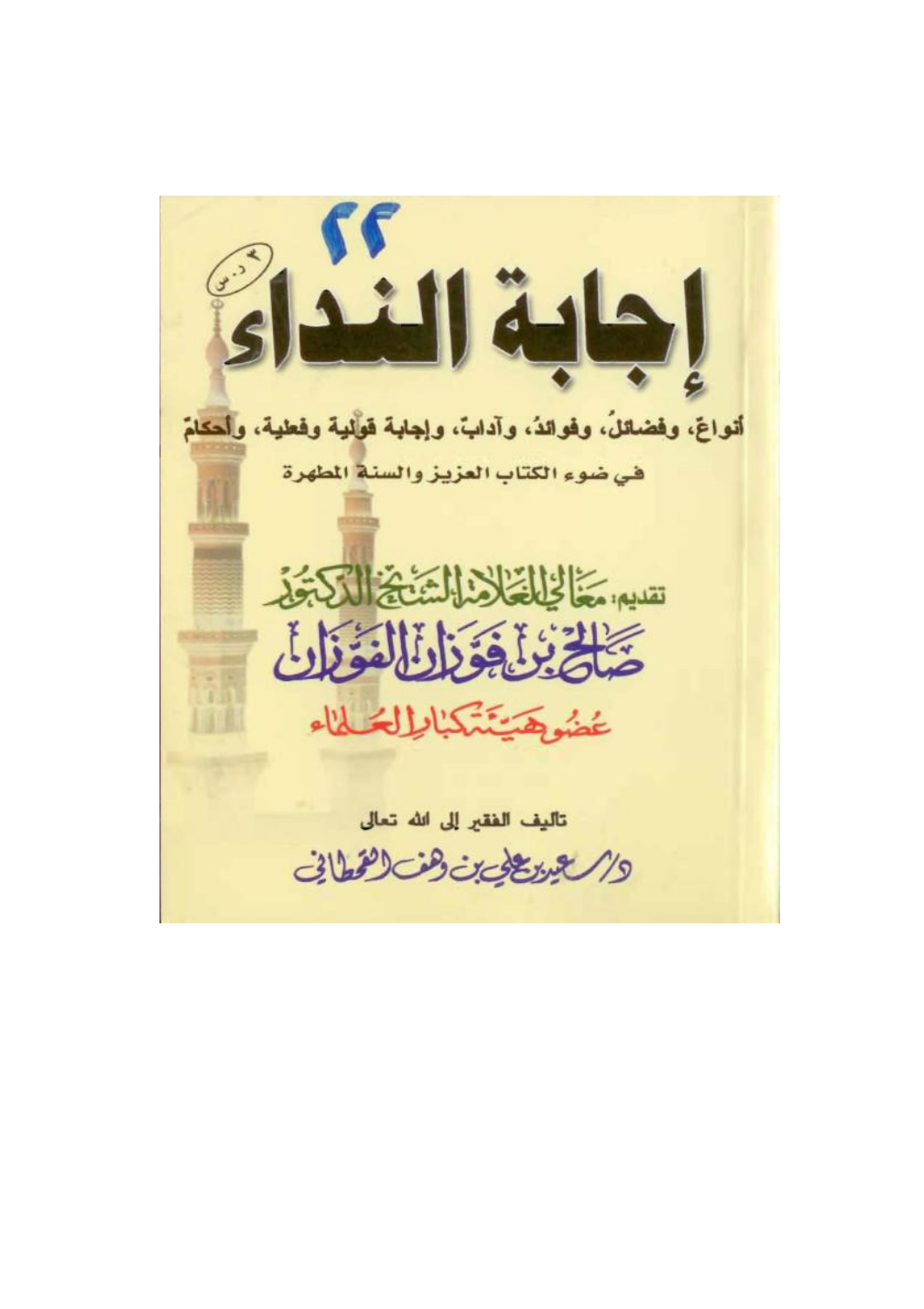# إجابة النداء

أنواعٌ، وفضائلُ، وفوائدُ، وآدابٌ، وإجابة قولية وفعلية، وأحكامٌ

في ضوء الكتاب العزيز والسنة المطهرة

تقديم: معالي العلامة الشيخ الدكتور

**صالح بن فوزان الفوزان**

عضو هيئة كبار العلماء

تأليف الفقير إلى الله تعالى

د/ سعيد بن علي بن وهف القحطاني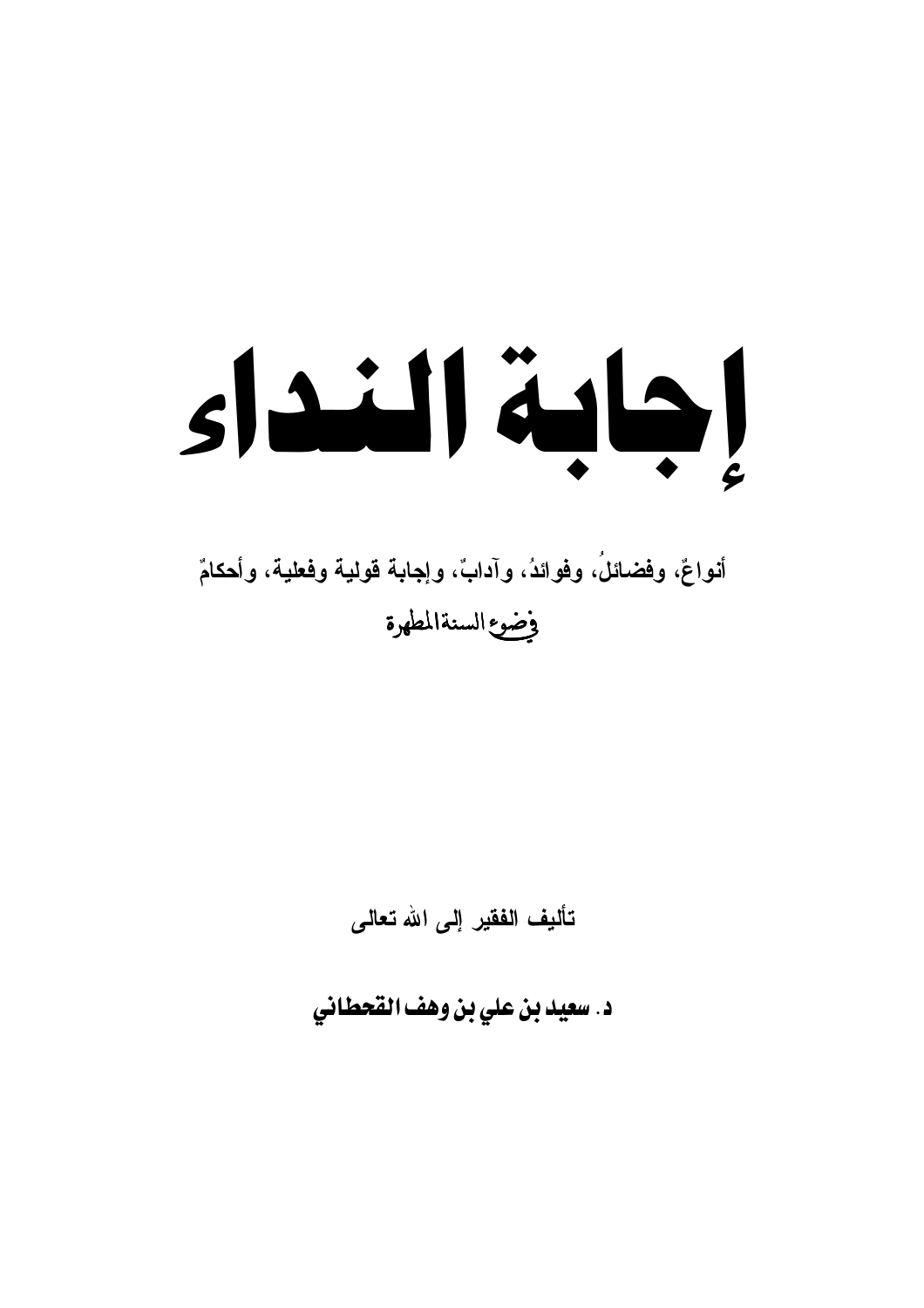# إجابة النداء

أنواعٌ، وفضائلُ، وفوائدُ، وآدابٌ، وإجابة قولية وفعلية، وأحكامٌ

في ضوء السنة المطهرة

تأليف الفقير إلى الله تعالى

**د. سعيد بن علي بن وهف القحطاني**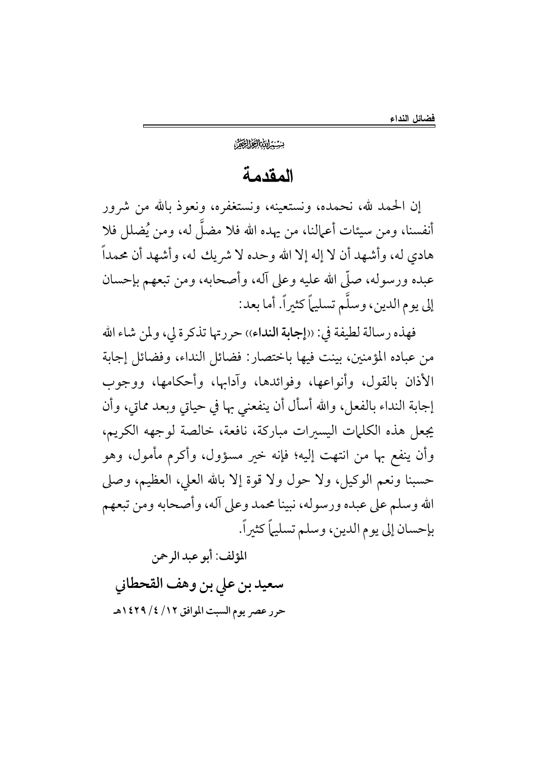بسم الله الرحمن الرحيم

# المقدمة

إن الحمد لله، نحمده، ونستعينه، ونستغفره، ونعوذ بالله من شرور أنفسنا، ومن سيئات أعمالنا، من يهده الله فلا مضلَّ له، ومن يُضلل فلا هادي له، وأشهد أن لا إله إلا الله وحده لا شريك له، وأشهد أن محمداً عبده ورسوله، صلّى الله عليه وعلى آله، وأصحابه، ومن تبعهم بإحسان إلى يوم الدين، وسلَّم تسليماً كثيراً. أما بعد:

فهذه رسالة لطيفة في: «**إجابة النداء**» حررتها تذكرة لي، ولمن شاء الله من عباده المؤمنين، بينت فيها باختصار: فضائل النداء، وفضائل إجابة الأذان بالقول، وأنواعها، وفوائدها، وآدابها، وأحكامها، ووجوب إجابة النداء بالفعل، والله أسأل أن ينفعني بها في حياتي وبعد مماتي، وأن يجعل هذه الكلمات اليسيرات مباركة، نافعة، خالصة لوجهه الكريم، وأن ينفع بها من انتهت إليه؛ فإنه خير مسؤول، وأكرم مأمول، وهو حسبنا ونعم الوكيل، ولا حول ولا قوة إلا بالله العلي، العظيم، وصلى الله وسلم على عبده ورسوله، نبينا محمد وعلى آله، وأصحابه ومن تبعهم بإحسان إلى يوم الدين، وسلم تسليماً كثيراً.

المؤلف: أبو عبد الرحمن

**سعيد بن علي بن وهف القحطاني**

حرر عصر يوم السبت الموافق ١٢/ ٤/ ١٤٢٩هـ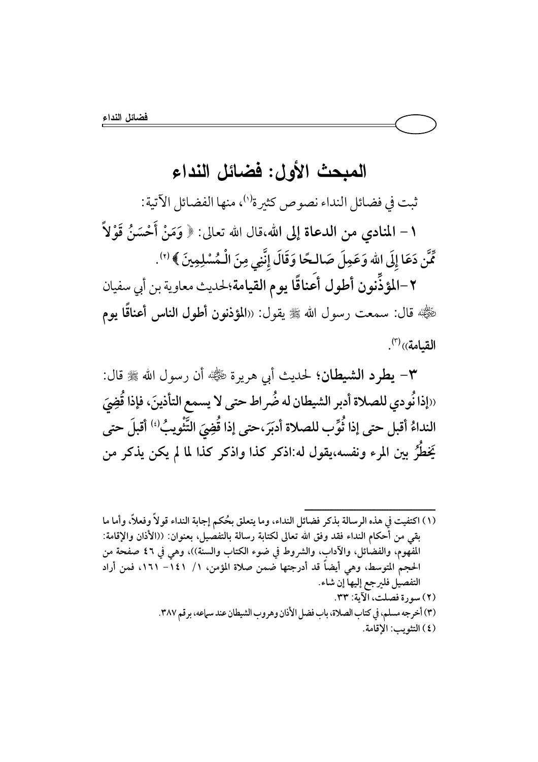## المبحث الأول: فضائل النداء

ثبت في فضائل النداء نصوص كثيرة[1]، منها الفضائل الآتية:

**١ – المنادي من الدعاة إلى الله**،قال الله تعالى: ﴿ وَمَنْ أَحْسَنُ قَوْلاً مِّمَّن دَعَا إِلَى اللهِ وَعَمِلَ صَالِحًا وَقَالَ إِنَّنِي مِنَ الْمُسْلِمِينَ ﴾[2].

**٢ –المؤذِّنون أطول أعناقًا يوم القيامة**؛لحديث معاوية بن أبي سفيان رضي الله عنه قال: سمعت رسول الله ﷺ يقول: ((**المؤذنون أطول الناس أعناقًا يوم القيامة**))[3].

**٣– يطرد الشيطان**؛ لحديث أبي هريرة رضي الله عنه أن رسول الله ﷺ قال: ((**إذا نُودي للصلاة أدبر الشيطان له ضُراط حتى لا يسمع التأذينَ، فإذا قُضِيَ النداءُ أقبل حتى إذا ثُوِّب للصلاة أدبَرَ،حتى إذا قُضِيَ التَّثْويبُ[4] أقبلَ حتى يَخطُرُ بين المرء ونفسه،يقول له:اذكر كذا واذكر كذا لما لم يكن يذكر من**

---

(١) اكتفيت في هذه الرسالة بذكر فضائل النداء، وما يتعلق بحُكم إجابة النداء قولاً وفعلاً، وأما ما بقي من أحكام النداء فقد وفق الله تعالى لكتابة رسالة بالتفصيل، بعنوان: ((الأذان والإقامة: المفهوم، والفضائل، والآداب، والشروط في ضوء الكتاب والسنة))، وهي في ٤٦ صفحة من الحجم المتوسط، وهي أيضاً قد أدرجتها ضمن صلاة المؤمن، ١/ ١٤١– ١٦١، فمن أراد التفصيل فليرجع إليها إن شاء.

(٢) سورة فصلت، الآية: ٣٣.

(٣) أخرجه مسلم، في كتاب الصلاة، باب فضل الأذان وهروب الشيطان عند سماعه، برقم ٣٨٧.

(٤) التثويب: الإقامة.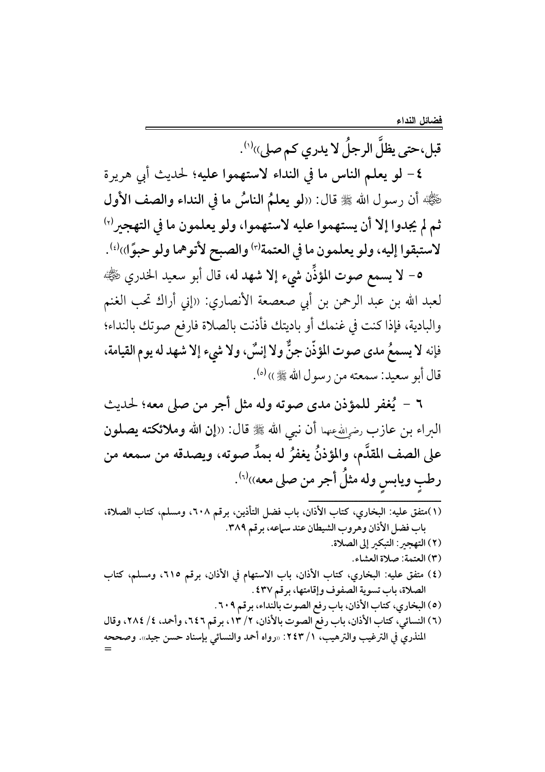قبل،حتى يظلَّ الرجلُ لا يدري كم صلى))[1].

**٤- لو يعلم الناس ما في النداء لاستهموا عليه**؛ لحديث أبي هريرة ﷺ أن رسول الله ﷺ قال: ((**لو يعلمُ الناسُ ما في النداء والصف الأول ثم لم يجدوا إلا أن يستهموا عليه لاستهموا، ولو يعلمون ما في التهجير**[2] **لاستبقوا إليه، ولو يعلمون ما في العتمة**[3] **والصبح لأتوهما ولو حبوًا**))[4].

**٥- لا يسمع صوت المؤذِّن شيء إلا شهد له**، قال أبو سعيد الخدري ﷺ لعبد الله بن عبد الرحمن بن أبي صعصعة الأنصاري: ((إني أراك تحب الغنم والبادية، فإذا كنت في غنمك أو باديتك فأذنت بالصلاة فارفع صوتك بالنداء؛ **فإنه لا يسمعُ مدى صوت المؤذّن جنٌّ ولا إنسٌ، ولا شيء إلا شهد له يوم القيامة**، قال أبو سعيد: سمعته من رسول الله ﷺ))[5].

**٦ - يُغفر للمؤذن مدى صوته وله مثل أجر من صلى معه**؛ لحديث البراء بن عازب رضي الله عنهما أن نبي الله ﷺ قال: ((**إن الله وملائكته يصلون على الصف المقدَّم، والمؤذنُ يغفرُ له بمدِّ صوته، ويصدقه من سمعه من رطبٍ ويابسٍ وله مثلُ أجر من صلى معه**))[6].

---

(١)متفق عليه: البخاري، كتاب الأذان، باب فضل التأذين، برقم ٦٠٨، ومسلم، كتاب الصلاة، باب فضل الأذان وهروب الشيطان عند سماعه، برقم ٣٨٩.

(٢) التهجير: التبكير إلى الصلاة.

(٣) العتمة: صلاة العشاء.

(٤) متفق عليه: البخاري، كتاب الأذان، باب الاستهام في الأذان، برقم ٦١٥، ومسلم، كتاب الصلاة، باب تسوية الصفوف وإقامتها، برقم ٤٣٧.

(٥) البخاري، كتاب الأذان، باب رفع الصوت بالنداء، برقم ٦٠٩.

(٦) النسائي، كتاب الأذان، باب رفع الصوت بالأذان، ٢/ ١٣، برقم ٦٤٦، وأحمد، ٤/ ٢٨٤، وقال المنذري في الترغيب والترهيب، ١/ ٢٤٣: ((رواه أحمد والنسائي بإسناد حسن جيد)). وصححه =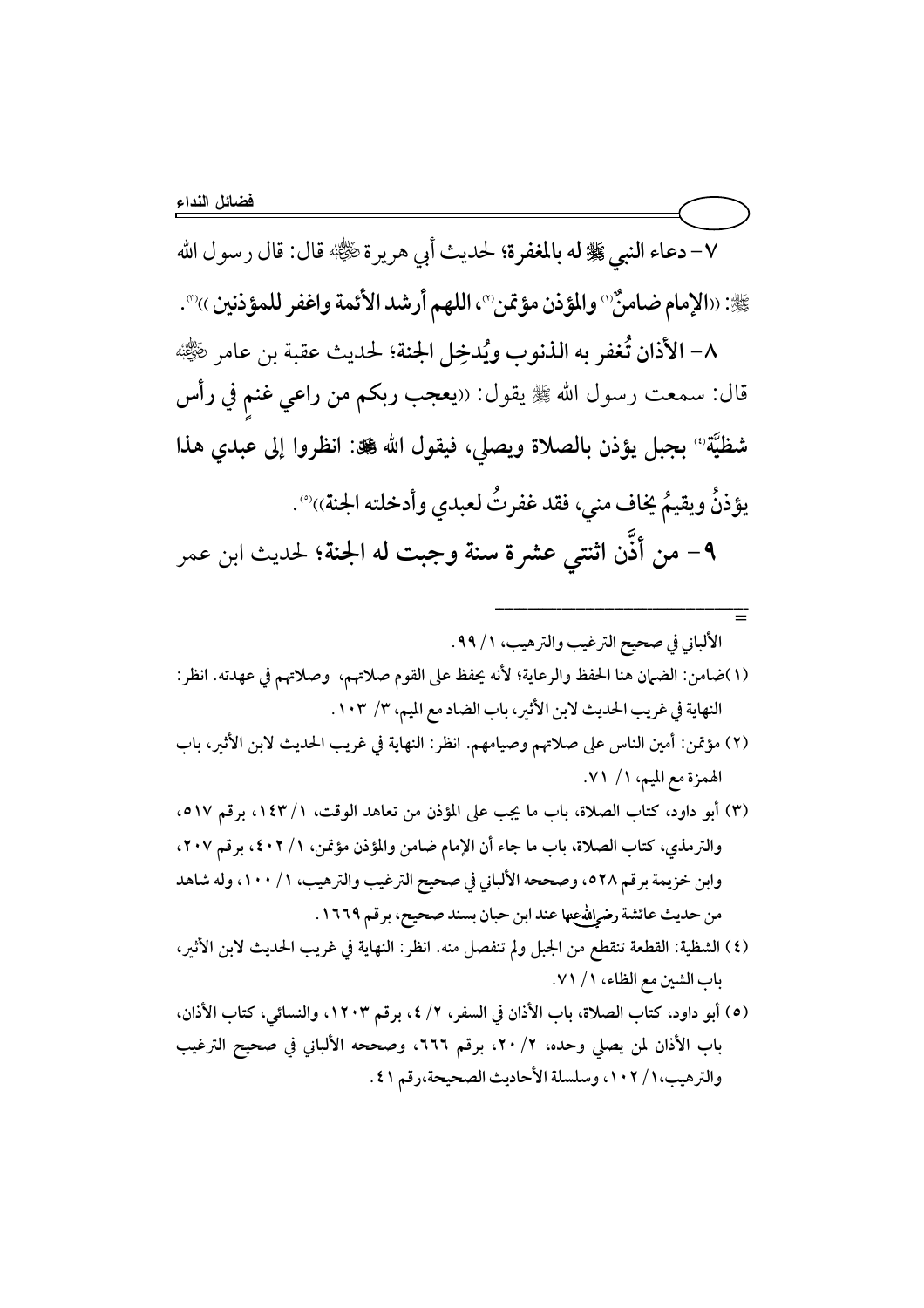٧- **دعاء النبي ﷺ له بالمغفرة**؛ لحديث أبي هريرة رضي الله عنه قال: قال رسول الله ﷺ: ((**الإمام ضامنٌ**(١) **والمؤذن مؤتمن**(٢)**، اللهم أرشد الأئمة واغفر للمؤذنين**))(٣).

٨- **الأذان تُغفر به الذنوب ويُدخِل الجنة**؛ لحديث عقبة بن عامر رضي الله عنه قال: سمعت رسول الله ﷺ يقول: ((**يعجب ربكم من راعي غنمٍ في رأس شظيَّة**(٤) **بجبل يؤذن بالصلاة ويصلي، فيقول الله عز وجل: انظروا إلى عبدي هذا يؤذنُ ويقيمُ يخاف مني، فقد غفرتُ لعبدي وأدخلته الجنة**))(٥).

٩- **من أذَّن اثنتي عشرة سنة وجبت له الجنة**؛ لحديث ابن عمر

---

= الألباني في صحيح الترغيب والترهيب، ١/ ٩٩.

(١) ضامن: الضمان هنا الحفظ والرعاية؛ لأنه يحفظ على القوم صلاتهم، وصلاتهم في عهدته. انظر: النهاية في غريب الحديث لابن الأثير، باب الضاد مع الميم، ٣/ ١٠٣.

(٢) مؤتمن: أمين الناس على صلاتهم وصيامهم. انظر: النهاية في غريب الحديث لابن الأثير، باب الهمزة مع الميم، ١/ ٧١.

(٣) أبو داود، كتاب الصلاة، باب ما يجب على المؤذن من تعاهد الوقت، ١/ ١٤٣، برقم ٥١٧، والترمذي، كتاب الصلاة، باب ما جاء أن الإمام ضامن والمؤذن مؤتمن، ١/ ٤٠٢، برقم ٢٠٧، وابن خزيمة برقم ٥٢٨، وصححه الألباني في صحيح الترغيب والترهيب، ١/ ١٠٠، وله شاهد من حديث عائشة رضي الله عنها عند ابن حبان بسند صحيح، برقم ١٦٦٩.

(٤) الشظية: القطعة تنقطع من الجبل ولم تنفصل منه. انظر: النهاية في غريب الحديث لابن الأثير، باب الشين مع الظاء، ١/ ٧١.

(٥) أبو داود، كتاب الصلاة، باب الأذان في السفر، ٢/ ٤، برقم ١٢٠٣، والنسائي، كتاب الأذان، باب الأذان لمن يصلي وحده، ٢/ ٢٠، برقم ٦٦٦، وصححه الألباني في صحيح الترغيب والترهيب، ١/ ١٠٢، وسلسلة الأحاديث الصحيحة، رقم ٤١.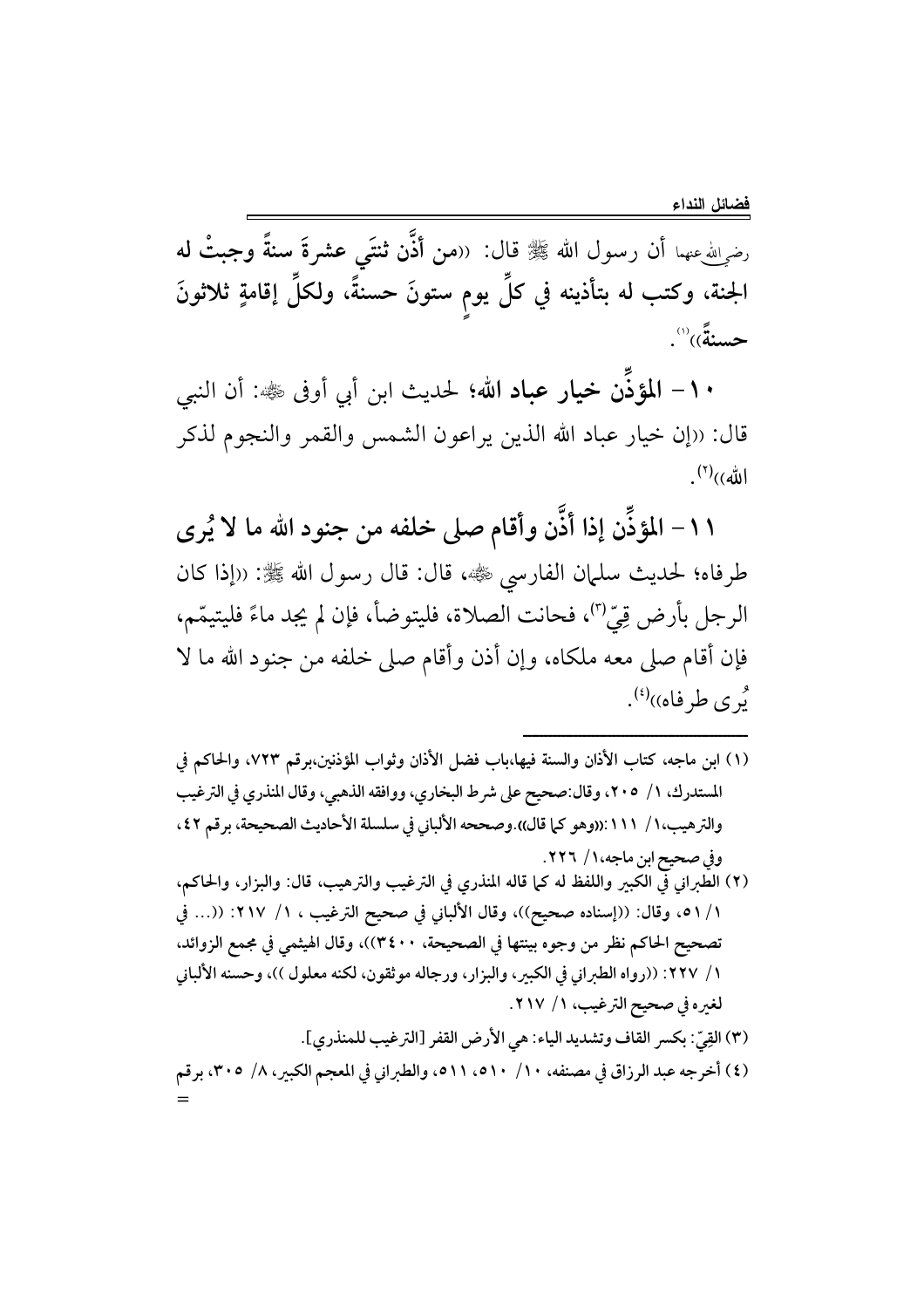رضي الله عنهما أن رسول الله ﷺ قال: ((**من أذَّن ثنتَي عشرةَ سنةً وجبتْ له الجنة، وكتب له بتأذينه في كلِّ يومٍ ستونَ حسنةً، ولكلِّ إقامةٍ ثلاثونَ حسنةً**))[1].

**١٠- المؤذِّن خيار عباد الله؛** لحديث ابن أبي أوفى ﷺ: أن النبي قال: ((إن خيار عباد الله الذين يراعون الشمس والقمر والنجوم لذكر الله))[2].

**١١- المؤذِّن إذا أذَّن وأقام صلى خلفه من جنود الله ما لا يُرى طرفاه؛** لحديث سلمان الفارسي ﷺ، قال: قال رسول الله ﷺ: ((إذا كان الرجل بأرض قِيّ[3]، فحانت الصلاة، فليتوضأ، فإن لم يجد ماءً فليتيمّم، فإن أقام صلى معه ملكاه، وإن أذن وأقام صلى خلفه من جنود الله ما لا يُرى طرفاه))[4].

---

(١) ابن ماجه، كتاب الأذان والسنة فيها،باب فضل الأذان وثواب المؤذنين،برقم ٧٢٣، والحاكم في المستدرك، ١/ ٢٠٥، وقال:صحيح على شرط البخاري، ووافقه الذهبي، وقال المنذري في الترغيب والترهيب،١/ ١١١:((وهو كما قال)).وصححه الألباني في سلسلة الأحاديث الصحيحة، برقم ٤٢، وفي صحيح ابن ماجه،١/ ٢٢٦.

(٢) الطبراني في الكبير واللفظ له كما قاله المنذري في الترغيب والترهيب، قال: والبزار، والحاكم، ١/ ٥١، وقال: ((إسناده صحيح))، وقال الألباني في صحيح الترغيب ، ١/ ٢١٧: ((... في تصحيح الحاكم نظر من وجوه بينتها في الصحيحة، ٣٤٠٠))، وقال الهيثمي في مجمع الزوائد، ١/ ٢٢٧: ((رواه الطبراني في الكبير، والبزار، ورجاله موثقون، لكنه معلول ))، وحسنه الألباني لغيره في صحيح الترغيب، ١/ ٢١٧.

(٣) القِيّ: بكسر القاف وتشديد الياء: هي الأرض القفر [الترغيب للمنذري].

(٤) أخرجه عبد الرزاق في مصنفه، ١٠/ ٥١٠، ٥١١، والطبراني في المعجم الكبير، ٨/ ٣٠٥، برقم =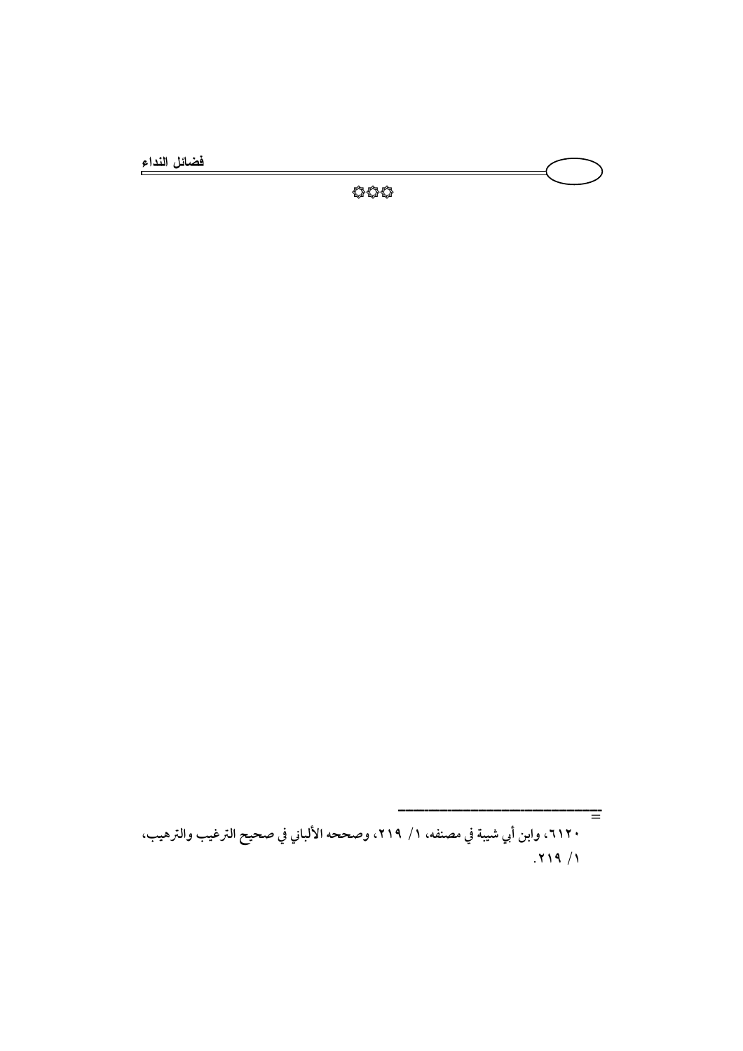۞۞۞

---

=٦١٢٠، وابن أبي شيبة في مصنفه، ١/ ٢١٩، وصححه الألباني في صحيح الترغيب والترهيب، ١/ ٢١٩.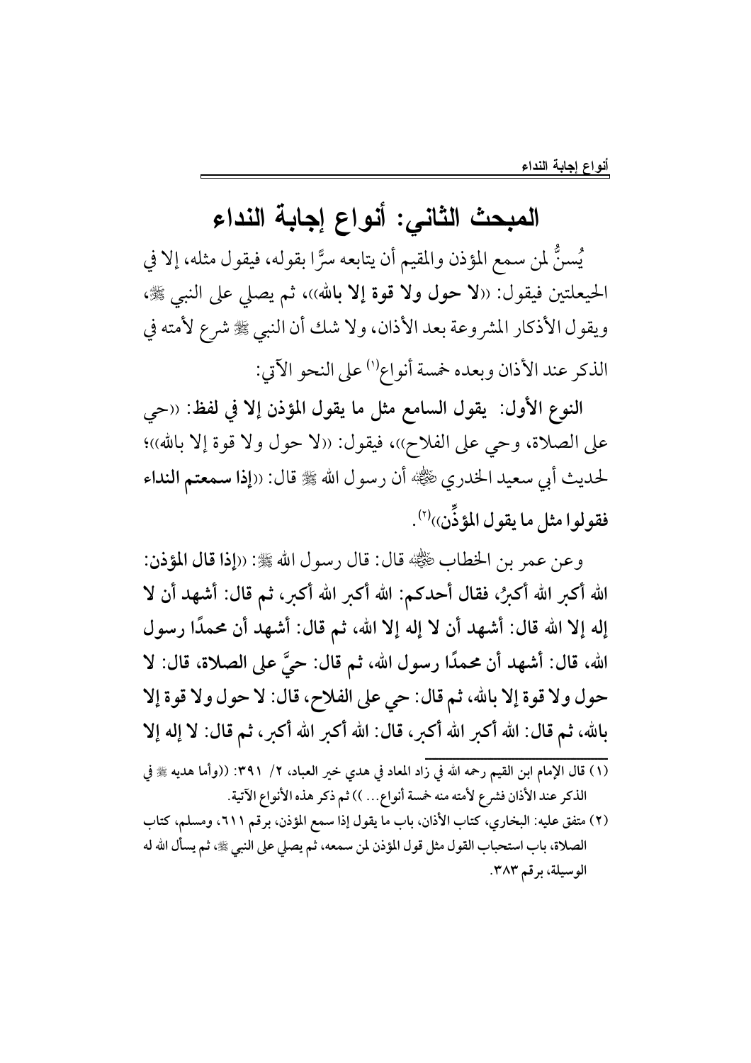## المبحث الثاني: أنواع إجابة النداء

يُسنُّ لمن سمع المؤذن والمقيم أن يتابعه سرًّا بقوله، فيقول مثله، إلا في الحيعلتين فيقول: ((**لا حول ولا قوة إلا بالله**))، ثم يصلي على النبي ﷺ، ويقول الأذكار المشروعة بعد الأذان، ولا شك أن النبي ﷺ شرع لأمته في الذكر عند الأذان وبعده خمسة أنواع[1] على النحو الآتي:

**النوع الأول: يقول السامع مثل ما يقول المؤذن إلا في لفظ:** ((حي على الصلاة، وحي على الفلاح))، فيقول: ((لا حول ولا قوة إلا بالله))؛ لحديث أبي سعيد الخدري رضي الله عنه أن رسول الله ﷺ قال: ((**إذا سمعتم النداء فقولوا مثل ما يقول المؤذِّن**))[2].

وعن عمر بن الخطاب رضي الله عنه قال: قال رسول الله ﷺ: ((**إذا قال المؤذن: الله أكبر الله أكبرُ، فقال أحدكم: الله أكبر الله أكبر، ثم قال: أشهد أن لا إله إلا الله قال: أشهد أن لا إله إلا الله، ثم قال: أشهد أن محمدًا رسول الله، قال: أشهد أن محمدًا رسول الله، ثم قال: حيَّ على الصلاة، قال: لا حول ولا قوة إلا بالله، ثم قال: حي على الفلاح، قال: لا حول ولا قوة إلا بالله، ثم قال: الله أكبر الله أكبر، قال: الله أكبر الله أكبر، ثم قال: لا إله إلا**

---

(١) قال الإمام ابن القيم رحمه الله في زاد المعاد في هدي خير العباد، ٢/ ٣٩١: ((وأما هديه ﷺ في الذكر عند الأذان فشرع لأمته منه خمسة أنواع... )) ثم ذكر هذه الأنواع الآتية.

(٢) متفق عليه: البخاري، كتاب الأذان، باب ما يقول إذا سمع المؤذن، برقم ٦١١، ومسلم، كتاب الصلاة، باب استحباب القول مثل قول المؤذن لمن سمعه، ثم يصلي على النبي ﷺ، ثم يسأل الله له الوسيلة، برقم ٣٨٣.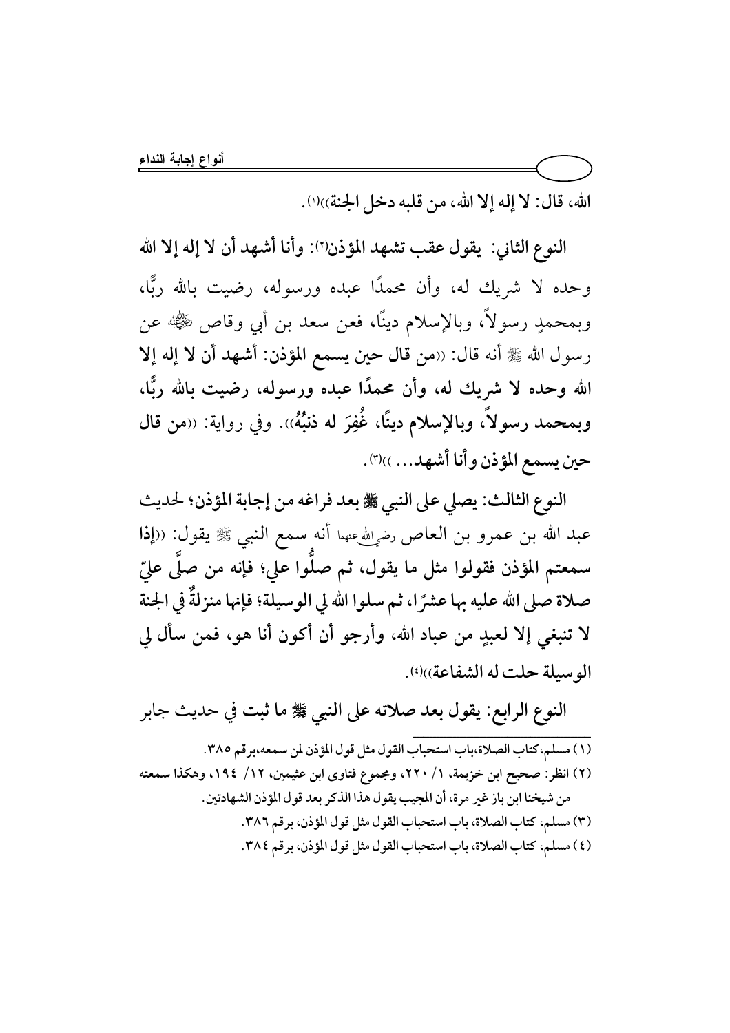الله، قال: **لا إله إلا الله، من قلبه دخل الجنة**))[1].

**النوع الثاني: يقول عقب تشهد المؤذن[2]: وأنا أشهد أن لا إله إلا الله** وحده لا شريك له، وأن محمدًا عبده ورسوله، رضيت بالله ربًّا، وبمحمدٍ رسولاً، وبالإسلام دينًا، فعن سعد بن أبي وقاص ﷺ عن رسول الله ﷺ أنه قال: ((**من قال حين يسمع المؤذن: أشهد أن لا إله إلا الله وحده لا شريك له، وأن محمدًا عبده ورسوله، رضيت بالله ربًّا، وبمحمد رسولاً، وبالإسلام دينًا، غُفِرَ له ذنبُهُ**)). وفي رواية: ((**من قال حين يسمع المؤذن وأنا أشهد...**))[3].

**النوع الثالث: يصلي على النبي ﷺ بعد فراغه من إجابة المؤذن**؛ لحديث عبد الله بن عمرو بن العاص رضي الله عنهما أنه سمع النبي ﷺ يقول: ((**إذا سمعتم المؤذن فقولوا مثل ما يقول، ثم صلُّوا علي؛ فإنه من صلَّى عليّ صلاة صلى الله عليه بها عشرًا، ثم سلوا الله لي الوسيلة؛ فإنها منزلةٌ في الجنة لا تنبغي إلا لعبدٍ من عباد الله، وأرجو أن أكون أنا هو، فمن سأل لي الوسيلة حلت له الشفاعة**))[4].

**النوع الرابع: يقول بعد صلاته على النبي ﷺ ما ثبت في حديث جابر**

---

(١) مسلم، كتاب الصلاة، باب استحباب القول مثل قول المؤذن لمن سمعه، برقم ٣٨٥.

(٢) انظر: صحيح ابن خزيمة، ١/ ٢٢٠، ومجموع فتاوى ابن عثيمين، ١٢/ ١٩٤، وهكذا سمعته من شيخنا ابن باز غير مرة، أن المجيب يقول هذا الذكر بعد قول المؤذن الشهادتين.

(٣) مسلم، كتاب الصلاة، باب استحباب القول مثل قول المؤذن، برقم ٣٨٦.

(٤) مسلم، كتاب الصلاة، باب استحباب القول مثل قول المؤذن، برقم ٣٨٤.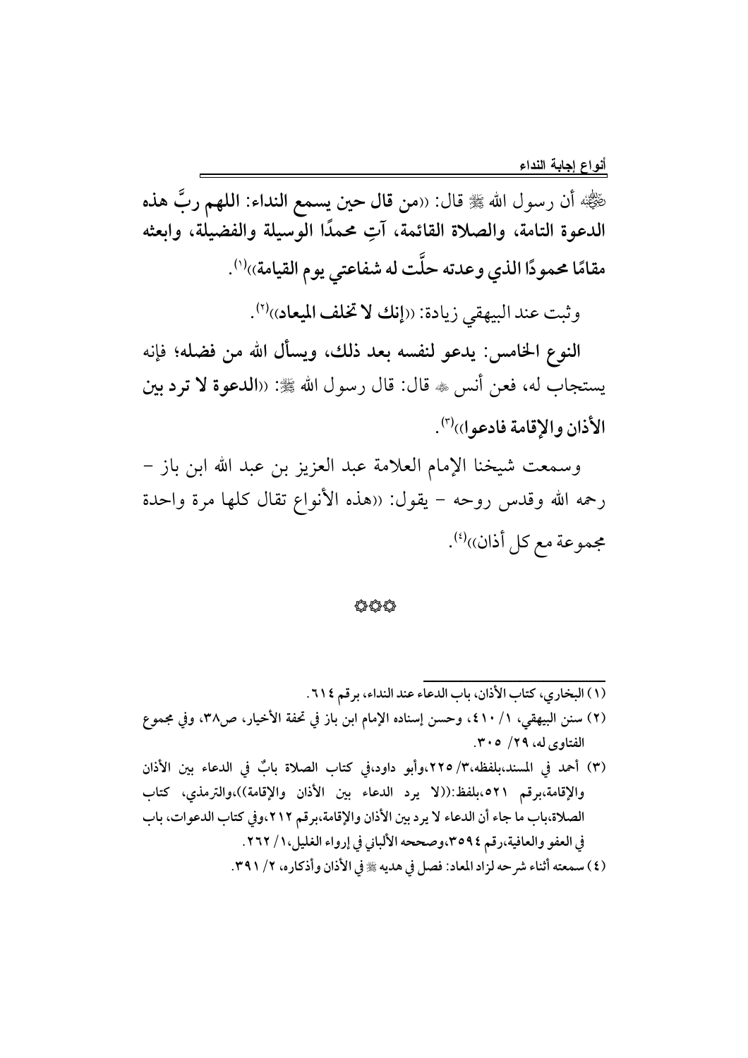رضي الله عنه أن رسول الله ﷺ قال: ((**من قال حين يسمع النداء: اللهم ربَّ هذه الدعوة التامة، والصلاة القائمة، آتِ محمدًا الوسيلة والفضيلة، وابعثه مقامًا محمودًا الذي وعدته حلَّت له شفاعتي يوم القيامة**))[1].

وثبت عند البيهقي زيادة: ((**إنك لا تخلف الميعاد**))[2].

**النوع الخامس: يدعو لنفسه بعد ذلك، ويسأل الله من فضله؛** فإنه يستجاب له، فعن أنس رضي الله عنه قال: قال رسول الله ﷺ: ((**الدعوة لا ترد بين الأذان والإقامة فادعوا**))[3].

وسمعت شيخنا الإمام العلامة عبد العزيز بن عبد الله ابن باز – رحمه الله وقدس روحه – يقول: ((هذه الأنواع تقال كلها مرة واحدة مجموعة مع كل أذان))[4].

۞۞۞

---

(١) البخاري، كتاب الأذان، باب الدعاء عند النداء، برقم ٦١٤.

(٢) سنن البيهقي، ١/ ٤١٠، وحسن إسناده الإمام ابن باز في تحفة الأخيار، ص٣٨، وفي مجموع الفتاوى له، ٢٩/ ٣٠٥.

(٣) أحمد في المسند،بلفظه،٣/ ٢٢٥،وأبو داود،في كتاب الصلاة بابٌ في الدعاء بين الأذان والإقامة،برقم ٥٢١،بلفظ:((لا يرد الدعاء بين الأذان والإقامة))،والترمذي، كتاب الصلاة،باب ما جاء أن الدعاء لا يرد بين الأذان والإقامة،برقم ٢١٢،وفي كتاب الدعوات، باب في العفو والعافية،رقم ٣٥٩٤،وصححه الألباني في إرواء الغليل،١/ ٢٦٢.

(٤) سمعته أثناء شرحه لزاد المعاد: فصل في هديه ﷺ في الأذان وأذكاره، ٢/ ٣٩١.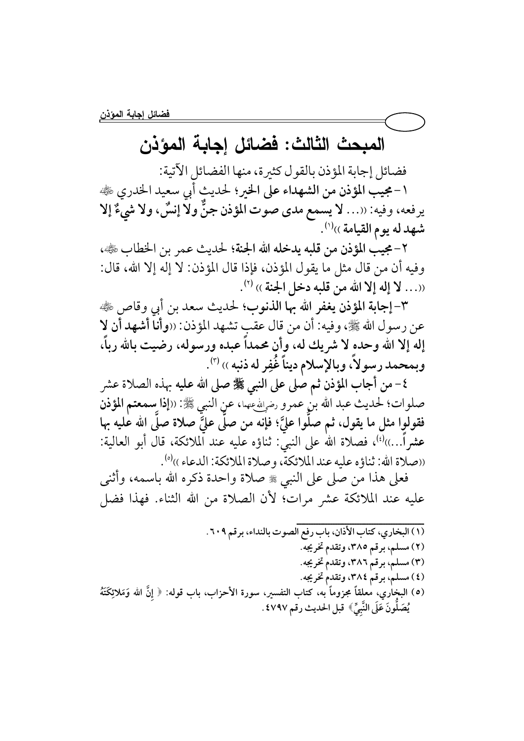## المبحث الثالث: فضائل إجابة المؤذن

فضائل إجابة المؤذن بالقول كثيرة، منها الفضائل الآتية:

١- **مجيب المؤذن من الشهداء على الخير**؛ لحديث أبي سعيد الخدري رضي الله عنه يرفعه، وفيه: «... **لا يسمع مدى صوت المؤذن جنٌّ ولا إنسٌ، ولا شيءٌ إلا شهد له يوم القيامة**»[1].

٢- **مجيب المؤذن من قلبه يدخله الله الجنة**؛ لحديث عمر بن الخطاب رضي الله عنه، وفيه أن من قال مثل ما يقول المؤذن، فإذا قال المؤذن: لا إله إلا الله، قال: «... **لا إله إلا الله من قلبه دخل الجنة**»[2].

٣- **إجابة المؤذن يغفر الله بها الذنوب**؛ لحديث سعد بن أبي وقاص رضي الله عنه عن رسول الله ﷺ، وفيه: أن من قال عقب تشهد المؤذن: «**وأنا أشهد أن لا إله إلا الله وحده لا شريك له، وأن محمداً عبده ورسوله، رضيت بالله رباً، وبمحمد رسولاً، وبالإسلام ديناً غُفِر له ذنبه**»[3].

٤- **من أجاب المؤذن ثم صلى على النبي ﷺ صلى الله عليه بهذه الصلاة عشر صلوات**؛ لحديث عبد الله بن عمرو رضي الله عنهما، عن النبي ﷺ: «**إذا سمعتم المؤذن فقولوا مثل ما يقول، ثم صلُّوا عليَّ؛ فإنه من صلَّى عليَّ صلاة صلَّى الله عليه بها عشراً...**»[4]، فصلاة الله على النبي: ثناؤه عليه عند الملائكة، قال أبو العالية: «صلاة الله: ثناؤه عليه عند الملائكة، وصلاة الملائكة: الدعاء»[5].

فعلى هذا من صلى على النبي ﷺ صلاة واحدة ذكره الله باسمه، وأثنى عليه عند الملائكة عشر مرات؛ لأن الصلاة من الله الثناء. فهذا فضل

---

(١) البخاري، كتاب الأذان، باب رفع الصوت بالنداء، برقم ٦٠٩.

(٢) مسلم، برقم ٣٨٥، وتقدم تخريجه.

(٣) مسلم، برقم ٣٨٦، وتقدم تخريجه.

(٤) مسلم، برقم ٣٨٤، وتقدم تخريجه.

(٥) البخاري، معلقاً مجزوماً به، كتاب التفسير، سورة الأحزاب، باب قوله: ﴿إِنَّ الله وَمَلَائِكَتَهُ يُصَلُّونَ عَلَى النَّبِيِّ﴾ قبل الحديث رقم ٤٧٩٧.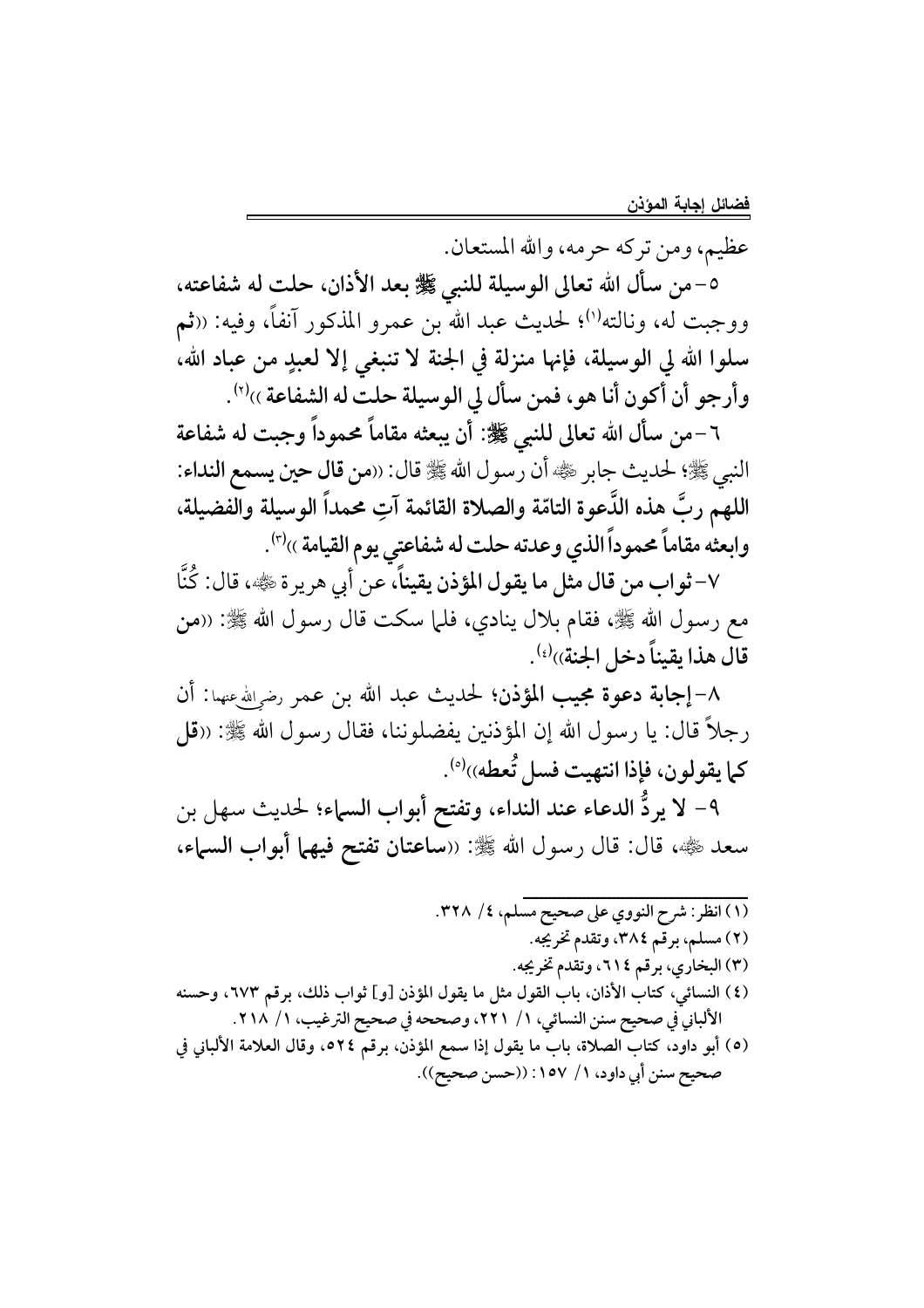عظيم، ومن تركه حرمه، والله المستعان.

٥- **من سأل الله تعالى الوسيلة للنبي ﷺ بعد الأذان، حلت له شفاعته،** ووجبت له، ونالته[١]؛ لحديث عبد الله بن عمرو المذكور آنفاً، وفيه: ((**ثم سلوا الله لي الوسيلة، فإنها منزلة في الجنة لا تنبغي إلا لعبدٍ من عباد الله، وأرجو أن أكون أنا هو، فمن سأل لي الوسيلة حلت له الشفاعة**))[٢].

٦- **من سأل الله تعالى للنبي ﷺ: أن يبعثه مقاماً محموداً وجبت له شفاعة** النبي ﷺ؛ لحديث جابر رضي الله عنه أن رسول الله ﷺ قال: ((**من قال حين يسمع النداء: اللهم ربَّ هذه الدَّعوة التامّة والصلاة القائمة آتِ محمداً الوسيلة والفضيلة، وابعثه مقاماً محموداً الذي وعدته حلت له شفاعتي يوم القيامة**))[٣].

٧- **ثواب من قال مثل ما يقول المؤذن يقيناً،** عن أبي هريرة رضي الله عنه، قال: كُنَّا مع رسول الله ﷺ، فقام بلال ينادي، فلما سكت قال رسول الله ﷺ: ((**من قال هذا يقيناً دخل الجنة**))[٤].

٨- **إجابة دعوة مجيب المؤذن؛** لحديث عبد الله بن عمر رضي الله عنهما: أن رجلاً قال: يا رسول الله إن المؤذنين يفضلوننا، فقال رسول الله ﷺ: ((**قل كما يقولون، فإذا انتهيت فسل تُعطه**))[٥].

٩- **لا يردُّ الدعاء عند النداء، وتفتح أبواب السماء؛** لحديث سهل بن سعد رضي الله عنه، قال: قال رسول الله ﷺ: ((**ساعتان تفتح فيهما أبواب السماء،**

---

(١) انظر: شرح النووي على صحيح مسلم، ٤/ ٣٢٨.

(٢) مسلم، برقم ٣٨٤، وتقدم تخريجه.

(٣) البخاري، برقم ٦١٤، وتقدم تخريجه.

(٤) النسائي، كتاب الأذان، باب القول مثل ما يقول المؤذن [و] ثواب ذلك، برقم ٦٧٣، وحسنه الألباني في صحيح سنن النسائي، ١/ ٢٢١، وصححه في صحيح الترغيب، ١/ ٢١٨.

(٥) أبو داود، كتاب الصلاة، باب ما يقول إذا سمع المؤذن، برقم ٥٢٤، وقال العلامة الألباني في صحيح سنن أبي داود، ١/ ١٥٧: ((حسن صحيح)).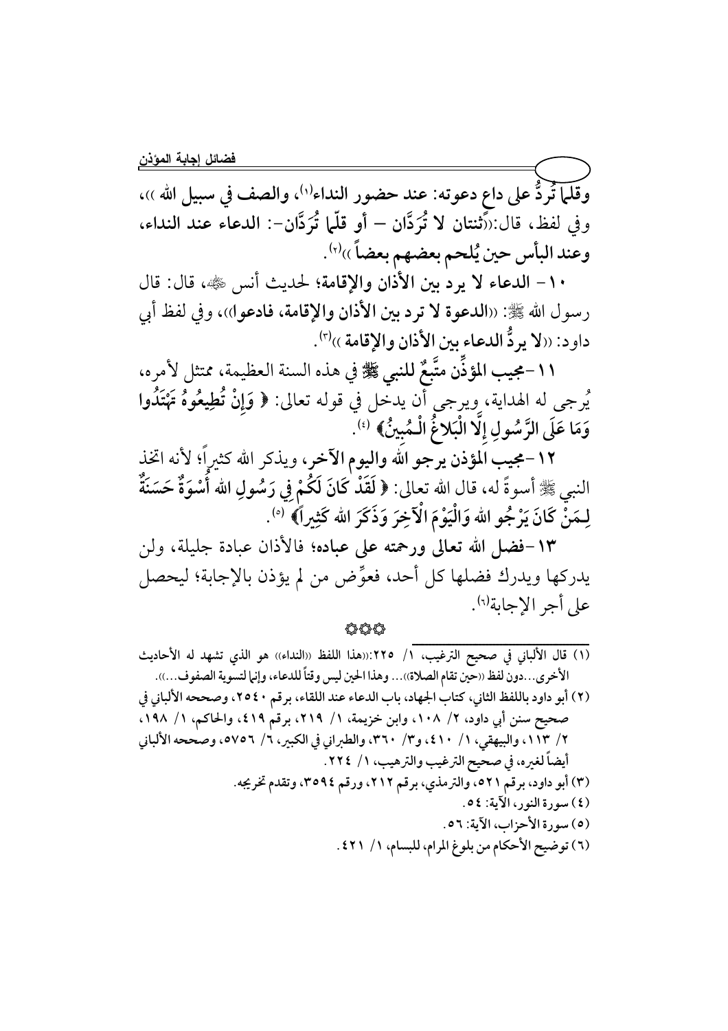وقلما تُردُّ على داعٍ دعوته: عند حضور النداء[1]، والصف في سبيل الله ))، وفي لفظ، قال:((ثنتان لا تُرَدَّان – أو قلّما تُرَدَّان–: الدعاء عند النداء، وعند البأس حين يُلحم بعضهم بعضاً ))[2].

١٠- الدعاء لا يرد بين الأذان والإقامة؛ لحديث أنس ﷺ، قال: قال رسول الله ﷺ: ((الدعوة لا ترد بين الأذان والإقامة، فادعوا))، وفي لفظ أبي داود: ((لا يردُّ الدعاء بين الأذان والإقامة ))[3].

١١-مجيب المؤذِّن متَّبعٌ للنبي ﷺ في هذه السنة العظيمة، ممتثل لأمره، يُرجى له الهداية، ويرجى أن يدخل في قوله تعالى: ﴿ وَإِنْ تُطِيعُوهُ تَهْتَدُوا وَمَا عَلَى الرَّسُولِ إِلَّا الْبَلاغُ الْمُبِينُ﴾ [4].

١٢-مجيب المؤذن يرجو الله واليوم الآخر، ويذكر الله كثيراً؛ لأنه اتخذ النبي ﷺ أسوةً له، قال الله تعالى: ﴿ لَقَدْ كَانَ لَكُمْ فِي رَسُولِ الله أُسْوَةٌ حَسَنَةٌ لِمَنْ كَانَ يَرْجُو الله وَالْيَوْمَ الْآخِرَ وَذَكَرَ الله كَثِيراً﴾ [5].

١٣-فضل الله تعالى ورحمته على عباده؛ فالأذان عبادة جليلة، ولن يدركها ويدرك فضلها كل أحد، فعوَّض من لم يؤذن بالإجابة؛ ليحصل على أجر الإجابة[6].

❀❀❀

---

(١) قال الألباني في صحيح الترغيب، ١/ ٢٢٥:((هذا اللفظ ((النداء)) هو الذي تشهد له الأحاديث الأخرى...دون لفظ ((حين تقام الصلاة))... وهذا الحين ليس وقتاً للدعاء، وإنما لتسوية الصفوف...)).

(٢) أبو داود باللفظ الثاني، كتاب الجهاد، باب الدعاء عند اللقاء، برقم ٢٥٤٠، وصححه الألباني في صحيح سنن أبي داود، ٢/ ١٠٨، وابن خزيمة، ١/ ٢١٩، برقم ٤١٩، والحاكم، ١/ ١٩٨، ٢/ ١١٣، والبيهقي، ١/ ٤١٠، و٣/ ٣٦٠، والطبراني في الكبير، ٦/ ٥٧٥٦، وصححه الألباني أيضاً لغيره، في صحيح الترغيب والترهيب، ١/ ٢٢٤.

(٣) أبو داود، برقم ٥٢١، والترمذي، برقم ٢١٢، ورقم ٣٥٩٤، وتقدم تخريجه.

(٤) سورة النور، الآية: ٥٤.

(٥) سورة الأحزاب، الآية: ٥٦.

(٦) توضيح الأحكام من بلوغ المرام، للبسام، ١/ ٤٢١.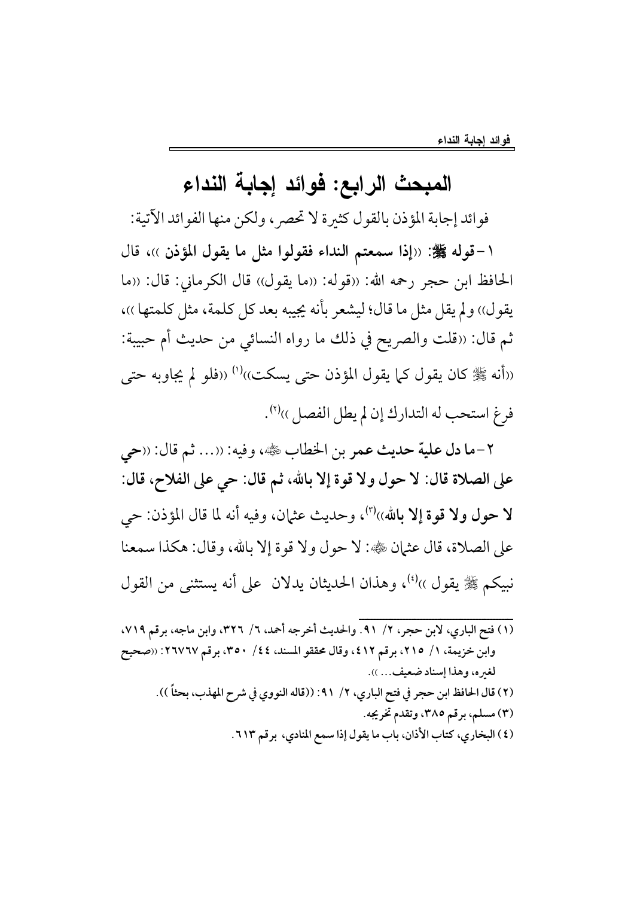## المبحث الرابع: فوائد إجابة النداء

فوائد إجابة المؤذن بالقول كثيرة لا تحصر، ولكن منها الفوائد الآتية:

١-**قوله ﷺ: ((إذا سمعتم النداء فقولوا مثل ما يقول المؤذن))**، قال الحافظ ابن حجر رحمه الله: ((قوله: ((ما يقول)) قال الكرماني: قال: ((ما يقول)) ولم يقل مثل ما قال؛ ليشعر بأنه يجيبه بعد كل كلمة، مثل كلمتها))، ثم قال: ((قلت والصريح في ذلك ما رواه النسائي من حديث أم حبيبة: ((أنه ﷺ كان يقول كما يقول المؤذن حتى يسكت))[1] ((فلو لم يجاوبه حتى فرغ استحب له التدارك إن لم يطل الفصل))[2].

٢-**ما دل عليّه حديث عمر بن الخطاب** رضي الله عنه، وفيه: ((... ثم قال: ((**حي على الصلاة قال: لا حول ولا قوة إلا بالله، ثم قال: حي على الفلاح، قال: لا حول ولا قوة إلا بالله**))[3]، وحديث عثمان، وفيه أنه لما قال المؤذن: حي على الصلاة، قال عثمان رضي الله عنه: لا حول ولا قوة إلا بالله، وقال: هكذا سمعنا نبيكم ﷺ يقول))[4]، وهذان الحديثان يدلان على أنه يستثنى من القول

---

(١) فتح الباري، لابن حجر، ٢/ ٩١. والحديث أخرجه أحمد، ٦/ ٣٢٦، وابن ماجه، برقم ٧١٩، وابن خزيمة، ١/ ٢١٥، برقم ٤١٢، وقال محققو المسند، ٤٤/ ٣٥٠، برقم ٢٦٧٦٧: ((صحيح لغيره، وهذا إسناد ضعيف...)).

(٢) قال الحافظ ابن حجر في فتح الباري، ٢/ ٩١: ((قاله النووي في شرح المهذب، بحثاً)).

(٣) مسلم، برقم ٣٨٥، وتقدم تخريجه.

(٤) البخاري، كتاب الأذان، باب ما يقول إذا سمع المنادي، برقم ٦١٣.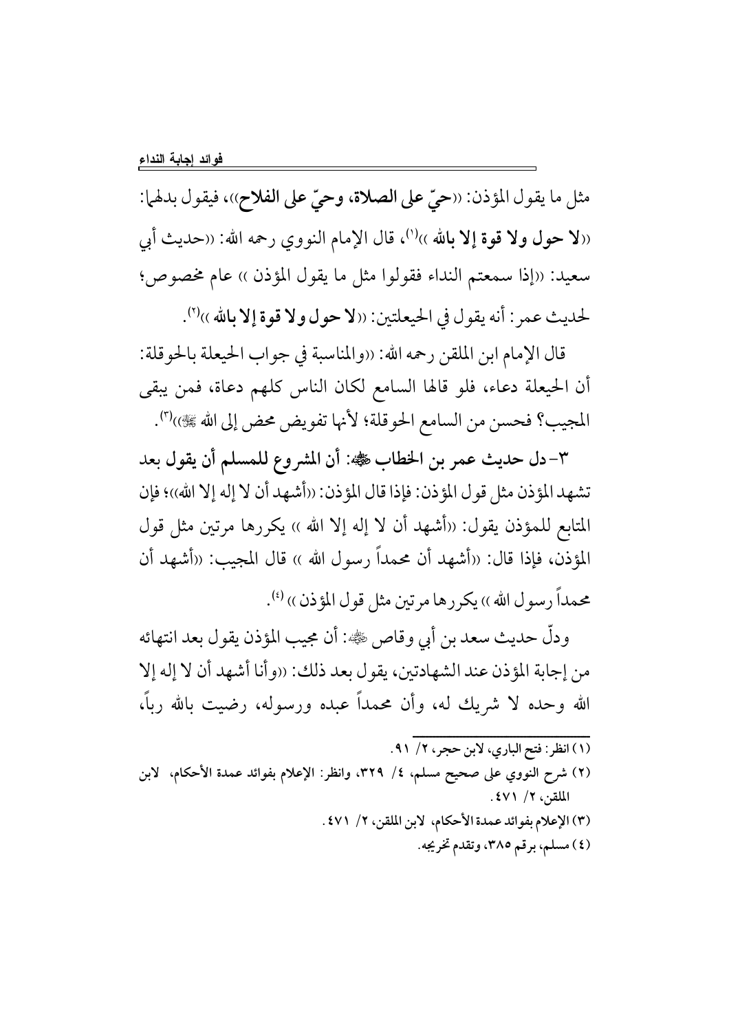مثل ما يقول المؤذن: ((**حيّ على الصلاة، وحيّ على الفلاح**))، فيقول بدلهما: ((**لا حول ولا قوة إلا بالله**))[1]، قال الإمام النووي رحمه الله: ((حديث أبي سعيد: ((إذا سمعتم النداء فقولوا مثل ما يقول المؤذن)) عام مخصوص؛ لحديث عمر: أنه يقول في الحيعلتين: ((**لا حول ولا قوة إلا بالله**))[2].

قال الإمام ابن الملقن رحمه الله: ((والمناسبة في جواب الحيعلة بالحوقلة: أن الحيعلة دعاء، فلو قالها السامع لكان الناس كلهم دعاة، فمن يبقى المجيب؟ فحسن من السامع الحوقلة؛ لأنها تفويض محض إلى الله ﷺ))[3].

**٣-دل حديث عمر بن الخطاب ﷺ: أن المشروع للمسلم أن يقول بعد** تشهد المؤذن مثل قول المؤذن: فإذا قال المؤذن: ((أشهد أن لا إله إلا الله))؛ فإن المتابع للمؤذن يقول: ((أشهد أن لا إله إلا الله)) يكررها مرتين مثل قول المؤذن، فإذا قال: ((أشهد أن محمداً رسول الله)) قال المجيب: ((أشهد أن محمداً رسول الله)) يكررها مرتين مثل قول المؤذن))[4].

ودلّ حديث سعد بن أبي وقاص ﷺ: أن مجيب المؤذن يقول بعد انتهائه من إجابة المؤذن عند الشهادتين، يقول بعد ذلك: ((وأنا أشهد أن لا إله إلا الله وحده لا شريك له، وأن محمداً عبده ورسوله، رضيت بالله رباً،

---

(١) انظر: فتح الباري، لابن حجر، ٢/ ٩١.

(٢) شرح النووي على صحيح مسلم، ٤/ ٣٢٩، وانظر: الإعلام بفوائد عمدة الأحكام، لابن الملقن، ٢/ ٤٧١.

(٣) الإعلام بفوائد عمدة الأحكام، لابن الملقن، ٢/ ٤٧١.

(٤) مسلم، برقم ٣٨٥، وتقدم تخريجه.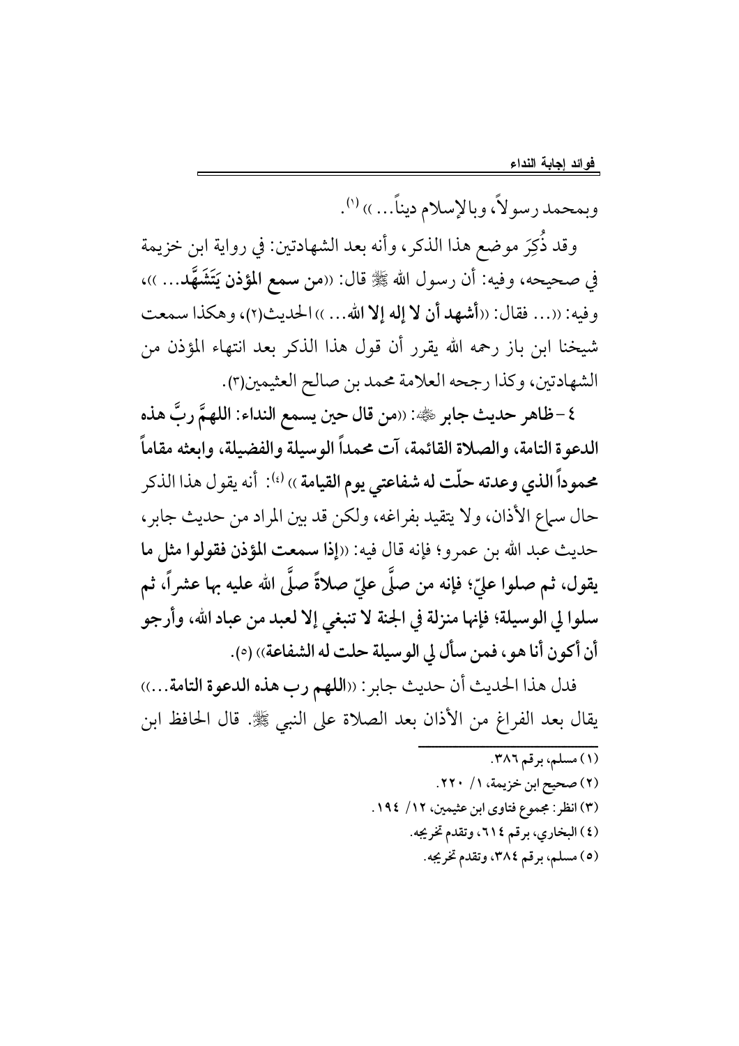وبمحمد رسولاً، وبالإسلام ديناً... »[1].

وقد ذُكِرَ موضع هذا الذكر، وأنه بعد الشهادتين: في رواية ابن خزيمة في صحيحه، وفيه: أن رسول الله ﷺ قال: «**من سمع المؤذن يَتَشَهَّد...** »، وفيه: «... فقال: «**أشهد أن لا إله إلا الله...** » الحديث(٢)، وهكذا سمعت شيخنا ابن باز رحمه الله يقرر أن قول هذا الذكر بعد انتهاء المؤذن من الشهادتين، وكذا رجحه العلامة محمد بن صالح العثيمين(٣).

٤ – **ظاهر حديث جابر** ﷺ: «**من قال حين يسمع النداء: اللهمَّ ربَّ هذه الدعوة التامة، والصلاة القائمة، آت محمداً الوسيلة والفضيلة، وابعثه مقاماً محموداً الذي وعدته حلّت له شفاعتي يوم القيامة** »[4]: أنه يقول هذا الذكر حال سماع الأذان، ولا يتقيد بفراغه، ولكن قد بين المراد من حديث جابر، حديث عبد الله بن عمرو؛ فإنه قال فيه: «**إذا سمعت المؤذن فقولوا مثل ما يقول، ثم صلوا عليّ؛ فإنه من صلَّى عليّ صلاةً صلَّى الله عليه بها عشراً، ثم سلوا لي الوسيلة؛ فإنها منزلة في الجنة لا تنبغي إلا لعبد من عباد الله، وأرجو أن أكون أنا هو، فمن سأل لي الوسيلة حلت له الشفاعة**» (٥).

فدل هذا الحديث أن حديث جابر: «**اللهم رب هذه الدعوة التامة...**» يقال بعد الفراغ من الأذان بعد الصلاة على النبي ﷺ. قال الحافظ ابن

---

(١) مسلم، برقم ٣٨٦.

(٢) صحيح ابن خزيمة، ١/ ٢٢٠.

(٣) انظر: مجموع فتاوى ابن عثيمين، ١٢/ ١٩٤.

(٤) البخاري، برقم ٦١٤، وتقدم تخريجه.

(٥) مسلم، برقم ٣٨٤، وتقدم تخريجه.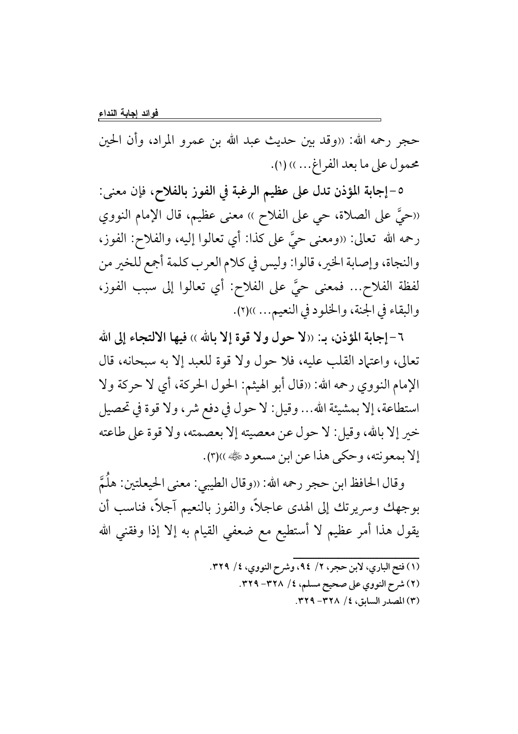حجر رحمه الله: ((وقد بين حديث عبد الله بن عمرو المراد، وأن الحين محمول على ما بعد الفراغ... )) (١).

٥- **إجابة المؤذن تدل على عظيم الرغبة في الفوز بالفلاح،** فإن معنى: ((حيَّ على الصلاة، حي على الفلاح )) معنى عظيم، قال الإمام النووي رحمه الله تعالى: ((ومعنى حيَّ على كذا: أي تعالوا إليه، والفلاح: الفوز، والنجاة، وإصابة الخير، قالوا: وليس في كلام العرب كلمة أجمع للخير من لفظة الفلاح... فمعنى حيَّ على الفلاح: أي تعالوا إلى سبب الفوز، والبقاء في الجنة، والخلود في النعيم... ))(٢).

٦- **إجابة المؤذن، بـ: ((لا حول ولا قوة إلا بالله )) فيها الالتجاء إلى الله** تعالى، واعتماد القلب عليه، فلا حول ولا قوة للعبد إلا به سبحانه، قال الإمام النووي رحمه الله: ((قال أبو الهيثم: الحول الحركة، أي لا حركة ولا استطاعة، إلا بمشيئة الله... وقيل: لا حول في دفع شر، ولا قوة في تحصيل خير إلا بالله، وقيل: لا حول عن معصيته إلا بعصمته، ولا قوة على طاعته إلا بمعونته، وحكى هذا عن ابن مسعود ﷺ ))(٣).

وقال الحافظ ابن حجر رحمه الله: ((وقال الطيبي: معنى الحيعلتين: هلُمَّ بوجهك وسريرتك إلى الهدى عاجلاً، والفوز بالنعيم آجلاً، فناسب أن يقول هذا أمر عظيم لا أستطيع مع ضعفي القيام به إلا إذا وفقني الله

---

(١) فتح الباري، لابن حجر، ٢/ ٩٤، وشرح النووي، ٤/ ٣٢٩.

(٢) شرح النووي على صحيح مسلم، ٤/ ٣٢٨- ٣٢٩.

(٣) المصدر السابق، ٤/ ٣٢٨- ٣٢٩.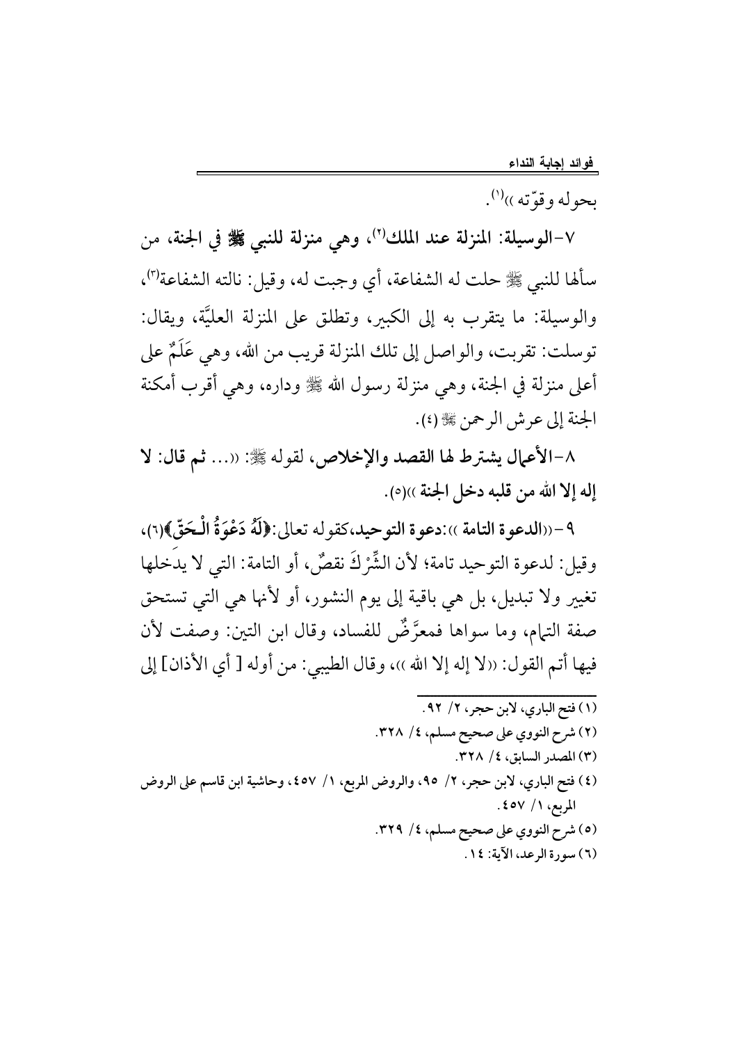بحوله وقوّته ››[1].

٧-**الوسيلة: المنزلة عند الملك**[2]**، وهي منزلة للنبي ﷺ في الجنة، من** سألها للنبي ﷺ حلت له الشفاعة، أي وجبت له، وقيل: نالته الشفاعة[3]، والوسيلة: ما يتقرب به إلى الكبير، وتطلق على المنزلة العليَّة، ويقال: توسلت: تقربت، والواصل إلى تلك المنزلة قريب من الله، وهي عَلَمٌ على أعلى منزلة في الجنة، وهي منزلة رسول الله ﷺ وداره، وهي أقرب أمكنة الجنة إلى عرش الرحمن ﷻ (٤).

٨-**الأعمال يشترط لها القصد والإخلاص،** لقوله ﷺ: ‹‹... **ثم قال: لا إله إلا الله من قلبه دخل الجنة** ››(٥).

٩-‹‹**الدعوة التامة** ››:**دعوة التوحيد**،كقوله تعالى:**﴿لَهُ دَعْوَةُ الْحَقِّ﴾**(٦)، وقيل: لدعوة التوحيد تامة؛ لأن الشِّرْكَ نقصٌ، أو التامة: التي لا يدخلها تغيير ولا تبديل، بل هي باقية إلى يوم النشور، أو لأنها هي التي تستحق صفة التمام، وما سواها فمعرَّضٌ للفساد، وقال ابن التين: وصفت لأن فيها أتم القول: ‹‹لا إله إلا الله ››، وقال الطيبي: من أوله [ أي الأذان] إلى

---

(١) فتح الباري، لابن حجر، ٢/ ٩٢.

(٢) شرح النووي على صحيح مسلم، ٤/ ٣٢٨.

(٣) المصدر السابق، ٤/ ٣٢٨.

(٤) فتح الباري، لابن حجر، ٢/ ٩٥، والروض المربع، ١/ ٤٥٧، وحاشية ابن قاسم على الروض المربع، ١/ ٤٥٧.

(٥) شرح النووي على صحيح مسلم، ٤/ ٣٢٩.

(٦) سورة الرعد، الآية: ١٤.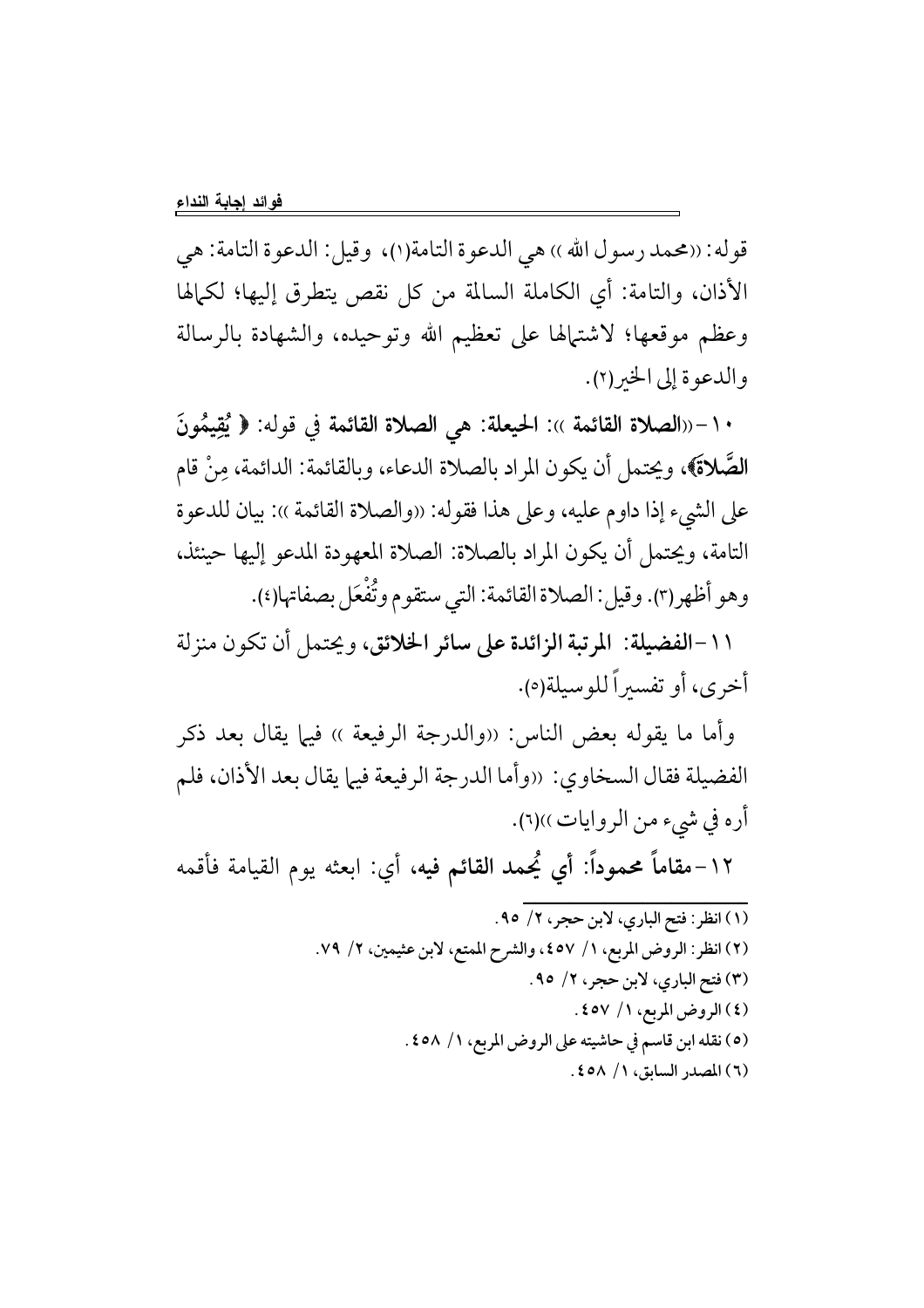قوله: «محمد رسول الله» هي الدعوة التامة(1)، وقيل: الدعوة التامة: هي الأذان، والتامة: أي الكاملة السالمة من كل نقص يتطرق إليها؛ لكمالها وعظم موقعها؛ لاشتمالها على تعظيم الله وتوحيده، والشهادة بالرسالة والدعوة إلى الخير(2).

10- «**الصلاة القائمة**»: **الحيعلة: هي الصلاة القائمة في قوله: ﴿ يُقِيمُونَ الصَّلاةَ﴾**، ويحتمل أن يكون المراد بالصلاة الدعاء، وبالقائمة: الدائمة، مِنْ قام على الشيء إذا داوم عليه، وعلى هذا فقوله: «والصلاة القائمة»: بيان للدعوة التامة، ويحتمل أن يكون المراد بالصلاة: الصلاة المعهودة المدعو إليها حينئذ، وهو أظهر(3). وقيل: الصلاة القائمة: التي ستقوم وتُفْعَل بصفاتها(4).

11- **الفضيلة: المرتبة الزائدة على سائر الخلائق**، ويحتمل أن تكون منزلة أخرى، أو تفسيراً للوسيلة(5).

وأما ما يقوله بعض الناس: «والدرجة الرفيعة» فيما يقال بعد ذكر الفضيلة فقال السخاوي: «وأما الدرجة الرفيعة فيما يقال بعد الأذان، فلم أره في شيء من الروايات»(6).

12- **مقاماً محموداً: أي يُحمد القائم فيه**، أي: ابعثه يوم القيامة فأقمه

---

(1) انظر: فتح الباري، لابن حجر، 2/ 95.

(2) انظر: الروض المربع، 1/ 457، والشرح الممتع، لابن عثيمين، 2/ 79.

(3) فتح الباري، لابن حجر، 2/ 95.

(4) الروض المربع، 1/ 457.

(5) نقله ابن قاسم في حاشيته على الروض المربع، 1/ 458.

(6) المصدر السابق، 1/ 458.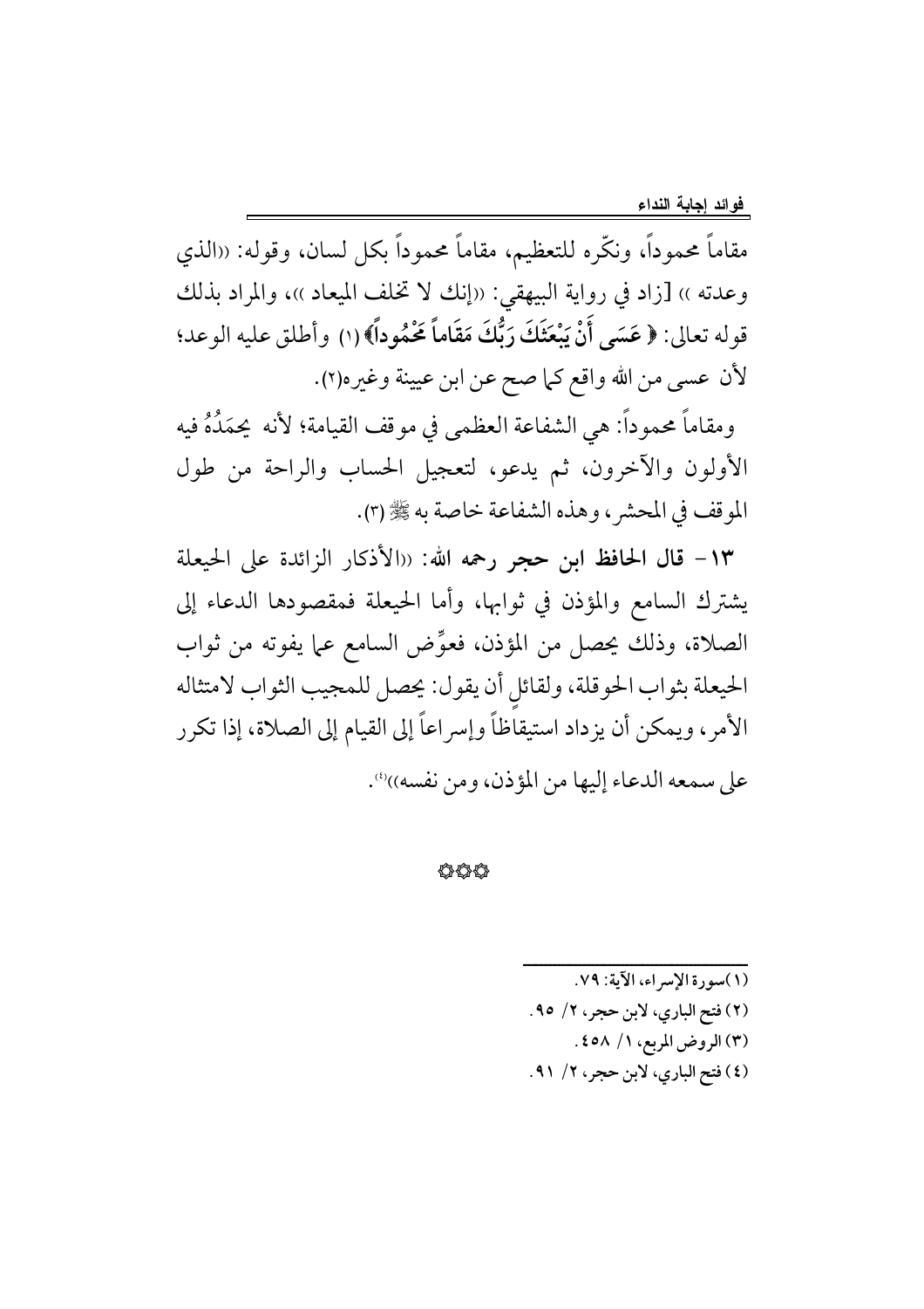مقاماً محموداً، ونكّره للتعظيم، مقاماً محموداً بكل لسان، وقوله: «الذي وعدته» [زاد في رواية البيهقي: «إنك لا تخلف الميعاد»]، والمراد بذلك قوله تعالى: ﴿عَسَى أَنْ يَبْعَثَكَ رَبُّكَ مَقَاماً مَحْمُوداً﴾(١) وأطلق عليه الوعد؛ لأن عسى من الله واقع كما صح عن ابن عيينة وغيره(٢).

ومقاماً محموداً: هي الشفاعة العظمى في موقف القيامة؛ لأنه يحمَدُهُ فيه الأولون والآخرون، ثم يدعو، لتعجيل الحساب والراحة من طول الموقف في المحشر، وهذه الشفاعة خاصة به ﷺ(٣).

**١٣- قال الحافظ ابن حجر رحمه الله:** «الأذكار الزائدة على الحيعلة يشترك السامع والمؤذن في ثوابها، وأما الحيعلة فمقصودها الدعاء إلى الصلاة، وذلك يحصل من المؤذن، فعوِّض السامع عما يفوته من ثواب الحيعلة بثواب الحوقلة، ولقائلٍ أن يقول: يحصل للمجيب الثواب لامتثاله الأمر، ويمكن أن يزداد استيقاظاً وإسراعاً إلى القيام إلى الصلاة، إذا تكرر على سمعه الدعاء إليها من المؤذن، ومن نفسه»(٤).

۞۞۞

---

(١) سورة الإسراء، الآية: ٧٩.

(٢) فتح الباري، لابن حجر، ٢/ ٩٥.

(٣) الروض المربع، ١/ ٤٥٨.

(٤) فتح الباري، لابن حجر، ٢/ ٩١.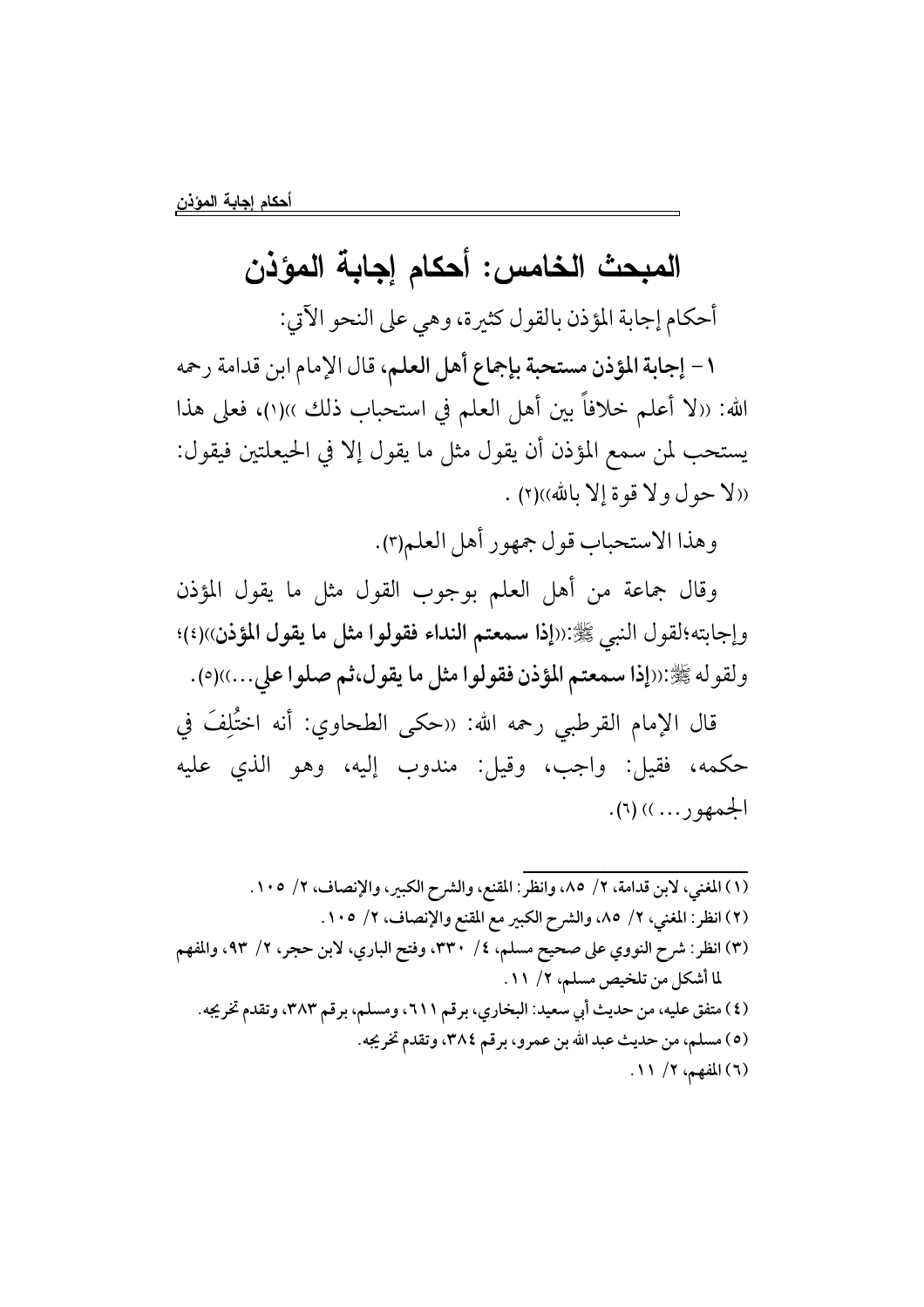## المبحث الخامس: أحكام إجابة المؤذن

أحكام إجابة المؤذن بالقول كثيرة، وهي على النحو الآتي:

**١ - إجابة المؤذن مستحبة بإجماع أهل العلم،** قال الإمام ابن قدامة رحمه الله: ((لا أعلم خلافاً بين أهل العلم في استحباب ذلك ))(١)، فعلى هذا يستحب لمن سمع المؤذن أن يقول مثل ما يقول إلا في الحيعلتين فيقول: ((لا حول ولا قوة إلا بالله))(٢) .

وهذا الاستحباب قول جمهور أهل العلم(٣).

وقال جماعة من أهل العلم بوجوب القول مثل ما يقول المؤذن وإجابته؛لقول النبي ﷺ:((**إذا سمعتم النداء فقولوا مثل ما يقول المؤذن**))(٤)؛ ولقوله ﷺ:((**إذا سمعتم المؤذن فقولوا مثل ما يقول،ثم صلوا علي**...))(٥).

قال الإمام القرطبي رحمه الله: ((حكى الطحاوي: أنه اختُلِفَ في حكمه، فقيل: واجب، وقيل: مندوب إليه، وهو الذي عليه الجمهور... )) (٦).

---

(١) المغني، لابن قدامة، ٢/ ٨٥، وانظر: المقنع، والشرح الكبير، والإنصاف، ٢/ ١٠٥.

(٢) انظر: المغني، ٢/ ٨٥، والشرح الكبير مع المقنع والإنصاف، ٢/ ١٠٥.

(٣) انظر: شرح النووي على صحيح مسلم، ٤/ ٣٣٠، وفتح الباري، لابن حجر، ٢/ ٩٣، والمفهم لما أشكل من تلخيص مسلم، ٢/ ١١.

(٤) متفق عليه، من حديث أبي سعيد: البخاري، برقم ٦١١، ومسلم، برقم ٣٨٣، وتقدم تخريجه.

(٥) مسلم، من حديث عبد الله بن عمرو، برقم ٣٨٤، وتقدم تخريجه.

(٦) المفهم، ٢/ ١١.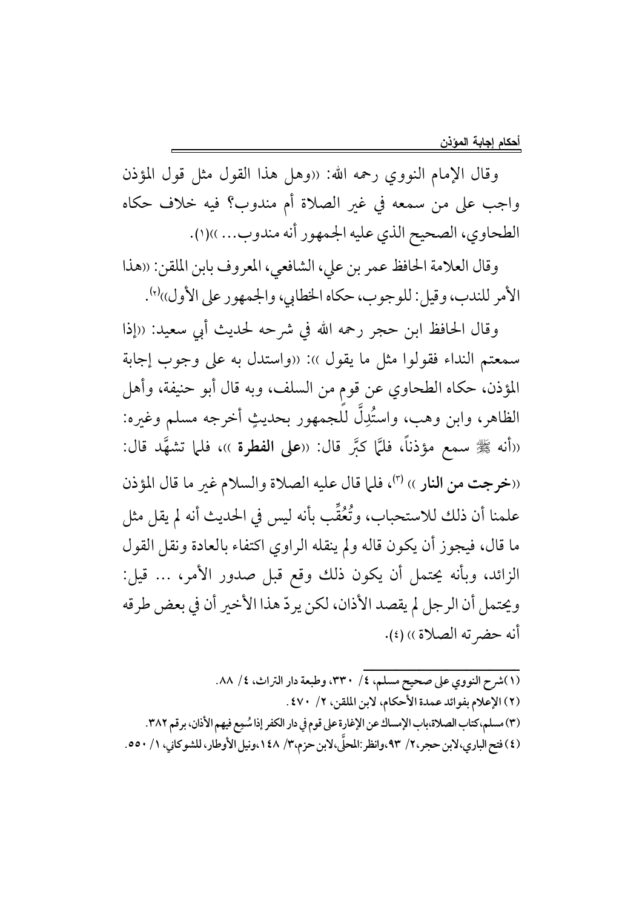وقال الإمام النووي رحمه الله: ((وهل هذا القول مثل قول المؤذن واجب على من سمعه في غير الصلاة أم مندوب؟ فيه خلاف حكاه الطحاوي، الصحيح الذي عليه الجمهور أنه مندوب... ))(1).

وقال العلامة الحافظ عمر بن علي، الشافعي، المعروف بابن الملقن: ((هذا الأمر للندب، وقيل: للوجوب، حكاه الخطابي، والجمهور على الأول))(2).

وقال الحافظ ابن حجر رحمه الله في شرحه لحديث أبي سعيد: ((إذا سمعتم النداء فقولوا مثل ما يقول )): ((واستدل به على وجوب إجابة المؤذن، حكاه الطحاوي عن قوم من السلف، وبه قال أبو حنيفة، وأهل الظاهر، وابن وهب، واستُدِلَّ للجمهور بحديثٍ أخرجه مسلم وغيره: ((أنه ﷺ سمع مؤذناً، فلمّا كبَّر قال: ((**على الفطرة** ))، فلما تشهَّد قال: ((**خرجت من النار** )) (3)، فلما قال عليه الصلاة والسلام غير ما قال المؤذن علمنا أن ذلك للاستحباب، وتُعُقِّب بأنه ليس في الحديث أنه لم يقل مثل ما قال، فيجوز أن يكون قاله ولم ينقله الراوي اكتفاء بالعادة ونقل القول الزائد، وبأنه يحتمل أن يكون ذلك وقع قبل صدور الأمر، ... قيل: ويحتمل أن الرجل لم يقصد الأذان، لكن يردّ هذا الأخير أن في بعض طرقه أنه حضرته الصلاة )) (4).

---

(1) شرح النووي على صحيح مسلم، 4/ 330، وطبعة دار التراث، 4/ 88.

(2) الإعلام بفوائد عمدة الأحكام، لابن الملقن، 2/ 470.

(3) مسلم، كتاب الصلاة، باب الإمساك عن الإغارة على قوم في دار الكفر إذا سُمِع فيهم الأذان، برقم 382.

(4) فتح الباري، لابن حجر، 2/ 93، وانظر: المحلَّى، لابن حزم، 3/ 148، ونيل الأوطار، للشوكاني، 1/ 550.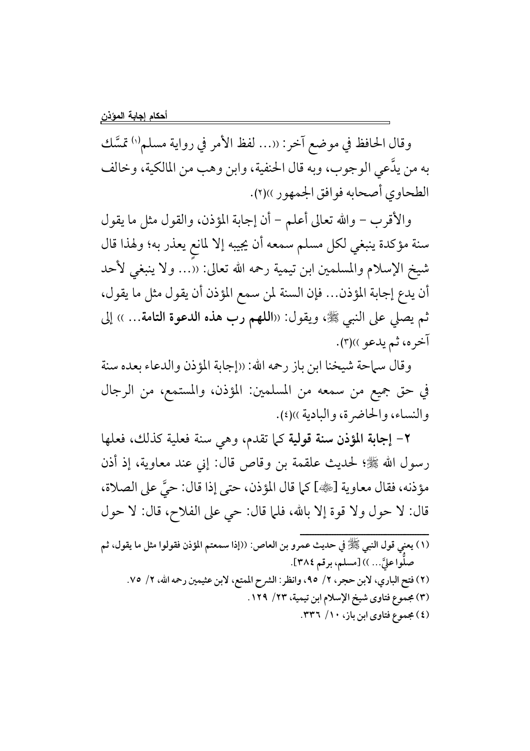وقال الحافظ في موضع آخر: ((... لفظ الأمر في رواية مسلم[1] تمسَّك به من يدَّعي الوجوب، وبه قال الحنفية، وابن وهب من المالكية، وخالف الطحاوي أصحابه فوافق الجمهور))[2].

والأقرب – والله تعالى أعلم – أن إجابة المؤذن، والقول مثل ما يقول سنة مؤكدة ينبغي لكل مسلم سمعه أن يجيبه إلا لمانعٍ يعذر به؛ ولهذا قال شيخ الإسلام والمسلمين ابن تيمية رحمه الله تعالى: ((... ولا ينبغي لأحد أن يدع إجابة المؤذن... فإن السنة لمن سمع المؤذن أن يقول مثل ما يقول، ثم يصلي على النبي ﷺ، ويقول: ((**اللهم رب هذه الدعوة التامة**...)) إلى آخره، ثم يدعو))[3].

وقال سماحة شيخنا ابن باز رحمه الله: ((إجابة المؤذن والدعاء بعده سنة في حق جميع من سمعه من المسلمين: المؤذن، والمستمع، من الرجال والنساء، والحاضرة، والبادية))[4].

**٢- إجابة المؤذن سنة قولية** كما تقدم، وهي سنة فعلية كذلك، فعلها رسول الله ﷺ؛ لحديث علقمة بن وقاص قال: إني عند معاوية، إذ أذن مؤذنه، فقال معاوية [رضي الله عنه] كما قال المؤذن، حتى إذا قال: حيَّ على الصلاة، قال: لا حول ولا قوة إلا بالله، فلما قال: حي على الفلاح، قال: لا حول

---

(١) يعني قول النبي ﷺ في حديث عمرو بن العاص: ((إذا سمعتم المؤذن فقولوا مثل ما يقول، ثم صلُّوا عليَّ...)) [مسلم، برقم ٣٨٤].

(٢) فتح الباري، لابن حجر، ٢/ ٩٥، وانظر: الشرح الممتع، لابن عثيمين رحمه الله، ٢/ ٧٥.

(٣) مجموع فتاوى شيخ الإسلام ابن تيمية، ٢٣/ ١٢٩.

(٤) مجموع فتاوى ابن باز، ١٠/ ٣٣٦.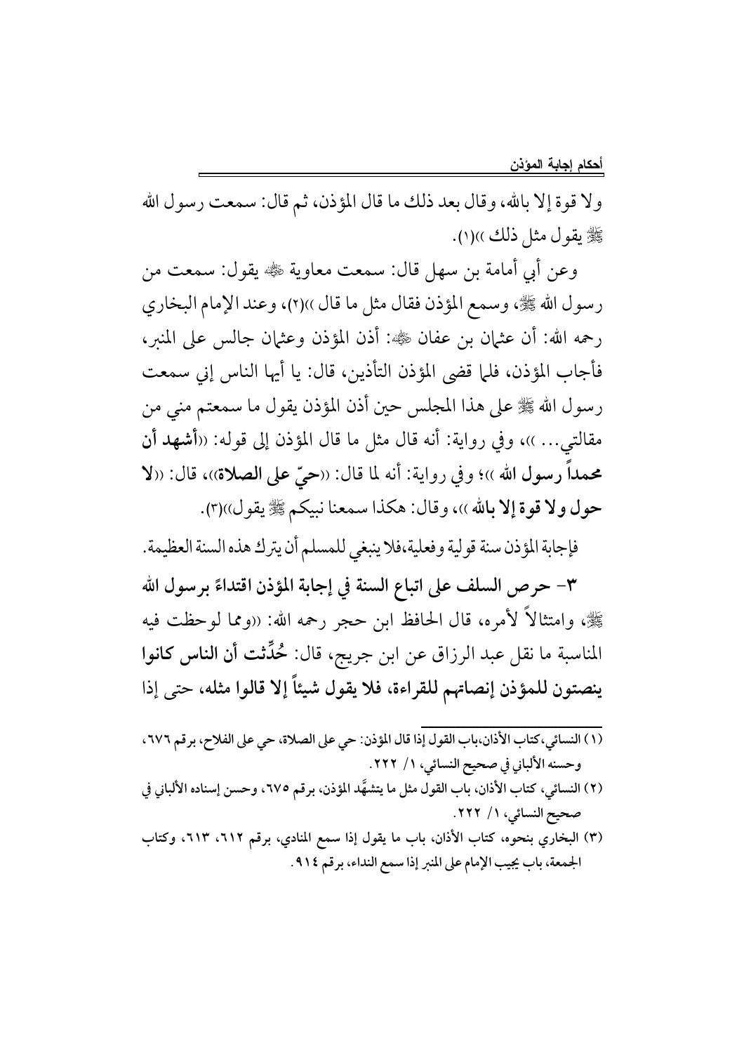ولا قوة إلا بالله، وقال بعد ذلك ما قال المؤذن، ثم قال: سمعت رسول الله ﷺ يقول مثل ذلك ))(١).

وعن أبي أمامة بن سهل قال: سمعت معاوية ﷺ يقول: سمعت من رسول الله ﷺ، وسمع المؤذن فقال مثل ما قال ))(٢)، وعند الإمام البخاري رحمه الله: أن عثمان بن عفان ﷺ: أذن المؤذن وعثمان جالس على المنبر، فأجاب المؤذن، فلما قضى المؤذن التأذين، قال: يا أيها الناس إني سمعت رسول الله ﷺ على هذا المجلس حين أذن المؤذن يقول ما سمعتم مني من مقالتي... ))، وفي رواية: أنه قال مثل ما قال المؤذن إلى قوله: ((**أشهد أن محمداً رسول الله** ))؛ وفي رواية: أنه لما قال: ((**حيّ على الصلاة**))، قال: ((**لا حول ولا قوة إلا بالله** ))، وقال: هكذا سمعنا نبيكم ﷺ يقول))(٣).

فإجابة المؤذن سنة قولية وفعلية،فلا ينبغي للمسلم أن يترك هذه السنة العظيمة.

**٣- حرص السلف على اتباع السنة في إجابة المؤذن اقتداءً برسول الله** ﷺ، وامتثالاً لأمره، قال الحافظ ابن حجر رحمه الله: ((ومما لوحظت فيه المناسبة ما نقل عبد الرزاق عن ابن جريج، قال: **حُدِّثت أن الناس كانوا ينصتون للمؤذن إنصاتهم للقراءة، فلا يقول شيئاً إلا قالوا مثله، حتى إذا**

---

(١) النسائي،كتاب الأذان،باب القول إذا قال المؤذن: حي على الصلاة، حي على الفلاح، برقم ٦٧٦، وحسنه الألباني في صحيح النسائي، ١/ ٢٢٢.

(٢) النسائي، كتاب الأذان، باب القول مثل ما يتشهَّد المؤذن، برقم ٦٧٥، وحسن إسناده الألباني في صحيح النسائي، ١/ ٢٢٢.

(٣) البخاري بنحوه، كتاب الأذان، باب ما يقول إذا سمع المنادي، برقم ٦١٢، ٦١٣، وكتاب الجمعة، باب يجيب الإمام على المنبر إذا سمع النداء، برقم ٩١٤.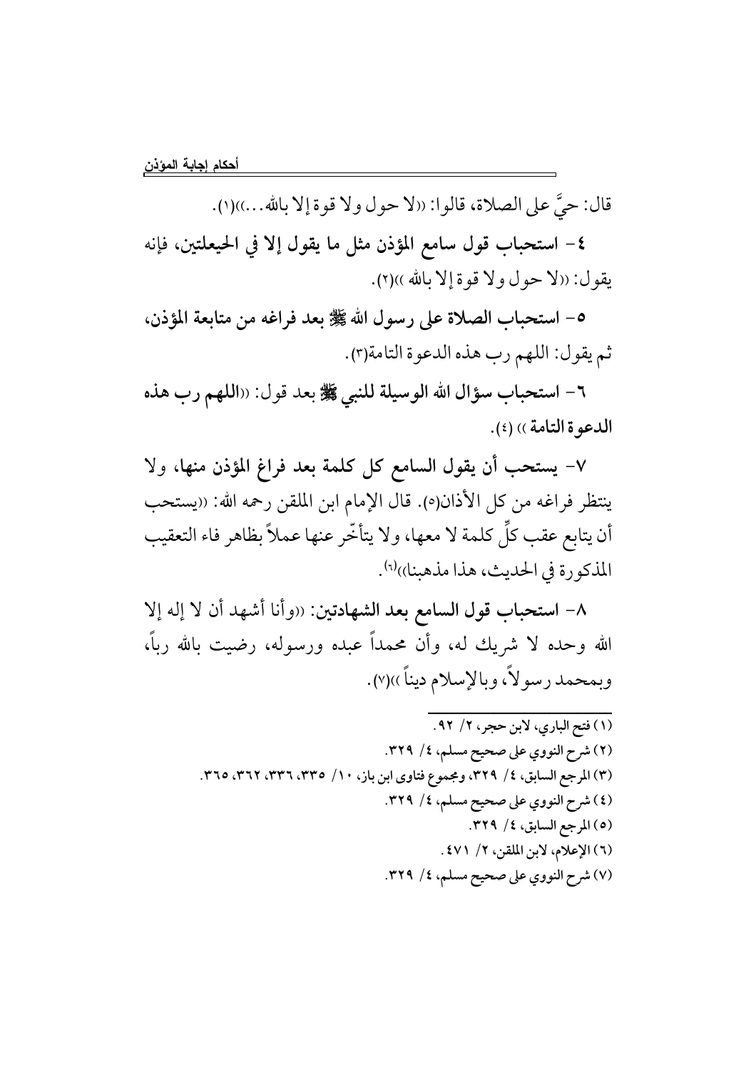قال: حيَّ على الصلاة، قالوا: ((لا حول ولا قوة إلا بالله...))(١).

**٤- استحباب قول سامع المؤذن مثل ما يقول إلا في الحيعلتين، فإنه** يقول: ((لا حول ولا قوة إلا بالله ))(٢).

**٥- استحباب الصلاة على رسول الله ﷺ بعد فراغه من متابعة المؤذن،** ثم يقول: اللهم رب هذه الدعوة التامة(٣).

**٦- استحباب سؤال الله الوسيلة للنبي ﷺ** بعد قول: ((**اللهم رب هذه الدعوة التامة** )) (٤).

**٧- يستحب أن يقول السامع كل كلمة بعد فراغ المؤذن منها،** ولا ينتظر فراغه من كل الأذان(٥). قال الإمام ابن الملقن رحمه الله: ((يستحب أن يتابع عقب كلِّ كلمة لا معها، ولا يتأخّر عنها عملاً بظاهر فاء التعقيب المذكورة في الحديث، هذا مذهبنا))(٦).

**٨- استحباب قول السامع بعد الشهادتين:** ((وأنا أشهد أن لا إله إلا الله وحده لا شريك له، وأن محمداً عبده ورسوله، رضيت بالله رباً، وبمحمد رسولاً، وبالإسلام ديناً ))(٧).

---

(١) فتح الباري، لابن حجر، ٢/ ٩٢.

(٢) شرح النووي على صحيح مسلم، ٤/ ٣٢٩.

(٣) المرجع السابق، ٤/ ٣٢٩، ومجموع فتاوى ابن باز، ١٠/ ٣٣٥، ٣٣٦، ٣٦٢، ٣٦٥.

(٤) شرح النووي على صحيح مسلم، ٤/ ٣٢٩.

(٥) المرجع السابق، ٤/ ٣٢٩.

(٦) الإعلام، لابن الملقن، ٢/ ٤٧١.

(٧) شرح النووي على صحيح مسلم، ٤/ ٣٢٩.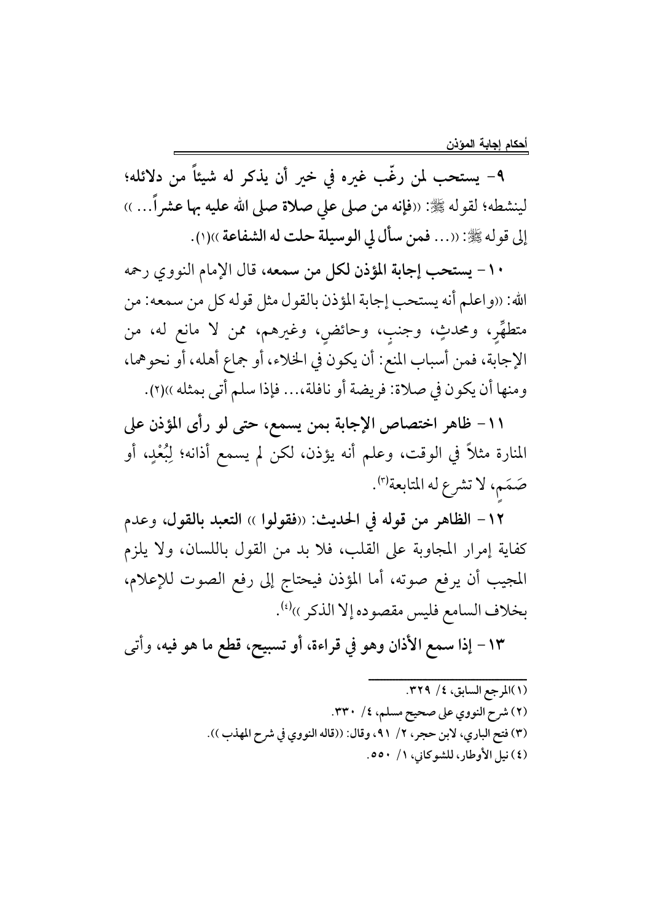٩- **يستحب لمن رغّب غيره في خير أن يذكر له شيئاً من دلائله؛** لينشطه؛ لقوله ﷺ: ((**فإنه من صلى علي صلاة صلى الله عليه بها عشراً...** )) إلى قوله ﷺ: ((... **فمن سأل لي الوسيلة حلت له الشفاعة** ))(١).

١٠- **يستحب إجابة المؤذن لكل من سمعه،** قال الإمام النووي رحمه الله: ((واعلم أنه يستحب إجابة المؤذن بالقول مثل قوله كل من سمعه: من متطهِّرٍ، ومحدثٍ، وجنبٍ، وحائضٍ، وغيرهم، ممن لا مانع له، من الإجابة، فمن أسباب المنع: أن يكون في الخلاء، أو جماع أهله، أو نحوهما، ومنها أن يكون في صلاة: فريضة أو نافلة،... فإذا سلم أتى بمثله ))(٢).

١١- **ظاهر اختصاص الإجابة بمن يسمع،** حتى لو رأى المؤذن على المنارة مثلاً في الوقت، وعلم أنه يؤذن، لكن لم يسمع أذانه؛ لِبُعْدٍ، أو صَمَمٍ، لا تشرع له المتابعة(٣).

١٢- **الظاهر من قوله في الحديث: ((فقولوا )) التعبد بالقول،** وعدم كفاية إمرار المجاوبة على القلب، فلا بد من القول باللسان، ولا يلزم المجيب أن يرفع صوته، أما المؤذن فيحتاج إلى رفع الصوت للإعلام، بخلاف السامع فليس مقصوده إلا الذكر ))(٤).

١٣- **إذا سمع الأذان وهو في قراءة، أو تسبيح، قطع ما هو فيه،** وأتى

---

(١) المرجع السابق، ٤/ ٣٢٩.

(٢) شرح النووي على صحيح مسلم، ٤/ ٣٣٠.

(٣) فتح الباري، لابن حجر، ٢/ ٩١، وقال: ((قاله النووي في شرح المهذب )).

(٤) نيل الأوطار، للشوكاني، ١/ ٥٥٠.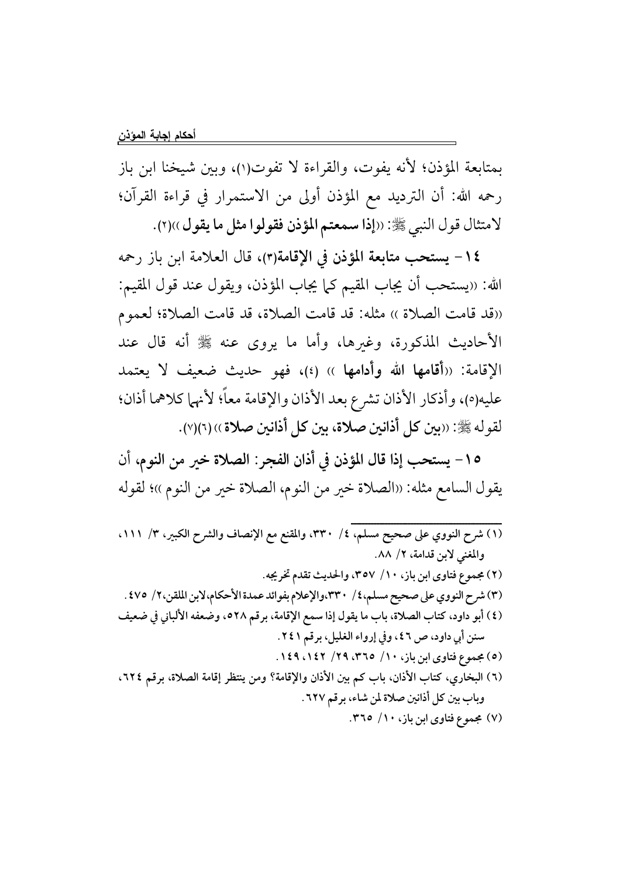بمتابعة المؤذن؛ لأنه يفوت، والقراءة لا تفوت(١)، وبين شيخنا ابن باز رحمه الله: أن الترديد مع المؤذن أولى من الاستمرار في قراءة القرآن؛ لامتثال قول النبي ﷺ: «**إذا سمعتم المؤذن فقولوا مثل ما يقول**»(٢).

١٤- **يستحب متابعة المؤذن في الإقامة**(٣)، قال العلامة ابن باز رحمه الله: «يستحب أن يجاب المقيم كما يجاب المؤذن، ويقول عند قول المقيم: «قد قامت الصلاة» مثله: قد قامت الصلاة، قد قامت الصلاة؛ لعموم الأحاديث المذكورة، وغيرها، وأما ما يروى عنه ﷺ أنه قال عند الإقامة: «**أقامها الله وأدامها**» (٤)، فهو حديث ضعيف لا يعتمد عليه(٥)، وأذكار الأذان تشرع بعد الأذان والإقامة معاً؛ لأنهما كلاهما أذان؛ لقوله ﷺ: «**بين كل أذانين صلاة، بين كل أذانين صلاة**»(٦)(٧).

١٥- **يستحب إذا قال المؤذن في أذان الفجر: الصلاة خير من النوم**، أن يقول السامع مثله: «الصلاة خير من النوم، الصلاة خير من النوم»؛ لقوله

---

(١) شرح النووي على صحيح مسلم، ٤/ ٣٣٠، والمقنع مع الإنصاف والشرح الكبير، ٣/ ١١١، والمغني لابن قدامة، ٢/ ٨٨.

(٢) مجموع فتاوى ابن باز، ١٠/ ٣٥٧، والحديث تقدم تخريجه.

(٣) شرح النووي على صحيح مسلم،٤/ ٣٣٠،والإعلام بفوائد عمدة الأحكام،لابن الملقن،٢/ ٤٧٥.

(٤) أبو داود، كتاب الصلاة، باب ما يقول إذا سمع الإقامة، برقم ٥٢٨، وضعفه الألباني في ضعيف سنن أبي داود، ص ٤٦، وفي إرواء الغليل، برقم ٢٤١.

(٥) مجموع فتاوى ابن باز، ١٠/ ٣٦٥، ٢٩/ ١٤٢، ١٤٩.

(٦) البخاري، كتاب الأذان، باب كم بين الأذان والإقامة؟ ومن ينتظر إقامة الصلاة، برقم ٦٢٤، وباب بين كل أذانين صلاة لمن شاء، برقم ٦٢٧.

(٧) مجموع فتاوى ابن باز، ١٠/ ٣٦٥.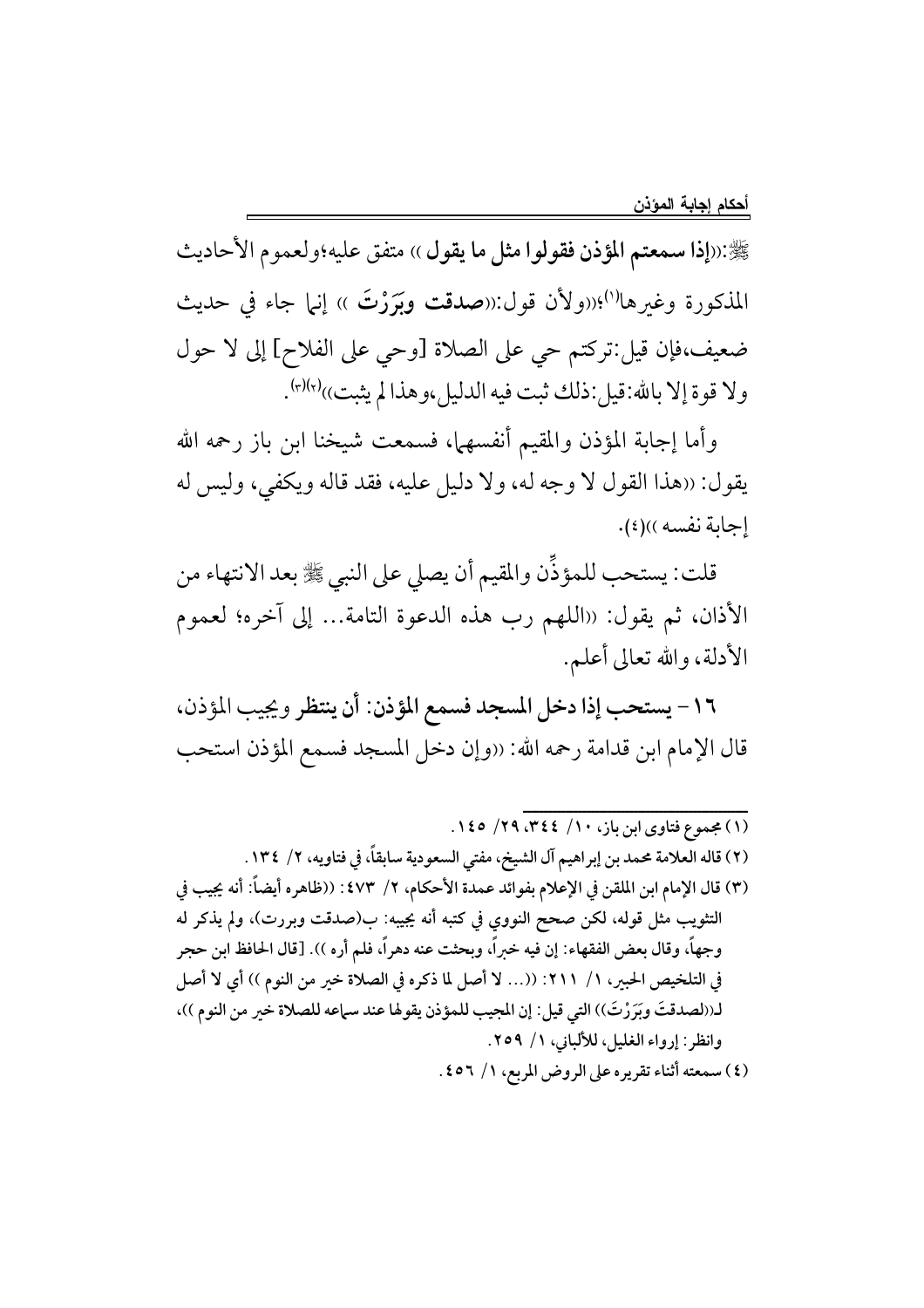ﷺ:((**إذا سمعتم المؤذن فقولوا مثل ما يقول** )) متفق عليه؛ولعموم الأحاديث المذكورة وغيرها[1]؛((ولأن قول:((**صدقت وبَرَرْتَ** )) إنما جاء في حديث ضعيف،فإن قيل:تركتم حي على الصلاة [وحي على الفلاح] إلى لا حول ولا قوة إلا بالله:قيل:ذلك ثبت فيه الدليل،وهذا لم يثبت))[2][3].

وأما إجابة المؤذن والمقيم أنفسهما، فسمعت شيخنا ابن باز رحمه الله يقول: ((هذا القول لا وجه له، ولا دليل عليه، فقد قاله ويكفي، وليس له إجابة نفسه ))(٤).

قلت: يستحب للمؤذِّن والمقيم أن يصلي على النبي ﷺ بعد الانتهاء من الأذان، ثم يقول: ((اللهم رب هذه الدعوة التامة... إلى آخره؛ لعموم الأدلة، والله تعالى أعلم.

**١٦ - يستحب إذا دخل المسجد فسمع المؤذن: أن ينتظر** ويجيب المؤذن، قال الإمام ابن قدامة رحمه الله: ((وإن دخل المسجد فسمع المؤذن استحب

---

(١) مجموع فتاوى ابن باز، ١٠/ ٣٤٤، ٢٩/ ١٤٥.

(٢) قاله العلامة محمد بن إبراهيم آل الشيخ، مفتي السعودية سابقاً، في فتاويه، ٢/ ١٣٤.

(٣) قال الإمام ابن الملقن في الإعلام بفوائد عمدة الأحكام، ٢/ ٤٧٣: ((ظاهره أيضاً: أنه يجيب في التثويب مثل قوله، لكن صحح النووي في كتبه أنه يجيبه: ب(صدقت وبررت)، ولم يذكر له وجهاً، وقال بعض الفقهاء: إن فيه خبراً، وبحثت عنه دهراً، فلم أره )). [قال الحافظ ابن حجر في التلخيص الحبير، ١/ ٢١١: ((... لا أصل لما ذكره في الصلاة خير من النوم )) أي لا أصل لـ((لصدقتَ وبَرَرْتَ)) التي قيل: إن المجيب للمؤذن يقولها عند سماعه للصلاة خير من النوم ))، وانظر: إرواء الغليل، للألباني، ١/ ٢٥٩.

(٤) سمعته أثناء تقريره على الروض المربع، ١/ ٤٥٦.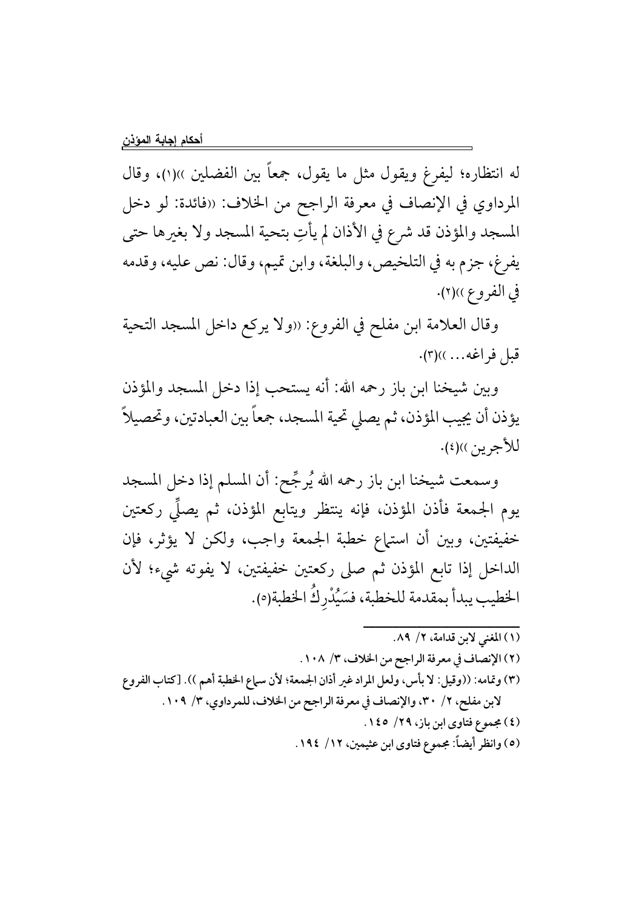له انتظاره؛ ليفرغ ويقول مثل ما يقول، جمعاً بين الفضلين ››(١)، وقال المرداوي في الإنصاف في معرفة الراجح من الخلاف: ‹‹فائدة: لو دخل المسجد والمؤذن قد شرع في الأذان لم يأتِ بتحية المسجد ولا بغيرها حتى يفرغ، جزم به في التلخيص، والبلغة، وابن تميم، وقال: نص عليه، وقدمه في الفروع ››(٢).

وقال العلامة ابن مفلح في الفروع: ‹‹ولا يركع داخل المسجد التحية قبل فراغه... ››(٣).

وبين شيخنا ابن باز رحمه الله: أنه يستحب إذا دخل المسجد والمؤذن يؤذن أن يجيب المؤذن، ثم يصلي تحية المسجد، جمعاً بين العبادتين، وتحصيلاً للأجرين ››(٤).

وسمعت شيخنا ابن باز رحمه الله يُرجِّح: أن المسلم إذا دخل المسجد يوم الجمعة فأذن المؤذن، فإنه ينتظر ويتابع المؤذن، ثم يصلِّي ركعتين خفيفتين، وبين أن استماع خطبة الجمعة واجب، ولكن لا يؤثر، فإن الداخل إذا تابع المؤذن ثم صلى ركعتين خفيفتين، لا يفوته شيء؛ لأن الخطيب يبدأ بمقدمة للخطبة، فسَيُدْرِكُ الخطبة(٥).

---

(١) المغني لابن قدامة، ٢/ ٨٩.

(٢) الإنصاف في معرفة الراجح من الخلاف، ٣/ ١٠٨.

(٣) وتمامه: ‹‹وقيل: لا بأس، ولعل المراد غير أذان الجمعة؛ لأن سماع الخطبة أهم ››. [كتاب الفروع لابن مفلح، ٢/ ٣٠، والإنصاف في معرفة الراجح من الخلاف، للمرداوي، ٣/ ١٠٩.

(٤) مجموع فتاوى ابن باز، ٢٩/ ١٤٥.

(٥) وانظر أيضاً: مجموع فتاوى ابن عثيمين، ١٢/ ١٩٤.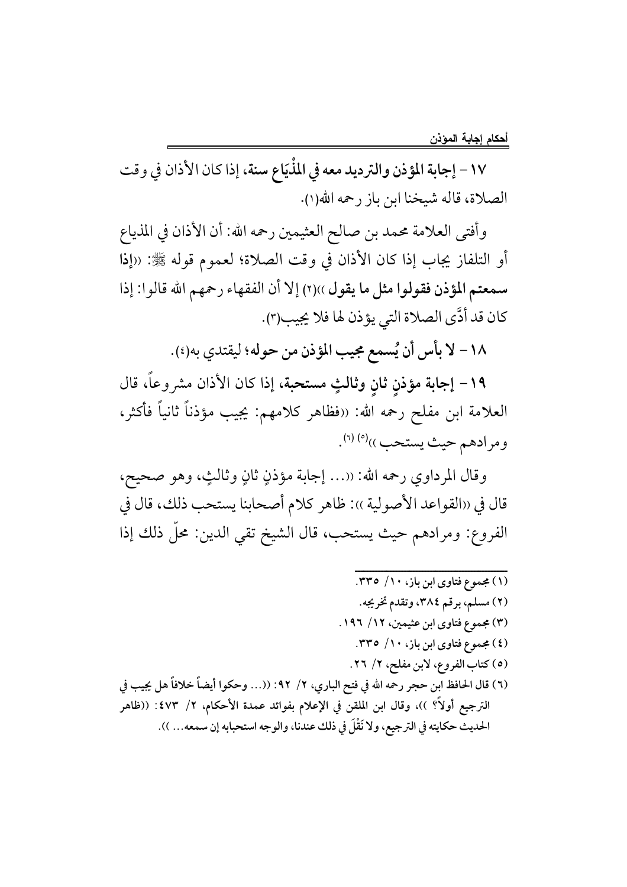**١٧ – إجابة المؤذن والترديد معه في المذْيَاع سنة**، إذا كان الأذان في وقت الصلاة، قاله شيخنا ابن باز رحمه الله(١).

وأفتى العلامة محمد بن صالح العثيمين رحمه الله: أن الأذان في المذياع أو التلفاز يجاب إذا كان الأذان في وقت الصلاة؛ لعموم قوله ﷺ: ((**إذا سمعتم المؤذن فقولوا مثل ما يقول**))(٢) إلا أن الفقهاء رحمهم الله قالوا: إذا كان قد أدَّى الصلاة التي يؤذن لها فلا يجيب(٣).

**١٨ – لا بأس أن يُسمع مجيب المؤذن من حوله**؛ ليقتدي به(٤).

**١٩ – إجابة مؤذنٍ ثانٍ وثالثٍ مستحبة**، إذا كان الأذان مشروعاً، قال العلامة ابن مفلح رحمه الله: ((فظاهر كلامهم: يجيب مؤذناً ثانياً فأكثر، ومرادهم حيث يستحب))(٥) (٦).

وقال المرداوي رحمه الله: ((... إجابة مؤذنٍ ثانٍ وثالثٍ، وهو صحيح، قال في ((القواعد الأصولية)): ظاهر كلام أصحابنا يستحب ذلك، قال في الفروع: ومرادهم حيث يستحب، قال الشيخ تقي الدين: محلّ ذلك إذا

---

(١) مجموع فتاوى ابن باز، ١٠/ ٣٣٥.

(٢) مسلم، برقم ٣٨٤، وتقدم تخريجه.

(٣) مجموع فتاوى ابن عثيمين، ١٢/ ١٩٦.

(٤) مجموع فتاوى ابن باز، ١٠/ ٣٣٥.

(٥) كتاب الفروع، لابن مفلح، ٢/ ٢٦.

(٦) قال الحافظ ابن حجر رحمه الله في فتح الباري، ٢/ ٩٢: ((... وحكوا أيضاً خلافاً هل يجيب في الترجيع أولاً؟))، وقال ابن الملقن في الإعلام بفوائد عمدة الأحكام، ٢/ ٤٧٣: ((ظاهر الحديث حكايته في الترجيع، ولا نَقْلَ في ذلك عندنا، والوجه استحبابه إن سمعه...)).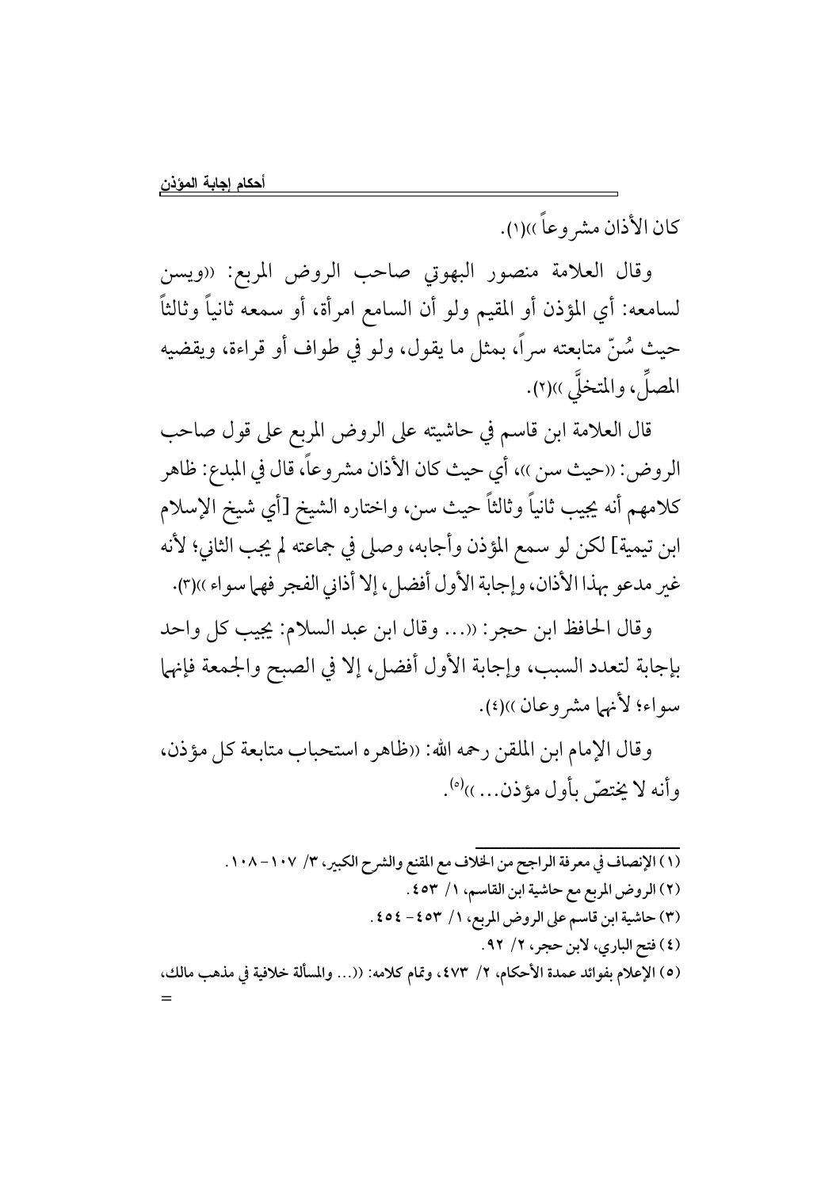كان الأذان مشروعاً ))(١).

وقال العلامة منصور البهوتي صاحب الروض المربع: ((ويسن لسامعه: أي المؤذن أو المقيم ولو أن السامع امرأة، أو سمعه ثانياً وثالثاً حيث سُنّ متابعته سراً، بمثل ما يقول، ولو في طواف أو قراءة، ويقضيه المصلِّ، والمتخلِّي ))(٢).

قال العلامة ابن قاسم في حاشيته على الروض المربع على قول صاحب الروض: ((حيث سن ))، أي حيث كان الأذان مشروعاً، قال في المبدع: ظاهر كلامهم أنه يجيب ثانياً وثالثاً حيث سن، واختاره الشيخ [أي شيخ الإسلام ابن تيمية] لكن لو سمع المؤذن وأجابه، وصلى في جماعته لم يجب الثاني؛ لأنه غير مدعو بهذا الأذان، وإجابة الأول أفضل، إلا أذاني الفجر فهما سواء ))(٣).

وقال الحافظ ابن حجر: ((... وقال ابن عبد السلام: يجيب كل واحد بإجابة لتعدد السبب، وإجابة الأول أفضل، إلا في الصبح والجمعة فإنهما سواء؛ لأنهما مشروعان ))(٤).

وقال الإمام ابن الملقن رحمه الله: ((ظاهره استحباب متابعة كل مؤذن، وأنه لا يختصّ بأول مؤذن... ))(٥).

---

(١) الإنصاف في معرفة الراجح من الخلاف مع المقنع والشرح الكبير، ٣/ ١٠٧-١٠٨.

(٢) الروض المربع مع حاشية ابن القاسم، ١/ ٤٥٣.

(٣) حاشية ابن قاسم على الروض المربع، ١/ ٤٥٣- ٤٥٤.

(٤) فتح الباري، لابن حجر، ٢/ ٩٢.

(٥) الإعلام بفوائد عمدة الأحكام، ٢/ ٤٧٣، وتمام كلامه: ((... والمسألة خلافية في مذهب مالك، =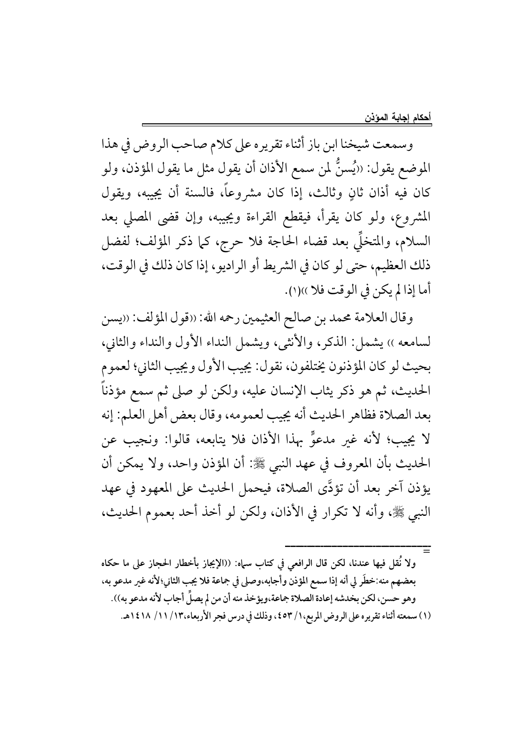وسمعت شيخنا ابن باز أثناء تقريره على كلام صاحب الروض في هذا الموضع يقول: ((يُسنُّ لمن سمع الأذان أن يقول مثل ما يقول المؤذن، ولو كان فيه أذان ثانٍ وثالث، إذا كان مشروعاً، فالسنة أن يجيبه، ويقول المشروع، ولو كان يقرأ، فيقطع القراءة ويجيبه، وإن قضى المصلي بعد السلام، والمتخلِّي بعد قضاء الحاجة فلا حرج، كما ذكر المؤلف؛ لفضل ذلك العظيم، حتى لو كان في الشريط أو الراديو، إذا كان ذلك في الوقت، أما إذا لم يكن في الوقت فلا ))(١).

وقال العلامة محمد بن صالح العثيمين رحمه الله: ((قول المؤلف: ((يسن لسامعه )) يشمل: الذكر، والأنثى، ويشمل النداء الأول والنداء والثاني، بحيث لو كان المؤذنون يختلفون، نقول: يجيب الأول ويجيب الثاني؛ لعموم الحديث، ثم هو ذكر يثاب الإنسان عليه، ولكن لو صلى ثم سمع مؤذناً بعد الصلاة فظاهر الحديث أنه يجيب لعمومه، وقال بعض أهل العلم: إنه لا يجيب؛ لأنه غير مدعوٍّ بهذا الأذان فلا يتابعه، قالوا: ونجيب عن الحديث بأن المعروف في عهد النبي ﷺ: أن المؤذن واحد، ولا يمكن أن يؤذن آخر بعد أن تؤدَّى الصلاة، فيحمل الحديث على المعهود في عهد النبي ﷺ، وأنه لا تكرار في الأذان، ولكن لو أخذ أحد بعموم الحديث،

---

ولا نُقل فيها عندنا، لكن قال الرافعي في كتاب سماه: ((الإيجاز بأخطار الحجاز على ما حكاه بعضهم منه: خطَر لي أنه إذا سمع المؤذن وأجابه، وصلى في جماعة فلا يجب الثاني؛ لأنه غير مدعو به، وهو حسن، لكن يخدشه إعادة الصلاة جماعة، ويؤخذ منه أن من لم يصلِّ أجاب لأنه مدعو به)).

(١) سمعته أثناء تقريره على الروض المربع، ١/ ٤٥٣، وذلك في درس فجر الأربعاء، ١٣/ ١١/ ١٤١٨هـ.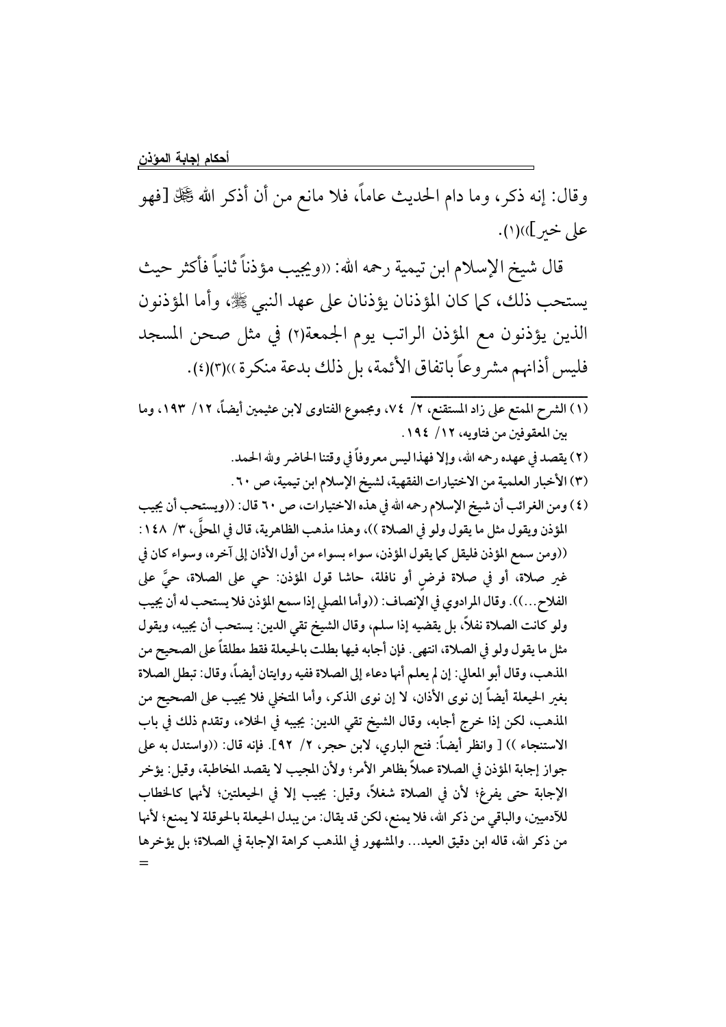وقال: إنه ذكر، وما دام الحديث عاماً، فلا مانع من أن أذكر الله ﷻ [فهو على خير]))(١).

قال شيخ الإسلام ابن تيمية رحمه الله: ((ويجيب مؤذناً ثانياً فأكثر حيث يستحب ذلك، كما كان المؤذنان يؤذنان على عهد النبي ﷺ، وأما المؤذنون الذين يؤذنون مع المؤذن الراتب يوم الجمعة(٢) في مثل صحن المسجد فليس أذانهم مشروعاً باتفاق الأئمة، بل ذلك بدعة منكرة))(٣)(٤).

---

(١) الشرح الممتع على زاد المستقنع، ٢/ ٧٤، ومجموع الفتاوى لابن عثيمين أيضاً، ١٢/ ١٩٣، وما بين المعقوفين من فتاويه، ١٢/ ١٩٤.

(٢) يقصد في عهده رحمه الله، وإلا فهذا ليس معروفاً في وقتنا الحاضر ولله الحمد.

(٣) الأخبار العلمية من الاختيارات الفقهية، لشيخ الإسلام ابن تيمية، ص ٦٠.

(٤) ومن الغرائب أن شيخ الإسلام رحمه الله في هذه الاختيارات، ص ٦٠ قال: ((ويستحب أن يجيب المؤذن ويقول مثل ما يقول ولو في الصلاة))، وهذا مذهب الظاهرية، قال في المحلَّى، ٣/ ١٤٨: ((ومن سمع المؤذن فليقل كما يقول المؤذن، سواء بسواء من أول الأذان إلى آخره، وسواء كان في غير صلاة، أو في صلاة فرض أو نافلة، حاشا قول المؤذن: حي على الصلاة، حيَّ على الفلاح...)). وقال المرادوي في الإنصاف: ((وأما المصلي إذا سمع المؤذن فلا يستحب له أن يجيب ولو كانت الصلاة نفلاً، بل يقضيه إذا سلم، وقال الشيخ تقي الدين: يستحب أن يجيبه، ويقول مثل ما يقول ولو في الصلاة، انتهى. فإن أجابه فيها بطلت بالحيعلة فقط مطلقاً على الصحيح من المذهب، وقال أبو المعالي: إن لم يعلم أنها دعاء إلى الصلاة ففيه روايتان أيضاً، وقال: تبطل الصلاة بغير الحيعلة أيضاً إن نوى الأذان، لا إن نوى الذكر، وأما المتخلي فلا يجيب على الصحيح من المذهب، لكن إذا خرج أجابه، وقال الشيخ تقي الدين: يجيبه في الخلاء، وتقدم ذلك في باب الاستنجاء)) [ وانظر أيضاً: فتح الباري، لابن حجر، ٢/ ٩٢]. فإنه قال: ((واستدل به على جواز إجابة المؤذن في الصلاة عملاً بظاهر الأمر؛ ولأن المجيب لا يقصد المخاطبة، وقيل: يؤخر الإجابة حتى يفرغ؛ لأن في الصلاة شغلاً، وقيل: يجيب إلا في الحيعلتين؛ لأنهما كالخطاب للآدميين، والباقي من ذكر الله، فلا يمنع، لكن قد يقال: من يبدل الحيعلة بالحوقلة لا يمنع؛ لأنها من ذكر الله، قاله ابن دقيق العيد... والمشهور في المذهب كراهة الإجابة في الصلاة؛ بل يؤخرها =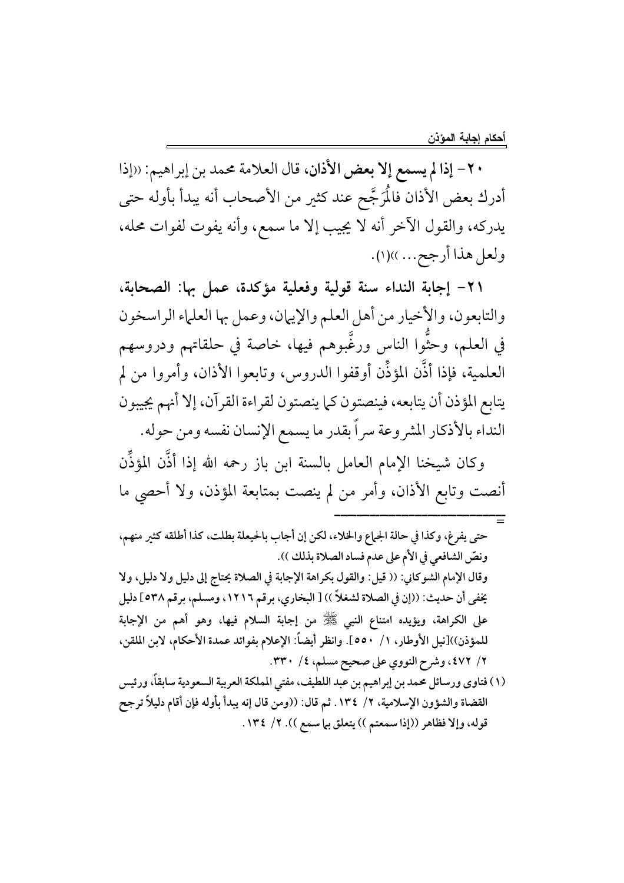٢٠- **إذا لم يسمع إلا بعض الأذان،** قال العلامة محمد بن إبراهيم: ((إذا أدرك بعض الأذان فالمُرَجَّح عند كثير من الأصحاب أنه يبدأ بأوله حتى يدركه، والقول الآخر أنه لا يجيب إلا ما سمع، وأنه يفوت لفوات محله، ولعل هذا أرجح... ))(١).

٢١- **إجابة النداء سنة قولية وفعلية مؤكدة، عمل بها: الصحابة،** والتابعون، والأخيار من أهل العلم والإيمان، وعمل بها العلماء الراسخون في العلم، وحثُّوا الناس ورغَّبوهم فيها، خاصة في حلقاتهم ودروسهم العلمية، فإذا أذَّن المؤذِّن أوقفوا الدروس، وتابعوا الأذان، وأمروا من لم يتابع المؤذن أن يتابعه، فينصتون كما ينصتون لقراءة القرآن، إلا أنهم يجيبون النداء بالأذكار المشروعة سراً بقدر ما يسمع الإنسان نفسه ومن حوله.

وكان شيخنا الإمام العامل بالسنة ابن باز رحمه الله إذا أذَّن المؤذِّن أنصت وتابع الأذان، وأمر من لم ينصت بمتابعة المؤذن، ولا أحصي ما

---

حتى يفرغ، وكذا في حالة الجماع والخلاء، لكن إن أجاب بالحيعلة بطلت، كذا أطلقه كثير منهم، ونصّ الشافعي في الأم على عدم فساد الصلاة بذلك )).

وقال الإمام الشوكاني: (( قيل: والقول بكراهة الإجابة في الصلاة يحتاج إلى دليل ولا دليل، ولا يخفى أن حديث: ((إن في الصلاة لشغلاً )) [ البخاري، برقم ١٢١٦، ومسلم، برقم ٥٣٨] دليل على الكراهة، ويؤيده امتناع النبي ﷺ من إجابة السلام فيها، وهو أهم من الإجابة للمؤذن))[نيل الأوطار، ١/ ٥٥٠]. وانظر أيضاً: الإعلام بفوائد عمدة الأحكام، لابن الملقن، ٢/ ٤٧٢، وشرح النووي على صحيح مسلم، ٤/ ٣٣٠.

(١) فتاوى ورسائل محمد بن إبراهيم بن عبد اللطيف، مفتي المملكة العربية السعودية سابقاً، ورئيس القضاة والشؤون الإسلامية، ٢/ ١٣٤. ثم قال: ((ومن قال إنه يبدأ بأوله فإن أقام دليلاً ترجح قوله، وإلا فظاهر ((إذا سمعتم )) يتعلق بما سمع )). ٢/ ١٣٤.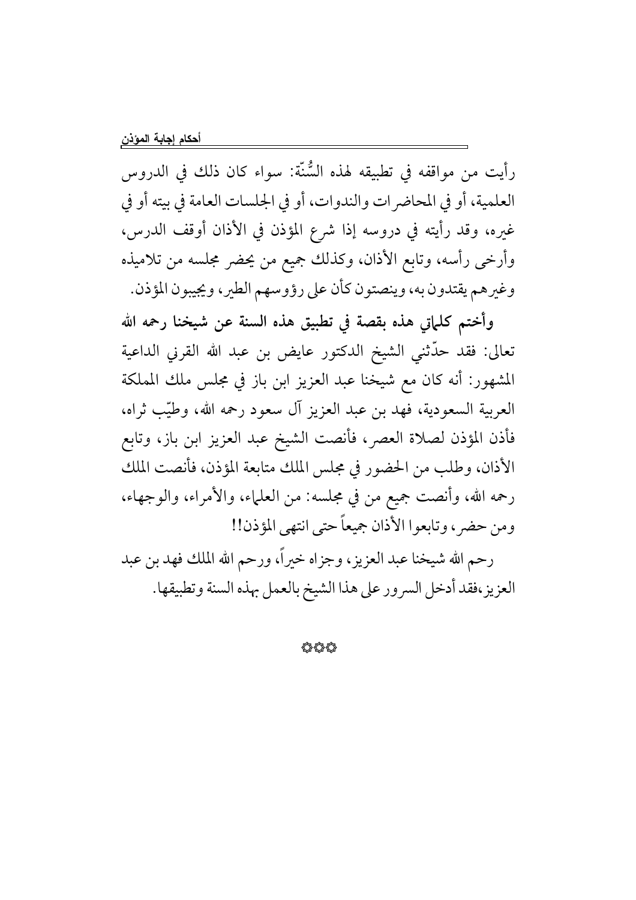رأيت من مواقفه في تطبيقه لهذه السُّنّة: سواء كان ذلك في الدروس العلمية، أو في المحاضرات والندوات، أو في الجلسات العامة في بيته أو في غيره، وقد رأيته في دروسه إذا شرع المؤذن في الأذان أوقف الدرس، وأرخى رأسه، وتابع الأذان، وكذلك جميع من يحضر مجلسه من تلاميذه وغيرهم يقتدون به، وينصتون كأن على رؤوسهم الطير، ويجيبون المؤذن.

**وأختم كلماتي هذه بقصة في تطبيق هذه السنة عن شيخنا رحمه الله** تعالى: فقد حدّثني الشيخ الدكتور عايض بن عبد الله القرني الداعية المشهور: أنه كان مع شيخنا عبد العزيز ابن باز في مجلس ملك المملكة العربية السعودية، فهد بن عبد العزيز آل سعود رحمه الله، وطيّب ثراه، فأذن المؤذن لصلاة العصر، فأنصت الشيخ عبد العزيز ابن باز، وتابع الأذان، وطلب من الحضور في مجلس الملك متابعة المؤذن، فأنصت الملك رحمه الله، وأنصت جميع من في مجلسه: من العلماء، والأمراء، والوجهاء، ومن حضر، وتابعوا الأذان جميعاً حتى انتهى المؤذن!!

رحم الله شيخنا عبد العزيز، وجزاه خيراً، ورحم الله الملك فهد بن عبد العزيز،فقد أدخل السرور على هذا الشيخ بالعمل بهذه السنة وتطبيقها.

۞۞۞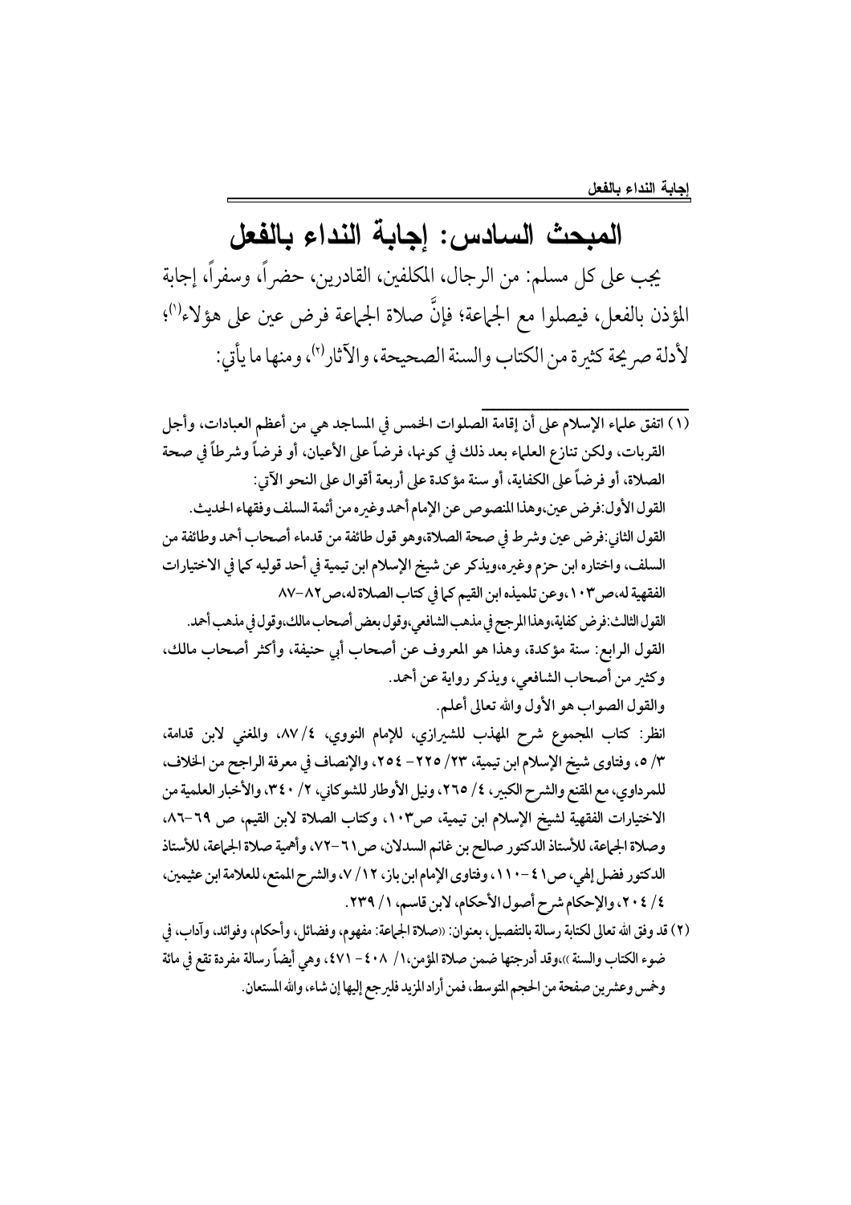## المبحث السادس: إجابة النداء بالفعل

يجب على كل مسلم: من الرجال، المكلفين، القادرين، حضراً، وسفراً، إجابة المؤذن بالفعل، فيصلوا مع الجماعة؛ فإنَّ صلاة الجماعة فرض عين على هؤلاء[1]؛ لأدلة صريحة كثيرة من الكتاب والسنة الصحيحة، والآثار[2]، ومنها ما يأتي:

---

(١) اتفق علماء الإسلام على أن إقامة الصلوات الخمس في المساجد هي من أعظم العبادات، وأجل القربات، ولكن تنازع العلماء بعد ذلك في كونها، فرضاً على الأعيان، أو فرضاً وشرطاً في صحة الصلاة، أو فرضاً على الكفاية، أو سنة مؤكدة على أربعة أقوال على النحو الآتي:

القول الأول: فرض عين، وهذا المنصوص عن الإمام أحمد وغيره من أئمة السلف وفقهاء الحديث.

القول الثاني: فرض عين وشرط في صحة الصلاة، وهو قول طائفة من قدماء أصحاب أحمد وطائفة من السلف، واختاره ابن حزم وغيره، ويذكر عن شيخ الإسلام ابن تيمية في أحد قوليه كما في الاختيارات الفقهية له، ص١٠٣، وعن تلميذه ابن القيم كما في كتاب الصلاة له، ص٨٢-٨٧

القول الثالث: فرض كفاية، وهذا المرجح في مذهب الشافعي، وقول بعض أصحاب مالك، وقول في مذهب أحمد.

القول الرابع: سنة مؤكدة، وهذا هو المعروف عن أصحاب أبي حنيفة، وأكثر أصحاب مالك، وكثير من أصحاب الشافعي، ويذكر رواية عن أحمد.

والقول الصواب هو الأول والله تعالى أعلم.

انظر: كتاب المجموع شرح المهذب للشيرازي، للإمام النووي، ٤/ ٨٧، والمغني لابن قدامة، ٣/ ٥، وفتاوى شيخ الإسلام ابن تيمية، ٢٣/ ٢٢٥ - ٢٥٤، والإنصاف في معرفة الراجح من الخلاف، للمرداوي، مع المقنع والشرح الكبير، ٤/ ٢٦٥، ونيل الأوطار للشوكاني، ٢/ ٣٤٠، والأخبار العلمية من الاختيارات الفقهية لشيخ الإسلام ابن تيمية، ص١٠٣، وكتاب الصلاة لابن القيم، ص ٦٩-٨٦، وصلاة الجماعة، للأستاذ الدكتور صالح بن غانم السدلان، ص٦١-٧٢، وأهمية صلاة الجماعة، للأستاذ الدكتور فضل إلهي، ص٤١-١١٠، وفتاوى الإمام ابن باز، ١٢/ ٧، والشرح الممتع، للعلامة ابن عثيمين، ٤/ ٢٠٤، والإحكام شرح أصول الأحكام، لابن قاسم، ١/ ٢٣٩.

(٢) قد وفق الله تعالى لكتابة رسالة بالتفصيل، بعنوان: «صلاة الجماعة: مفهوم، وفضائل، وأحكام، وفوائد، وآداب، في ضوء الكتاب والسنة»، وقد أدرجتها ضمن صلاة المؤمن، ١/ ٤٠٨ - ٤٧١، وهي أيضاً رسالة مفردة تقع في مائة وخمس وعشرين صفحة من الحجم المتوسط، فمن أراد المزيد فليرجع إليها إن شاء، والله المستعان.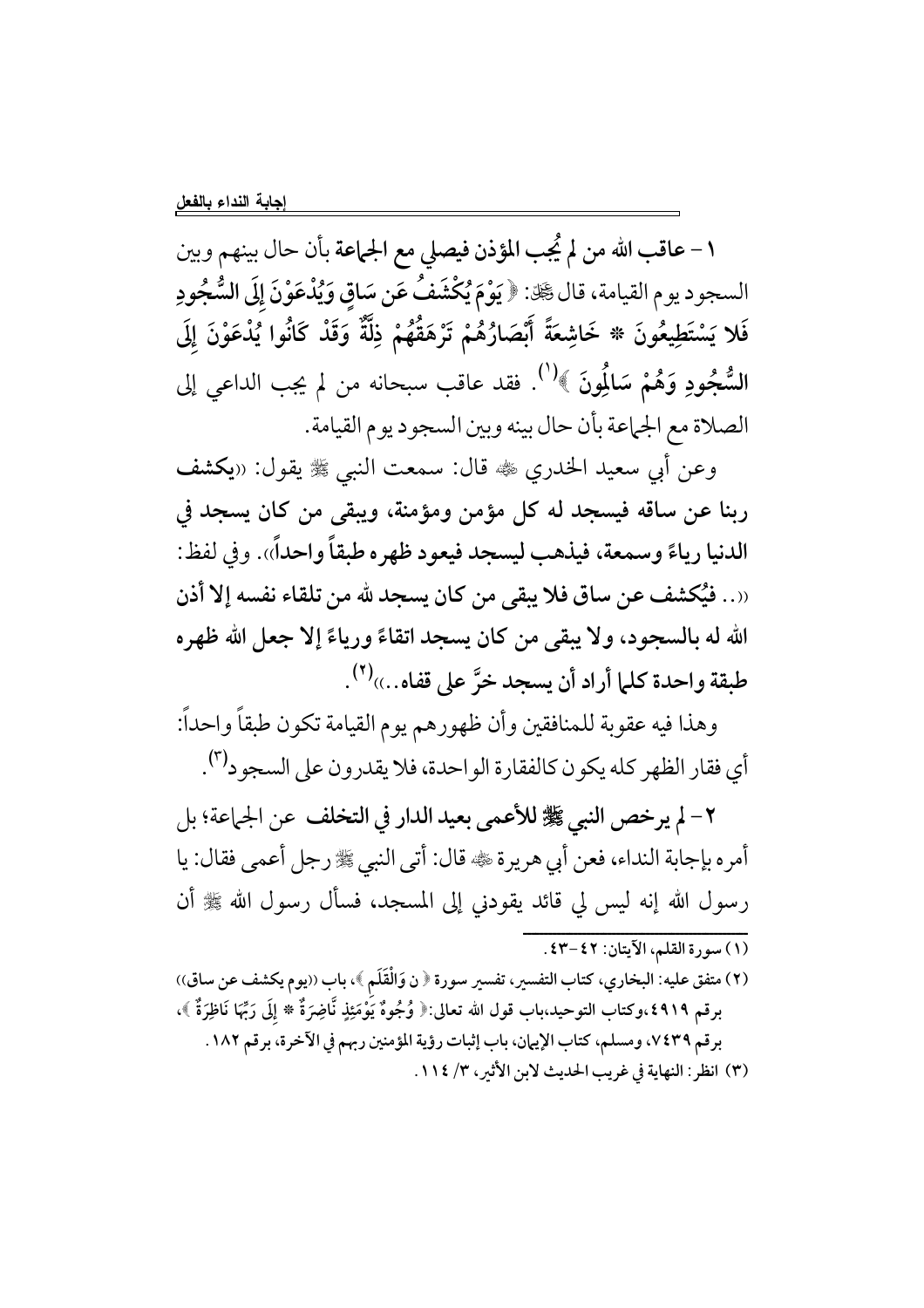**١ – عاقب الله من لم يُجب المؤذن فيصلي مع الجماعة** بأن حال بينهم وبين السجود يوم القيامة، قال ﷻ: ﴿ **يَوْمَ يُكْشَفُ عَن سَاقٍ وَيُدْعَوْنَ إِلَى السُّجُودِ فَلا يَسْتَطِيعُونَ * خَاشِعَةً أَبْصَارُهُمْ تَرْهَقُهُمْ ذِلَّةٌ وَقَدْ كَانُوا يُدْعَوْنَ إِلَى السُّجُودِ وَهُمْ سَالِمُونَ** ﴾[١]. فقد عاقب سبحانه من لم يجب الداعي إلى الصلاة مع الجماعة بأن حال بينه وبين السجود يوم القيامة.

وعن أبي سعيد الخدري ﷺ قال: سمعت النبي ﷺ يقول: «**يكشف ربنا عن ساقه فيسجد له كل مؤمن ومؤمنة، ويبقى من كان يسجد في الدنيا رياءً وسمعة، فيذهب ليسجد فيعود ظهره طبقاً واحداً**». وفي لفظ: «.. **فيُكشف عن ساق فلا يبقى من كان يسجد لله من تلقاء نفسه إلا أذن الله له بالسجود، ولا يبقى من كان يسجد اتقاءً ورياءً إلا جعل الله ظهره طبقة واحدة كلما أراد أن يسجد خرَّ على قفاه..**»[٢].

وهذا فيه عقوبة للمنافقين وأن ظهورهم يوم القيامة تكون طبقاً واحداً: أي فقار الظهر كله يكون كالفقارة الواحدة، فلا يقدرون على السجود[٣].

**٢ – لم يرخص النبي ﷺ للأعمى بعيد الدار في التخلف** عن الجماعة؛ بل أمره بإجابة النداء، فعن أبي هريرة ﷺ قال: أتى النبي ﷺ رجل أعمى فقال: يا رسول الله إنه ليس لي قائد يقودني إلى المسجد، فسأل رسول الله ﷺ أن

---

(١) سورة القلم، الآيتان: ٤٢–٤٣.

(٢) متفق عليه: البخاري، كتاب التفسير، تفسير سورة ﴿ ن وَالْقَلَمِ ﴾، باب «يوم يكشف عن ساق» برقم ٤٩١٩،وكتاب التوحيد،باب قول الله تعالى:﴿ وُجُوهٌ يَوْمَئِذٍ نَّاضِرَةٌ * إِلَى رَبِّهَا نَاظِرَةٌ ﴾، برقم ٧٤٣٩، ومسلم، كتاب الإيمان، باب إثبات رؤية المؤمنين ربهم في الآخرة، برقم ١٨٢.

(٣) انظر: النهاية في غريب الحديث لابن الأثير، ٣/ ١١٤.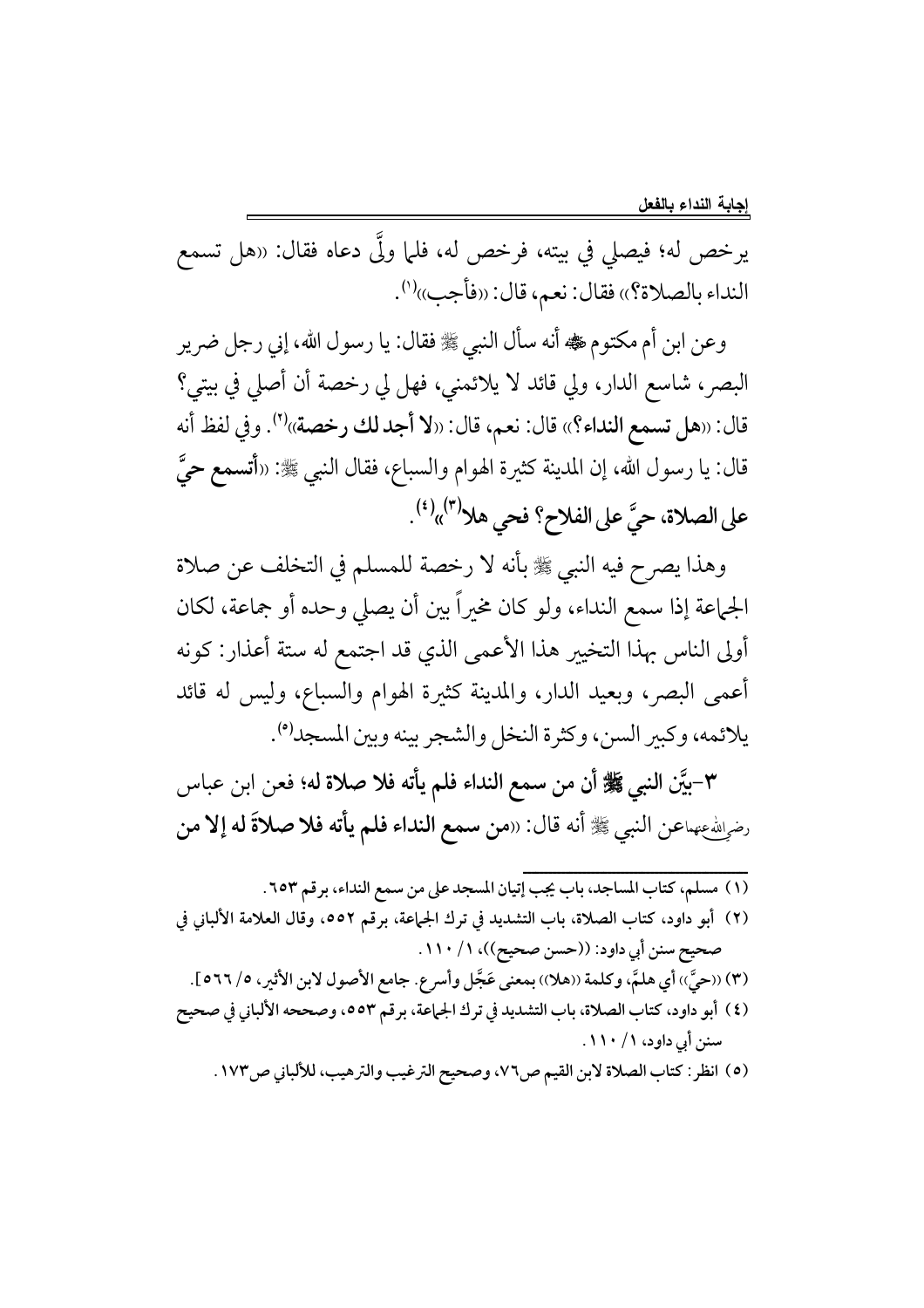يرخص له؛ فيصلي في بيته، فرخص له، فلما ولَّى دعاه فقال: «هل تسمع النداء بالصلاة؟» فقال: نعم، قال: «فأجب»[1].

وعن ابن أم مكتوم ﷺ أنه سأل النبي ﷺ فقال: يا رسول الله، إني رجل ضرير البصر، شاسع الدار، ولي قائد لا يلائمني، فهل لي رخصة أن أصلي في بيتي؟ قال: «**هل تسمع النداء؟**» قال: نعم، قال: «**لا أجد لك رخصة**»[2]. وفي لفظ أنه قال: يا رسول الله، إن المدينة كثيرة الهوام والسباع، فقال النبي ﷺ: «**أتسمع حيَّ على الصلاة، حيَّ على الفلاح؟ فحي هلا**[3]»[4].

وهذا يصرح فيه النبي ﷺ بأنه لا رخصة للمسلم في التخلف عن صلاة الجماعة إذا سمع النداء، ولو كان مخيراً بين أن يصلي وحده أو جماعة، لكان أولى الناس بهذا التخيير هذا الأعمى الذي قد اجتمع له ستة أعذار: كونه أعمى البصر، وبعيد الدار، والمدينة كثيرة الهوام والسباع، وليس له قائد يلائمه، وكبير السن، وكثرة النخل والشجر بينه وبين المسجد[5].

**٣-بيَّن النبي ﷺ أن من سمع النداء فلم يأته فلا صلاة له**؛ فعن ابن عباس رضي الله عنهما عن النبي ﷺ أنه قال: «**من سمع النداء فلم يأته فلا صلاةَ له إلا من**

---

(١) مسلم، كتاب المساجد، باب يجب إتيان المسجد على من سمع النداء، برقم ٦٥٣.

(٢) أبو داود، كتاب الصلاة، باب التشديد في ترك الجماعة، برقم ٥٥٢، وقال العلامة الألباني في صحيح سنن أبي داود: ((حسن صحيح))، ١/ ١١٠.

(٣) ((حيَّ)) أي هلمَّ، وكلمة ((هلا)) بمعنى عَجِّل وأسرع. جامع الأصول لابن الأثير، ٥/ ٥٦٦].

(٤) أبو داود، كتاب الصلاة، باب التشديد في ترك الجماعة، برقم ٥٥٣، وصححه الألباني في صحيح سنن أبي داود، ١/ ١١٠.

(٥) انظر: كتاب الصلاة لابن القيم ص٧٦، وصحيح الترغيب والترهيب، للألباني ص١٧٣.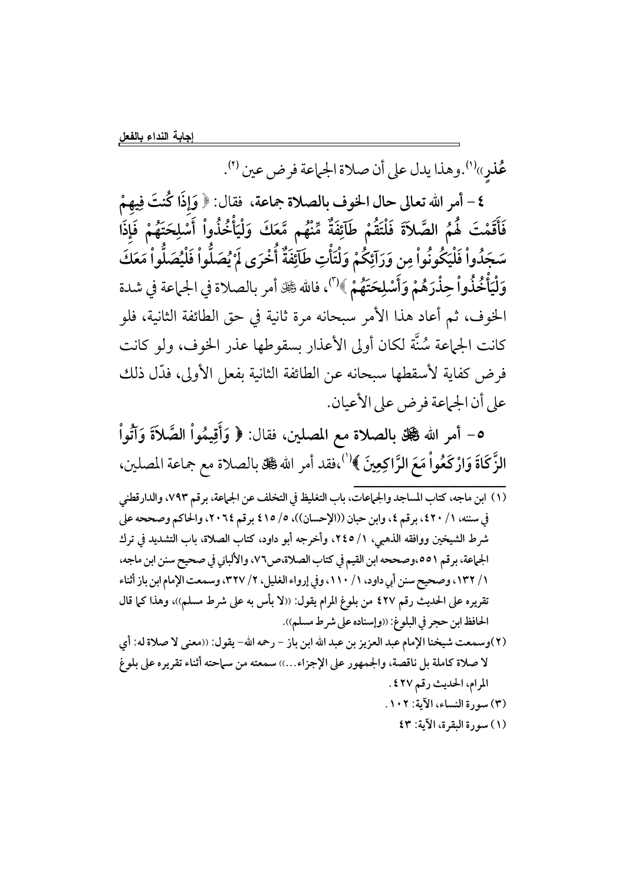عُذرٍ»[1]. وهذا يدل على أن صلاة الجماعة فرض عين [2].

**٤ – أمر الله تعالى حال الخوف بالصلاة جماعة،** فقال: ﴿ **وَإِذَا كُنتَ فِيهِمْ فَأَقَمْتَ لَهُمُ الصَّلاَةَ فَلْتَقُمْ طَآئِفَةٌ مِّنْهُم مَّعَكَ وَلْيَأْخُذُواْ أَسْلِحَتَهُمْ فَإِذَا سَجَدُواْ فَلْيَكُونُواْ مِن وَرَآئِكُمْ وَلْتَأْتِ طَآئِفَةٌ أُخْرَى لَمْ يُصَلُّواْ فَلْيُصَلُّواْ مَعَكَ وَلْيَأْخُذُواْ حِذْرَهُمْ وَأَسْلِحَتَهُمْ** ﴾[3]، فالله ﷻ أمر بالصلاة في الجماعة في شدة الخوف، ثم أعاد هذا الأمر سبحانه مرة ثانية في حق الطائفة الثانية، فلو كانت الجماعة سُنَّة لكان أولى الأعذار بسقوطها عذر الخوف، ولو كانت فرض كفاية لأسقطها سبحانه عن الطائفة الثانية بفعل الأولى، فدّل ذلك على أن الجماعة فرض على الأعيان.

**٥- أمر الله ﷻ بالصلاة مع المصلين،** فقال: ﴿ **وَأَقِيمُواْ الصَّلاَةَ وَآتُواْ الزَّكَاةَ وَارْكَعُواْ مَعَ الرَّاكِعِينَ** ﴾[1]،فقد أمر الله ﷻ بالصلاة مع جماعة المصلين،

---

(١) ابن ماجه، كتاب المساجد والجماعات، باب التغليظ في التخلف عن الجماعة، برقم ٧٩٣، والدارقطني في سننه، ١/ ٤٢٠، برقم ٤، وابن حبان ((الإحسان))، ٥/ ٤١٥ برقم ٢٠٦٤، والحاكم وصححه على شرط الشيخين ووافقه الذهبي، ١/ ٢٤٥، وأخرجه أبو داود، كتاب الصلاة، باب التشديد في ترك الجماعة، برقم ٥٥١،وصححه ابن القيم في كتاب الصلاة،ص٧٦، والألباني في صحيح سنن ابن ماجه، ١/ ١٣٢، وصحيح سنن أبي داود، ١/ ١١٠، وفي إرواء الغليل، ٢/ ٣٢٧، وسمعت الإمام ابن باز أثناء تقريره على الحديث رقم ٤٢٧ من بلوغ المرام يقول: ((لا بأس به على شرط مسلم))، وهذا كما قال الحافظ ابن حجر في البلوغ: ((وإسناده على شرط مسلم)).

(٢)وسمعت شيخنا الإمام عبد العزيز بن عبد الله ابن باز – رحمه الله- يقول: ((معنى لا صلاة له: أي لا صلاة كاملة بل ناقصة، والجمهور على الإجزاء...)) سمعته من سماحته أثناء تقريره على بلوغ المرام، الحديث رقم ٤٢٧.

(٣) سورة النساء، الآية: ١٠٢.

(١) سورة البقرة، الآية: ٤٣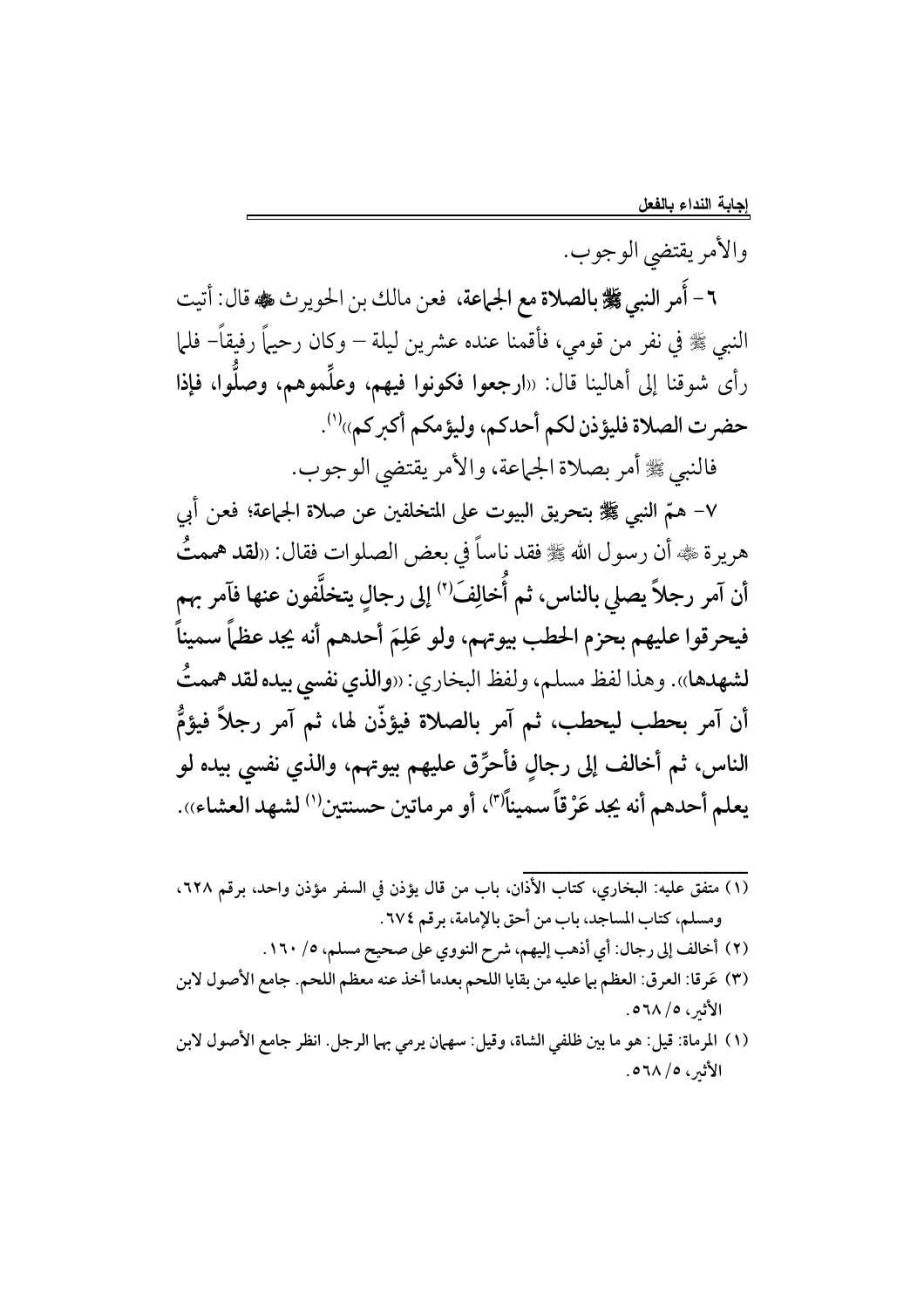والأمر يقتضي الوجوب.

٦- **أَمر النبي ﷺ بالصلاة مع الجماعة،** فعن مالك بن الحويرث ﷺ قال: أتيت النبي ﷺ في نفر من قومي، فأقمنا عنده عشرين ليلة – وكان رحيماً رفيقاً- فلما رأى شوقنا إلى أهالينا قال: «**ارجعوا فكونوا فيهم، وعلِّموهم، وصلُّوا، فإذا حضرت الصلاة فليؤذن لكم أحدكم، وليؤمكم أكبركم**»[1].

فالنبي ﷺ أمر بصلاة الجماعة، والأمر يقتضي الوجوب.

٧- همّ النبي ﷺ بتحريق البيوت على المتخلفين عن صلاة الجماعة؛ فعن أبي هريرة ﷺ أن رسول الله ﷺ فقد ناساً في بعض الصلوات فقال: «**لقد هممتُ أن آمر رجلاً يصلي بالناس، ثم أُخالِفَ[2] إلى رجالٍ يتخلَّفون عنها فآمر بهم فيحرقوا عليهم بحزم الحطب بيوتهم، ولو عَلِمَ أحدهم أنه يجد عظماً سميناً لشهدها**». وهذا لفظ مسلم، ولفظ البخاري: «**والذي نفسي بيده لقد هممتُ أن آمر بحطب ليحطب، ثم آمر بالصلاة فيؤذّن لها، ثم آمر رجلاً فيؤمُّ الناس، ثم أخالف إلى رجالٍ فأحرِّق عليهم بيوتهم، والذي نفسي بيده لو يعلم أحدهم أنه يجد عَرْقاً سميناً[3]، أو مرماتين حسنتين[1] لشهد العشاء**».

---

(١) متفق عليه: البخاري، كتاب الأذان، باب من قال يؤذن في السفر مؤذن واحد، برقم ٦٢٨، ومسلم، كتاب المساجد، باب من أحق بالإمامة، برقم ٦٧٤.

(٢) أخالف إلى رجال: أي أذهب إليهم، شرح النووي على صحيح مسلم، ٥/ ١٦٠.

(٣) عَرقا: العرق: العظم بما عليه من بقايا اللحم بعدما أخذ عنه معظم اللحم. جامع الأصول لابن الأثير، ٥/ ٥٦٨.

(١) المرماة: قيل: هو ما بين ظلفي الشاة، وقيل: سهمان يرمي بهما الرجل. انظر جامع الأصول لابن الأثير، ٥/ ٥٦٨.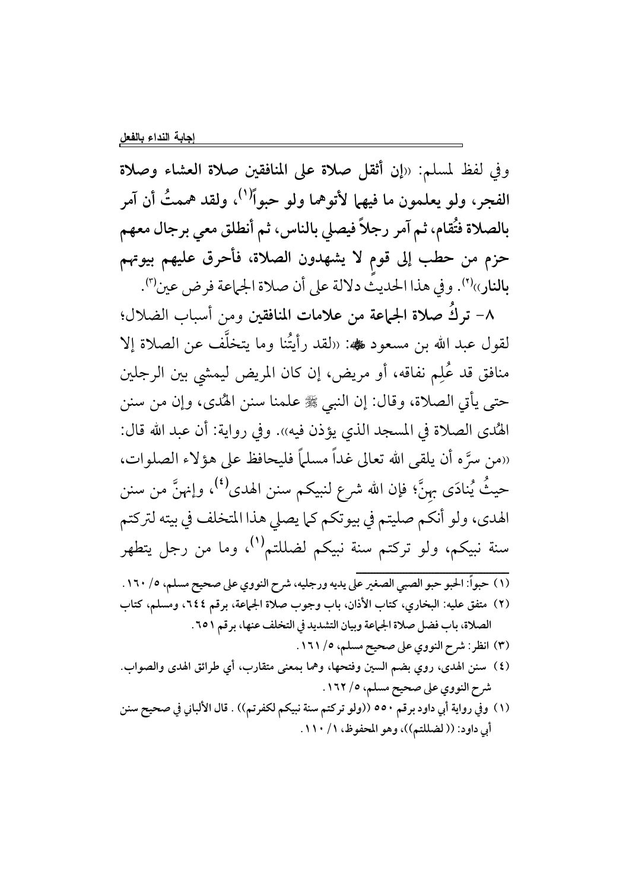وفي لفظ لمسلم: ((**إن أثقل صلاة على المنافقين صلاة العشاء وصلاة الفجر، ولو يعلمون ما فيهما لأتوهما ولو حبواً**[1]**، ولقد هممتُ أن آمر بالصلاة فتُقام، ثم آمر رجلاً فيصلي بالناس، ثم أنطلق معي برجال معهم حزم من حطب إلى قوم لا يشهدون الصلاة، فأحرق عليهم بيوتهم بالنار**))[2]. وفي هذا الحديث دلالة على أن صلاة الجماعة فرض عين[3].

٨- **تركُ صلاة الجماعة من علامات المنافقين** ومن أسباب الضلال؛ لقول عبد الله بن مسعود ﷺ: ((لقد رأيتُنا وما يتخلَّف عن الصلاة إلا منافق قد عُلِم نفاقه، أو مريض، إن كان المريض ليمشي بين الرجلين حتى يأتي الصلاة، وقال: إن النبي ﷺ علمنا سنن الهُدى، وإن من سنن الهُدى الصلاة في المسجد الذي يؤذن فيه)). وفي رواية: أن عبد الله قال: ((من سرَّه أن يلقى الله تعالى غداً مسلماً فليحافظ على هؤلاء الصلوات، حيثُ يُنادَى بهنَّ؛ فإن الله شرع لنبيكم سنن الهدى[4]، وإنهنَّ من سنن الهدى، ولو أنكم صليتم في بيوتكم كما يصلي هذا المتخلف في بيته لتركتم سنة نبيكم، ولو تركتم سنة نبيكم لضللتم[1]، وما من رجل يتطهر

---

(١) حبواً: الحبو حبو الصبي الصغير على يديه ورجليه، شرح النووي على صحيح مسلم، ٥/ ١٦٠.

(٢) متفق عليه: البخاري، كتاب الأذان، باب وجوب صلاة الجماعة، برقم ٦٤٤، ومسلم، كتاب الصلاة، باب فضل صلاة الجماعة وبيان التشديد في التخلف عنها، برقم ٦٥١.

(٣) انظر: شرح النووي على صحيح مسلم، ٥/ ١٦١.

(٤) سنن الهدى، روي بضم السين وفتحها، وهما بمعنى متقارب، أي طرائق الهدى والصواب. شرح النووي على صحيح مسلم، ٥/ ١٦٢.

(١) وفي رواية أبي داود برقم ٥٥٠ ((ولو تركتم سنة نبيكم لكفرتم)). قال الألباني في صحيح سنن أبي داود: ((لضللتم))، وهو المحفوظ، ١/ ١١٠.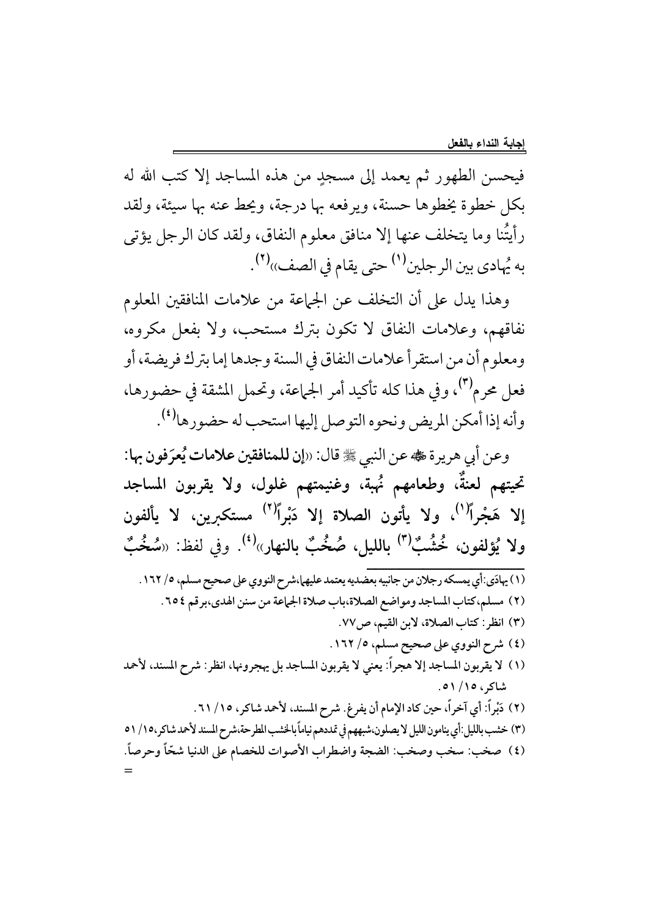فيحسن الطهور ثم يعمد إلى مسجدٍ من هذه المساجد إلا كتب الله له بكل خطوة يخطوها حسنة، ويرفعه بها درجة، ويحط عنه بها سيئة، ولقد رأيتُنا وما يتخلف عنها إلا منافق معلوم النفاق، ولقد كان الرجل يؤتى به يُهادى بين الرجلين[1] حتى يقام في الصف»[2].

وهذا يدل على أن التخلف عن الجماعة من علامات المنافقين المعلوم نفاقهم، وعلامات النفاق لا تكون بترك مستحب، ولا بفعل مكروه، ومعلوم أن من استقرأ علامات النفاق في السنة وجدها إما بترك فريضة، أو فعل محرم[3]، وفي هذا كله تأكيد أمر الجماعة، وتحمل المشقة في حضورها، وأنه إذا أمكن المريض ونحوه التوصل إليها استحب له حضورها[4].

وعن أبي هريرة ﷺ عن النبي ﷺ قال: «**إن للمنافقين علامات يُعرَفون بها: تحيتهم لعنةٌ، وطعامهم نُهبة، وغنيمتهم غلول، ولا يقربون المساجد إلا هَجْراً[1]، ولا يأتون الصلاة إلا دَبْراً[2] مستكبرين، لا يألفون ولا يُؤلفون، خُشُبٌ[3] بالليل، صُخُبٌ بالنهار**»[4]. وفي لفظ: «**سُخُبٌ**

---

(١) يهادَى: أي يمسكه رجلان من جانبيه بعضديه يعتمد عليهما، شرح النووي على صحيح مسلم، ٥/ ١٦٢.

(٢) مسلم، كتاب المساجد ومواضع الصلاة، باب صلاة الجماعة من سنن الهدى، برقم ٦٥٤.

(٣) انظر: كتاب الصلاة، لابن القيم، ص٧٧.

(٤) شرح النووي على صحيح مسلم، ٥/ ١٦٢.

(١) لا يقربون المساجد إلا هجراً: يعني لا يقربون المساجد بل يهجرونها، انظر: شرح المسند، لأحمد شاكر، ١٥/ ٥١.

(٢) دَبْراً: أي آخراً، حين كاد الإمام أن يفرغ. شرح المسند، لأحمد شاكر، ١٥/ ٦١.

(٣) خشب بالليل: أي ينامون الليل لا يصلون، شبههم في تمددهم نياماً بالخشب المطرحة، شرح المسند لأحمد شاكر، ١٥/ ٥١

(٤) صخب: سخب وصخب: الضجة واضطراب الأصوات للخصام على الدنيا شحّاً وحرصاً.

=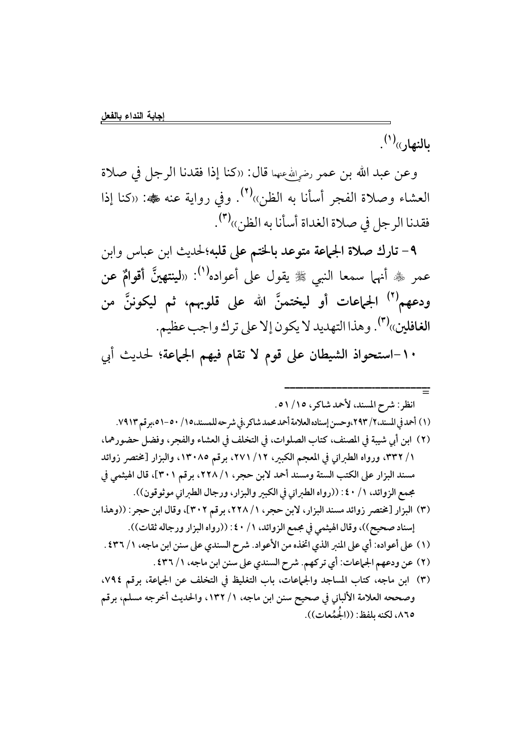**بالنهار»**[1].

وعن عبد الله بن عمر رضي الله عنهما قال: «كنا إذا فقدنا الرجل في صلاة العشاء وصلاة الفجر أسأنا به الظن»[2]. وفي رواية عنه ﷺ: «كنا إذا فقدنا الرجل في صلاة الغداة أسأنا به الظن»[3].

**٩- تارك صلاة الجماعة متوعد بالختم على قلبه**؛ لحديث ابن عباس وابن عمر ﷺ أنهما سمعا النبي ﷺ يقول على أعواده[1]: «**لينتهينَّ أقوامٌ عن ودعهم[2] الجماعات أو ليختمنَّ الله على قلوبهم، ثم ليكوننَّ من الغافلين**»[3]. وهذا التهديد لا يكون إلا على ترك واجب عظيم.

**١٠- استحواذ الشيطان على قوم لا تقام فيهم الجماعة**؛ لحديث أبي

---

انظر: شرح المسند، لأحمد شاكر، ١٥/ ٥١.

(١) أحمد في المسند، ٢/ ٢٩٣، وحسن إسناده العلامة أحمد محمد شاكر، في شرحه للمسند، ١٥/ ٥٠-٥١، برقم ٧٩١٣.

(٢) ابن أبي شيبة في المصنف، كتاب الصلوات، في التخلف في العشاء والفجر، وفضل حضورهما، ١/ ٣٣٢، ورواه الطبراني في المعجم الكبير، ١٢/ ٢٧١، برقم ١٣٠٨٥، والبزار [مختصر زوائد مسند البزار على الكتب الستة ومسند أحمد لابن حجر، ١/ ٢٢٨، برقم ٣٠١]، قال الهيثمي في مجمع الزوائد، ١/ ٤٠: ((رواه الطبراني في الكبير والبزار، ورجال الطبراني موثوقون)).

(٣) البزار [مختصر زوائد مسند البزار، لابن حجر، ١/ ٢٢٨، برقم ٣٠٢]، وقال ابن حجر: ((وهذا إسناد صحيح))، وقال الهيثمي في مجمع الزوائد، ١/ ٤٠: ((رواه البزار ورجاله ثقات)).

(١) على أعواده: أي على المنبر الذي اتخذه من الأعواد. شرح السندي على سنن ابن ماجه، ١/ ٤٣٦.

(٢) عن ودعهم الجماعات: أي تركهم. شرح السندي على سنن ابن ماجه، ١/ ٤٣٦.

(٣) ابن ماجه، كتاب المساجد والجماعات، باب التغليظ في التخلف عن الجماعة، برقم ٧٩٤، وصححه العلامة الألباني في صحيح سنن ابن ماجه، ١/ ١٣٢، والحديث أخرجه مسلم، برقم ٨٦٥، لكنه بلفظ: ((الجُمُعات)).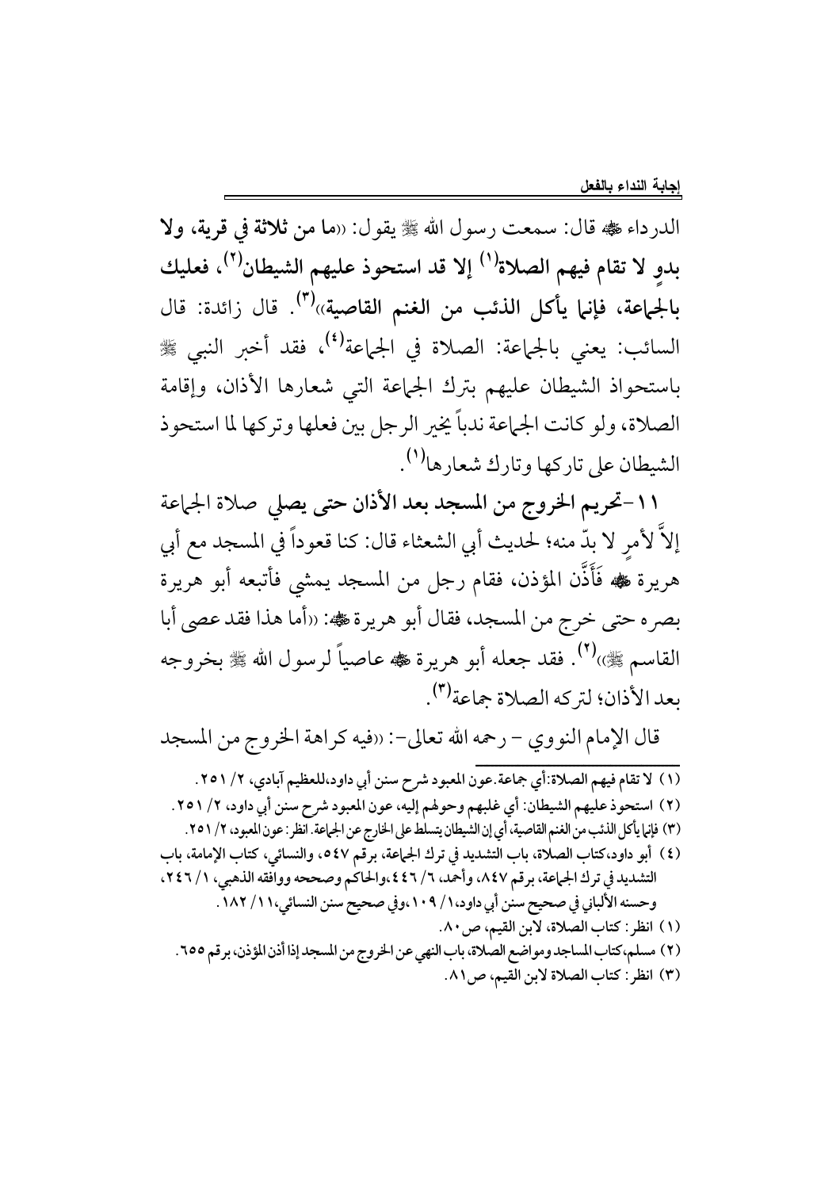الدرداء ﷺ قال: سمعت رسول الله ﷺ يقول: «**ما من ثلاثة في قرية، ولا بدوٍ لا تقام فيهم الصلاة[1] إلا قد استحوذ عليهم الشيطان[2]، فعليك بالجماعة، فإنما يأكل الذئب من الغنم القاصية**»[3]. قال زائدة: قال السائب: يعني بالجماعة: الصلاة في الجماعة[4]، فقد أخبر النبي ﷺ باستحواذ الشيطان عليهم بترك الجماعة التي شعارها الأذان، وإقامة الصلاة، ولو كانت الجماعة ندباً يخير الرجل بين فعلها وتركها لما استحوذ الشيطان على تاركها وتارك شعارها[1].

**١١-تحريم الخروج من المسجد بعد الأذان حتى يصلي صلاة الجماعة** إلاَّ لأمرٍ لا بدّ منه؛ لحديث أبي الشعثاء قال: كنا قعوداً في المسجد مع أبي هريرة ﷺ فَأَذَّن المؤذن، فقام رجل من المسجد يمشي فأتبعه أبو هريرة بصره حتى خرج من المسجد، فقال أبو هريرة ﷺ: «أما هذا فقد عصى أبا القاسم ﷺ»[2]. فقد جعله أبو هريرة ﷺ عاصياً لرسول الله ﷺ بخروجه بعد الأذان؛ لتركه الصلاة جماعة[3].

قال الإمام النووي – رحمه الله تعالى-: «فيه كراهة الخروج من المسجد

---

(١) لا تقام فيهم الصلاة: أي جماعة. عون المعبود شرح سنن أبي داود، للعظيم آبادي، ٢/ ٢٥١.

(٢) استحوذ عليهم الشيطان: أي غلبهم وحولهم إليه، عون المعبود شرح سنن أبي داود، ٢/ ٢٥١.

(٣) فإنما يأكل الذئب من الغنم القاصية، أي إن الشيطان يتسلط على الخارج عن الجماعة. انظر: عون المعبود، ٢/ ٢٥١.

(٤) أبو داود، كتاب الصلاة، باب التشديد في ترك الجماعة، برقم ٥٤٧، والنسائي، كتاب الإمامة، باب التشديد في ترك الجماعة، برقم ٨٤٧، وأحمد، ٦/ ٤٤٦، والحاكم وصححه ووافقه الذهبي، ١/ ٢٤٦، وحسنه الألباني في صحيح سنن أبي داود، ١/ ١٠٩، وفي صحيح سنن النسائي، ١١/ ١٨٢.

(١) انظر: كتاب الصلاة، لابن القيم، ص٨٠.

(٢) مسلم، كتاب المساجد ومواضع الصلاة، باب النهي عن الخروج من المسجد إذا أذن المؤذن، برقم ٦٥٥.

(٣) انظر: كتاب الصلاة لابن القيم، ص٨١.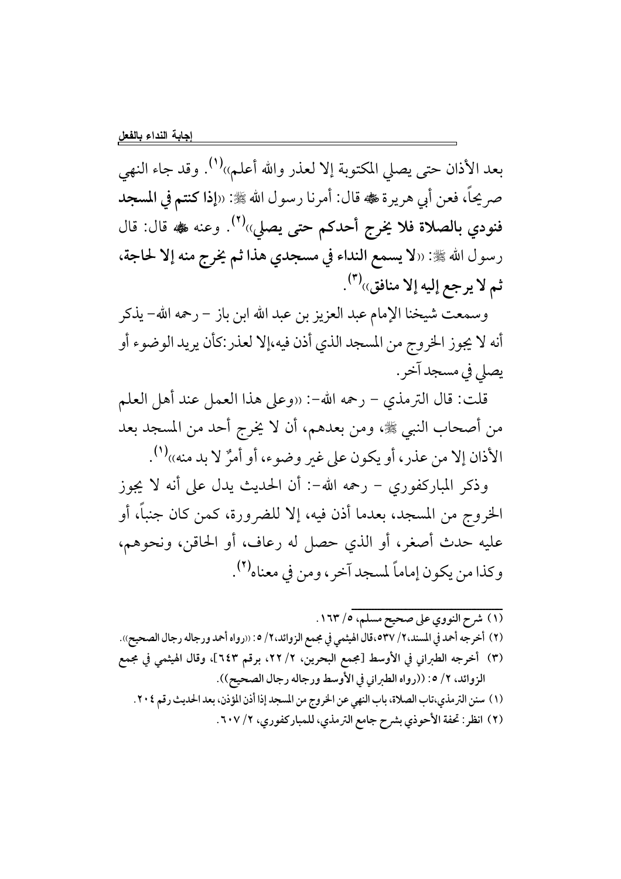بعد الأذان حتى يصلي المكتوبة إلا لعذر والله أعلم))[1]. وقد جاء النهي صريحاً، فعن أبي هريرة ﷺ قال: أمرنا رسول الله ﷺ: ((**إذا كنتم في المسجد فنودي بالصلاة فلا يخرج أحدكم حتى يصلي**))[2]. وعنه ﷺ قال: قال رسول الله ﷺ: ((**لا يسمع النداء في مسجدي هذا ثم يخرج منه إلا لحاجة، ثم لا يرجع إليه إلا منافق**))[3].

وسمعت شيخنا الإمام عبد العزيز بن عبد الله ابن باز – رحمه الله– يذكر أنه لا يجوز الخروج من المسجد الذي أذن فيه،إلا لعذر:كأن يريد الوضوء أو يصلي في مسجد آخر.

قلت: قال الترمذي – رحمه الله–: ((وعلى هذا العمل عند أهل العلم من أصحاب النبي ﷺ، ومن بعدهم، أن لا يخرج أحد من المسجد بعد الأذان إلا من عذر، أو يكون على غير وضوء، أو أمرٌ لا بد منه))[1].

وذكر المباركفوري – رحمه الله–: أن الحديث يدل على أنه لا يجوز الخروج من المسجد، بعدما أذن فيه، إلا للضرورة، كمن كان جنباً، أو عليه حدث أصغر، أو الذي حصل له رعاف، أو الحاقن، ونحوهم، وكذا من يكون إماماً لمسجد آخر، ومن في معناه[2].

---

(1) شرح النووي على صحيح مسلم، 5/ 163.

(2) أخرجه أحمد في المسند،2/ 537،قال الهيثمي في مجمع الزوائد،2/ 5: ((رواه أحمد ورجاله رجال الصحيح)).

(3) أخرجه الطبراني في الأوسط [مجمع البحرين، 2/ 22، برقم 643]، وقال الهيثمي في مجمع الزوائد، 2/ 5: ((رواه الطبراني في الأوسط ورجاله رجال الصحيح)).

(1) سنن الترمذي،تاب الصلاة، باب النهي عن الخروج من المسجد إذا أذن المؤذن، بعد الحديث رقم 204.

(2) انظر: تحفة الأحوذي بشرح جامع الترمذي، للمباركفوري، 2/ 607.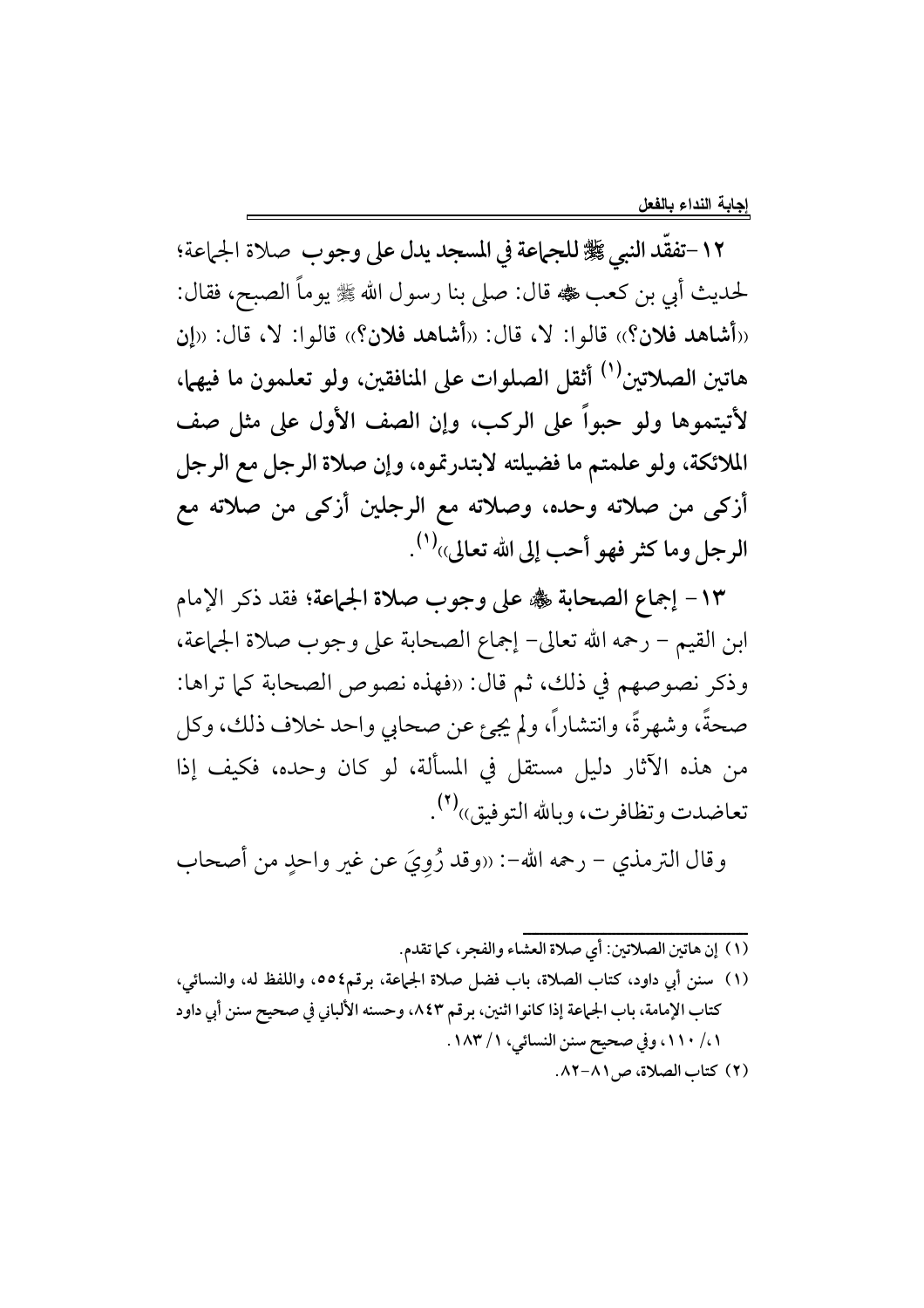١٢-**تفقّد النبي ﷺ للجماعة في المسجد يدل على وجوب صلاة الجماعة**؛ لحديث أبي بن كعب ﷺ قال: صلى بنا رسول الله ﷺ يوماً الصبح، فقال: «**أشاهد فلان؟**» قالوا: لا، قال: «**أشاهد فلان؟**» قالوا: لا، قال: «**إن هاتين الصلاتين[١] أثقل الصلوات على المنافقين، ولو تعلمون ما فيهما، لأتيتموها ولو حبواً على الركب، وإن الصف الأول على مثل صف الملائكة، ولو علمتم ما فضيلته لابتدرتموه، وإن صلاة الرجل مع الرجل أزكى من صلاته وحده، وصلاته مع الرجلين أزكى من صلاته مع الرجل وما كثر فهو أحب إلى الله تعالى**»[١].

١٣- **إجماع الصحابة ﷺ على وجوب صلاة الجماعة**؛ فقد ذكر الإمام ابن القيم – رحمه الله تعالى- إجماع الصحابة على وجوب صلاة الجماعة، وذكر نصوصهم في ذلك، ثم قال: «فهذه نصوص الصحابة كما تراها: صحةً، وشهرةً، وانتشاراً، ولم يجئ عن صحابي واحد خلاف ذلك، وكل من هذه الآثار دليل مستقل في المسألة، لو كان وحده، فكيف إذا تعاضدت وتظافرت، وبالله التوفيق»[٢].

وقال الترمذي – رحمه الله-: «وقد رُوِيَ عن غير واحدٍ من أصحاب

---

(١) إن هاتين الصلاتين: أي صلاة العشاء والفجر، كما تقدم.

(١) سنن أبي داود، كتاب الصلاة، باب فضل صلاة الجماعة، برقم ٥٥٤، واللفظ له، والنسائي، كتاب الإمامة، باب الجماعة إذا كانوا اثنين، برقم ٨٤٣، وحسنه الألباني في صحيح سنن أبي داود ١/ ١١٠، وفي صحيح سنن النسائي، ١/ ١٨٣.

(٢) كتاب الصلاة، ص٨١-٨٢.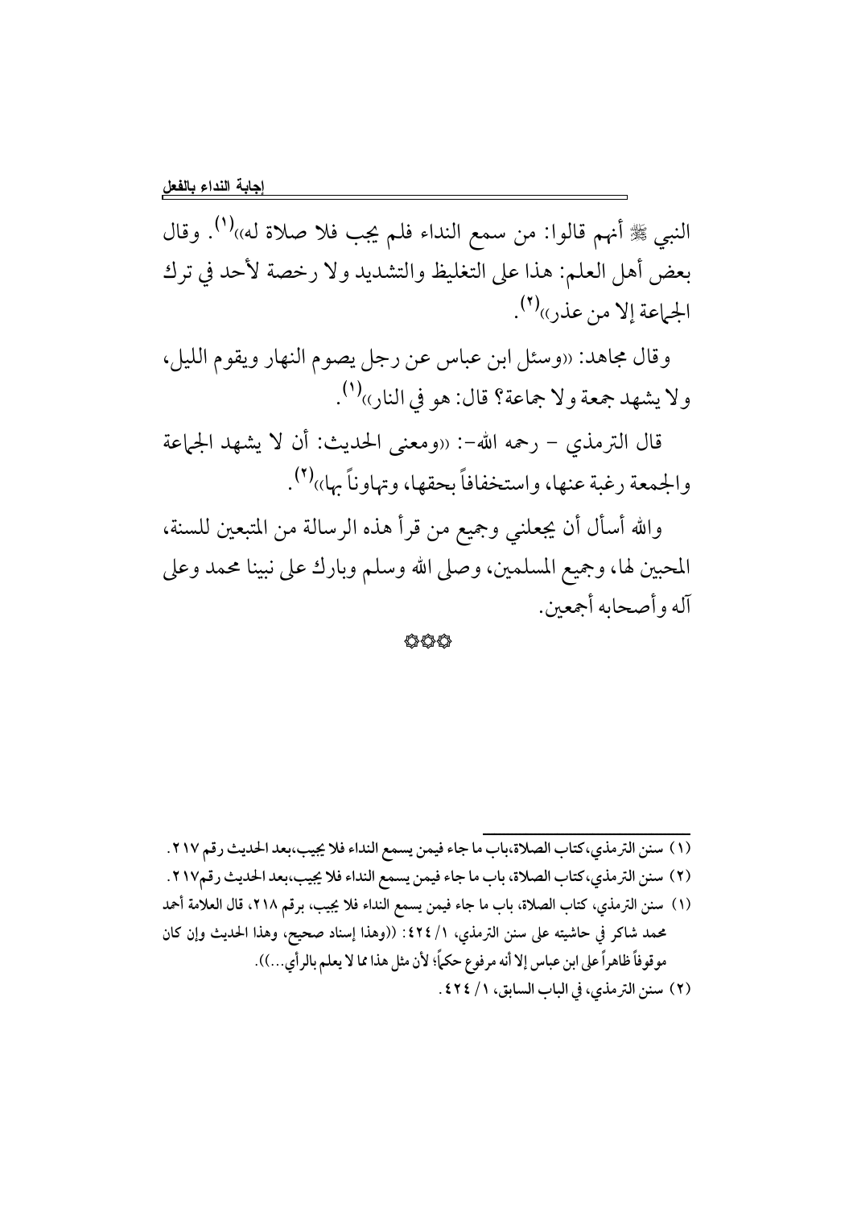النبي ﷺ أنهم قالوا: من سمع النداء فلم يجب فلا صلاة له»[1]. وقال بعض أهل العلم: هذا على التغليظ والتشديد ولا رخصة لأحد في ترك الجماعة إلا من عذر»[2].

وقال مجاهد: «وسئل ابن عباس عن رجل يصوم النهار ويقوم الليل، ولا يشهد جمعة ولا جماعة؟ قال: هو في النار»[1].

قال الترمذي - رحمه الله-: «ومعنى الحديث: أن لا يشهد الجماعة والجمعة رغبة عنها، واستخفافاً بحقها، وتهاوناً بها»[2].

والله أسأل أن يجعلني وجميع من قرأ هذه الرسالة من المتبعين للسنة، المحبين لها، وجميع المسلمين، وصلى الله وسلم وبارك على نبينا محمد وعلى آله وأصحابه أجمعين.

۞۞۞

---

(١) سنن الترمذي، كتاب الصلاة، باب ما جاء فيمن يسمع النداء فلا يجيب، بعد الحديث رقم ٢١٧.

(٢) سنن الترمذي، كتاب الصلاة، باب ما جاء فيمن يسمع النداء فلا يجيب، بعد الحديث رقم٢١٧.

(١) سنن الترمذي، كتاب الصلاة، باب ما جاء فيمن يسمع النداء فلا يجيب، برقم ٢١٨، قال العلامة أحمد محمد شاكر في حاشيته على سنن الترمذي، ١/ ٤٢٤: ((وهذا إسناد صحيح، وهذا الحديث وإن كان موقوفاً ظاهراً على ابن عباس إلا أنه مرفوع حكماً؛ لأن مثل هذا مما لا يعلم بالرأي...)).

(٢) سنن الترمذي، في الباب السابق، ١/ ٤٢٤.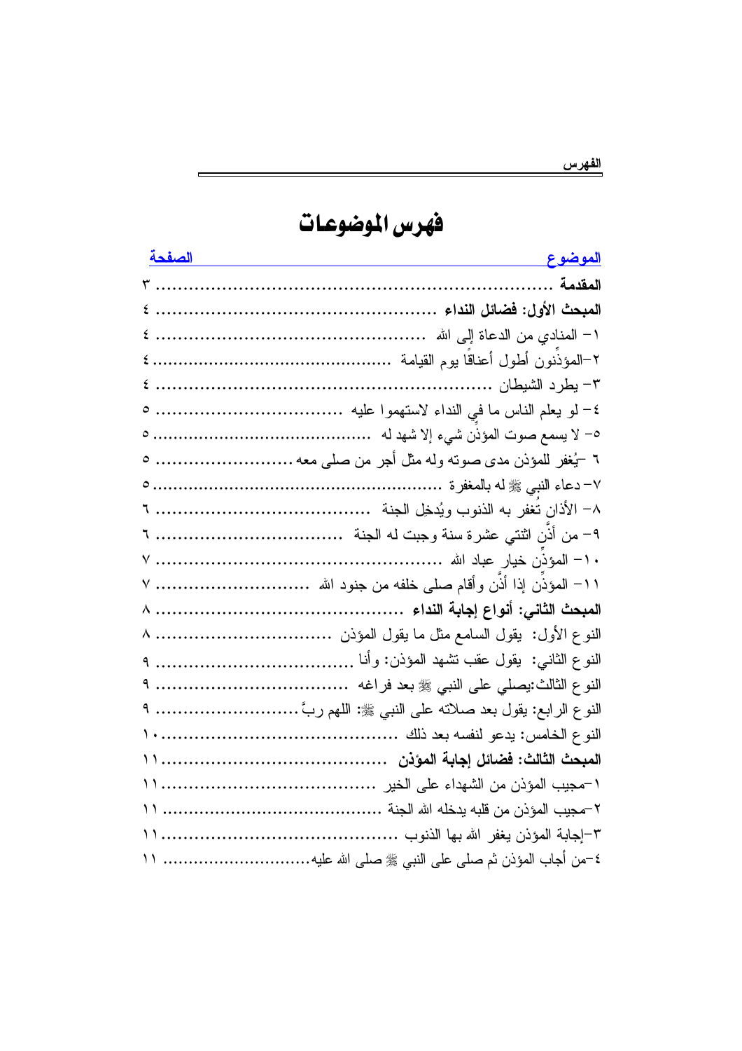# فهرس الموضوعات

| الموضوع | الصفحة |
| --- | --- |
| **المقدمة** | ٣ |
| **المبحث الأول: فضائل النداء** | ٤ |
| ١- المنادي من الدعاة إلى الله | ٤ |
| ٢-المؤذِّنون أطول أعناقاً يوم القيامة | ٤ |
| ٣- يطرد الشيطان | ٤ |
| ٤- لو يعلم الناس ما في النداء لاستهموا عليه | ٥ |
| ٥- لا يسمع صوت المؤذن شيء إلا شهد له | ٥ |
| ٦ -يُغفر للمؤذن مدى صوته وله مثل أجر من صلى معه | ٥ |
| ٧- دعاء النبي ﷺ له بالمغفرة | ٥ |
| ٨- الأذان تُغفر به الذنوب ويُدخِل الجنة | ٦ |
| ٩- من أذَّن اثنتي عشرة سنة وجبت له الجنة | ٦ |
| ١٠- المؤذِّن خيار عباد الله | ٧ |
| ١١- المؤذِّن إذا أذَّن وأقام صلى خلفه من جنود الله | ٧ |
| **المبحث الثاني: أنواع إجابة النداء** | ٨ |
| النوع الأول: يقول السامع مثل ما يقول المؤذن | ٨ |
| النوع الثاني: يقول عقب تشهد المؤذن: وأنا | ٩ |
| النوع الثالث:يصلي على النبي ﷺ بعد فراغه | ٩ |
| النوع الرابع: يقول بعد صلاته على النبي ﷺ: اللهم ربَّ | ٩ |
| النوع الخامس: يدعو لنفسه بعد ذلك | ١٠ |
| **المبحث الثالث: فضائل إجابة المؤذن** | ١١ |
| ١-مجيب المؤذن من الشهداء على الخير | ١١ |
| ٢-مجيب المؤذن من قلبه يدخله الله الجنة | ١١ |
| ٣-إجابة المؤذن يغفر الله بها الذنوب | ١١ |
| ٤-من أجاب المؤذن ثم صلى على النبي ﷺ صلى الله عليه | ١١ |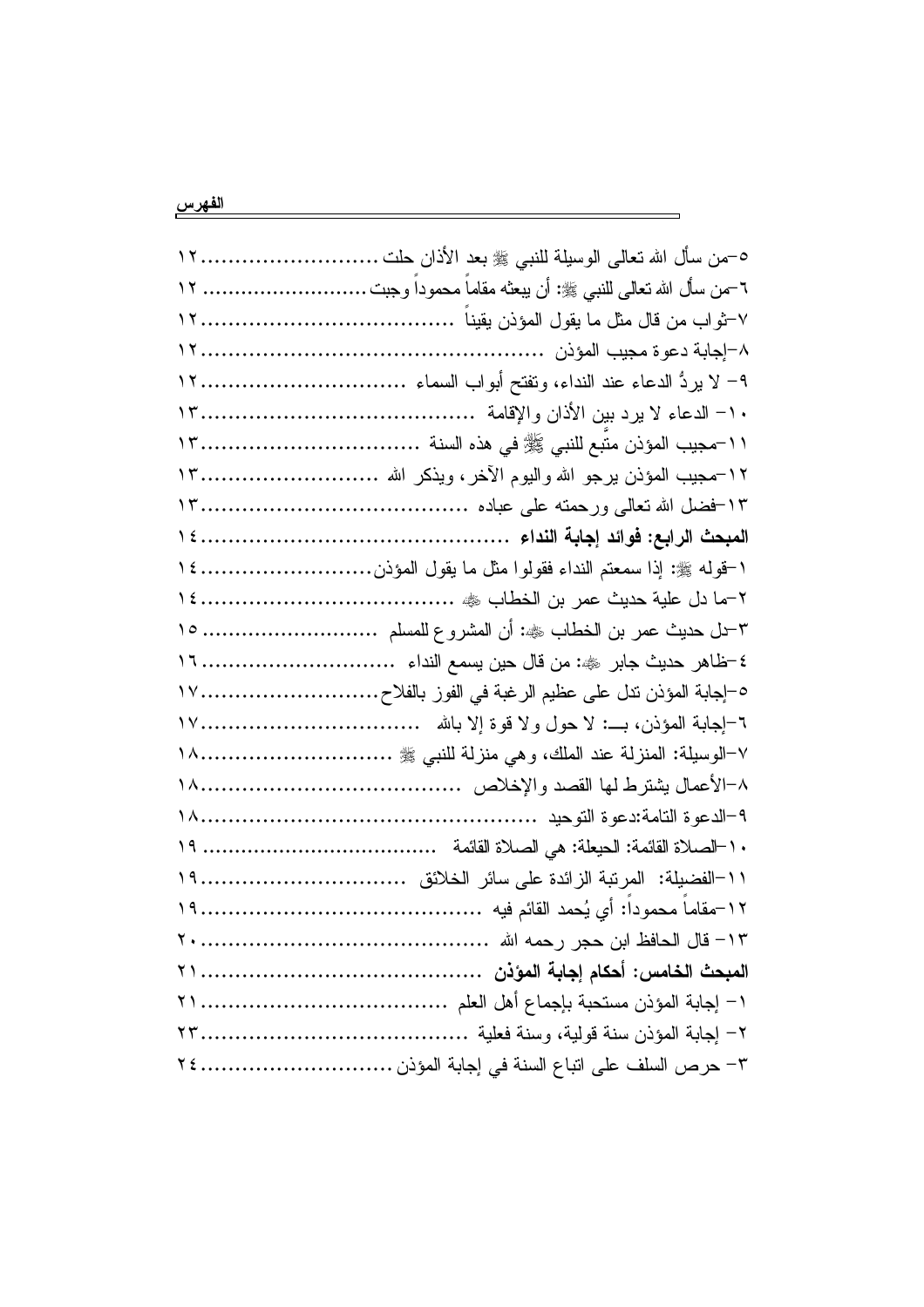٥–من سأل الله تعالى الوسيلة للنبي ﷺ بعد الأذان حلت ........................ ١٢
٦–من سأل الله تعالى للنبي ﷺ: أن يبعثه مقاماً محموداً وجبت ........................ ١٢
٧–ثواب من قال مثل ما يقول المؤذن يقيناً ........................ ١٢
٨–إجابة دعوة مجيب المؤذن ........................ ١٢
٩– لا يردُّ الدعاء عند النداء، وتفتح أبواب السماء ........................ ١٢
١٠– الدعاء لا يرد بين الأذان والإقامة ........................ ١٣
١١–مجيب المؤذن متَّبع للنبي ﷺ في هذه السنة ........................ ١٣
١٢–مجيب المؤذن يرجو الله واليوم الآخر، ويذكر الله ........................ ١٣
١٣–فضل الله تعالى ورحمته على عباده ........................ ١٣

**المبحث الرابع: فوائد إجابة النداء ........................ ١٤**

١–قوله ﷺ: إذا سمعتم النداء فقولوا مثل ما يقول المؤذن ........................ ١٤
٢–ما دل علية حديث عمر بن الخطاب ﷺ ........................ ١٤
٣–دل حديث عمر بن الخطاب ﷺ: أن المشروع للمسلم ........................ ١٥
٤–ظاهر حديث جابر ﷺ: من قال حين يسمع النداء ........................ ١٦
٥–إجابة المؤذن تدل على عظيم الرغبة في الفوز بالفلاح ........................ ١٧
٦–إجابة المؤذن، بـــ: لا حول ولا قوة إلا بالله ........................ ١٧
٧–الوسيلة: المنزلة عند الملك، وهي منزلة للنبي ﷺ ........................ ١٨
٨–الأعمال يشترط لها القصد والإخلاص ........................ ١٨
٩–الدعوة التامة:دعوة التوحيد ........................ ١٨
١٠–الصلاة القائمة: الحيعلة: هي الصلاة القائمة ........................ ١٩
١١–الفضيلة: المرتبة الزائدة على سائر الخلائق ........................ ١٩
١٢–مقاماً محموداً: أي يُحمد القائم فيه ........................ ١٩
١٣– قال الحافظ ابن حجر رحمه الله ........................ ٢٠

**المبحث الخامس: أحكام إجابة المؤذن ........................ ٢١**

١– إجابة المؤذن مستحبة بإجماع أهل العلم ........................ ٢١
٢– إجابة المؤذن سنة قولية، وسنة فعلية ........................ ٢٣
٣– حرص السلف على اتباع السنة في إجابة المؤذن ........................ ٢٤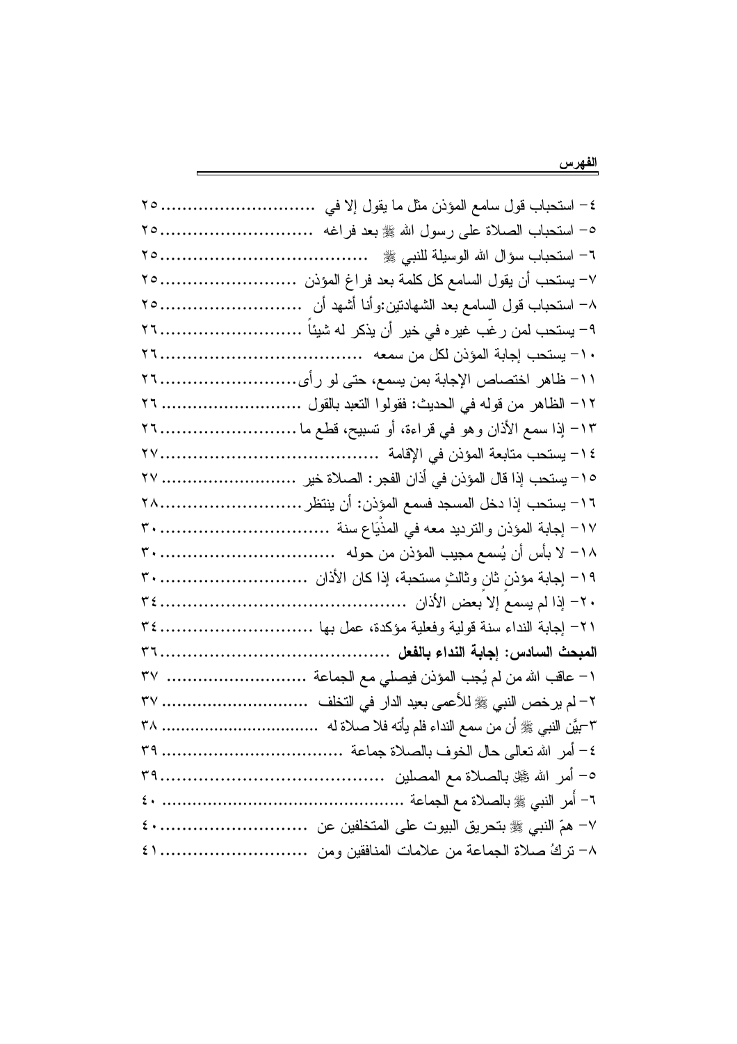٤- استحباب قول سامع المؤذن مثل ما يقول إلا في ............................ ٢٥

٥- استحباب الصلاة على رسول الله ﷺ بعد فراغه ........................... ٢٥

٦- استحباب سؤال الله الوسيلة للنبي ﷺ .................................... ٢٥

٧- يستحب أن يقول السامع كل كلمة بعد فراغ المؤذن ......................... ٢٥

٨- استحباب قول السامع بعد الشهادتين:وأنا أشهد أن ......................... ٢٥

٩- يستحب لمن رغّب غيره في خير أن يذكر له شيئاً .......................... ٢٦

١٠- يستحب إجابة المؤذن لكل من سمعه ..................................... ٢٦

١١- ظاهر اختصاص الإجابة بمن يسمع، حتى لو رأى.......................... ٢٦

١٢- الظاهر من قوله في الحديث: فقولوا التعبد بالقول .......................... ٢٦

١٣- إذا سمع الأذان وهو في قراءة، أو تسبيح، قطع ما .......................... ٢٦

١٤- يستحب متابعة المؤذن في الإقامة ....................................... ٢٧

١٥- يستحب إذا قال المؤذن في أذان الفجر: الصلاة خير ......................... ٢٧

١٦- يستحب إذا دخل المسجد فسمع المؤذن: أن ينتظر ........................... ٢٨

١٧- إجابة المؤذن والترديد معه في المذْيَاع سنة ................................ ٣٠

١٨- لا بأس أن يُسمع مجيب المؤذن من حوله ................................ ٣٠

١٩- إجابة مؤذنٍ ثانٍ وثالثٍ مستحبة، إذا كان الأذان ............................ ٣٠

٢٠- إذا لم يسمعْ إلا بعض الأذان ............................................ ٣٤

٢١- إجابة النداء سنة قولية وفعلية مؤكدة، عمل بها ............................. ٣٤

**المبحث السادس: إجابة النداء بالفعل** .......................................... ٣٦

١- عاقب الله من لم يُجب المؤذن فيصلي مع الجماعة .......................... ٣٧

٢- لم يرخص النبي ﷺ للأعمى بعيد الدار في التخلف .......................... ٣٧

٣-بيَّن النبي ﷺ أن من سمع النداء فلم يأته فلا صلاة له ........................ ٣٨

٤- أمر الله تعالى حال الخوف بالصلاة جماعة ................................ ٣٩

٥- أمر الله ﷻ بالصلاة مع المصلين ......................................... ٣٩

٦- أمر النبي ﷺ بالصلاة مع الجماعة ......................................... ٤٠

٧- همّ النبي ﷺ بتحريق البيوت على المتخلفين عن ............................ ٤٠

٨- تركُ صلاة الجماعة من علامات المنافقين ومن ............................. ٤١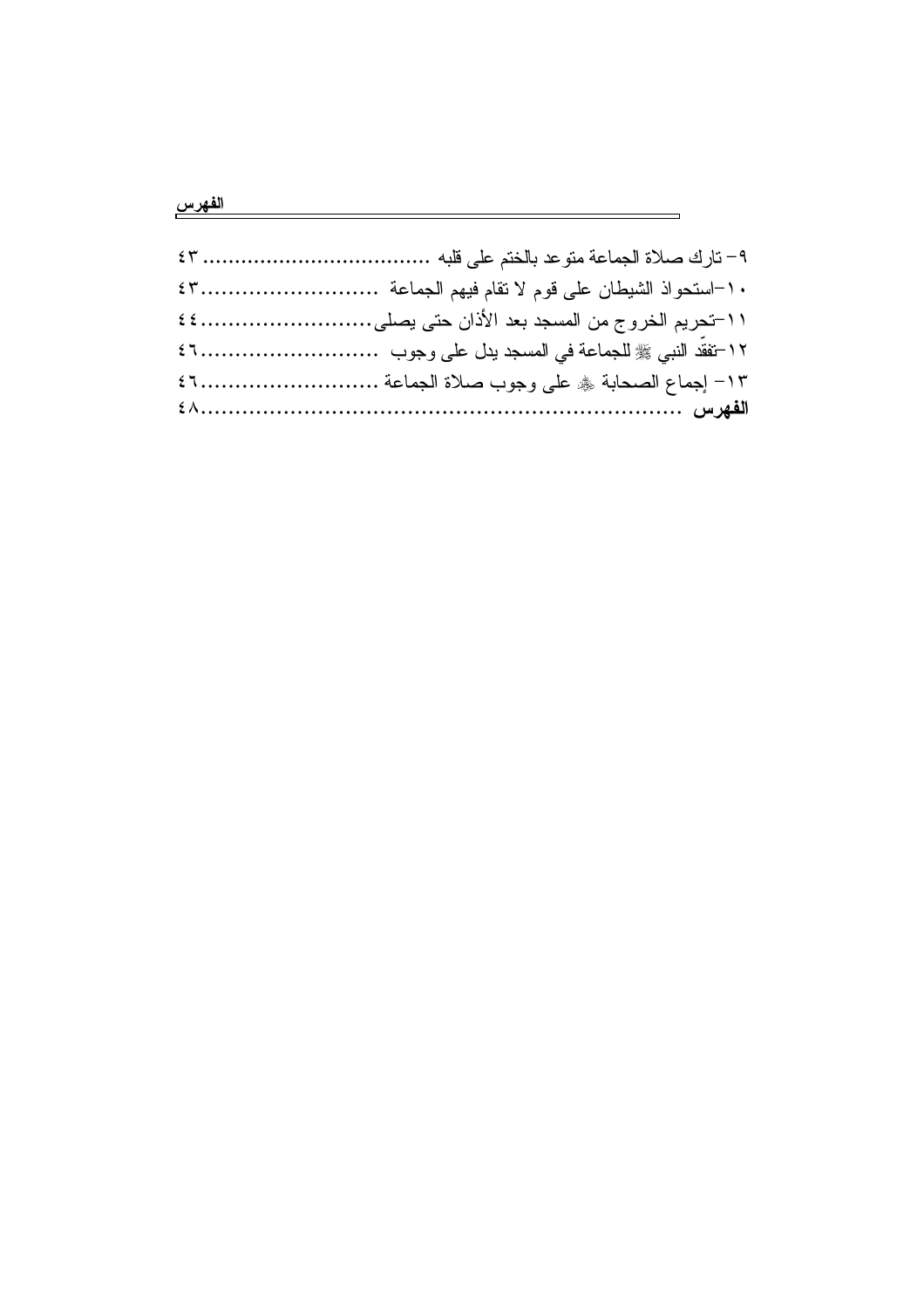٩- تارك صلاة الجماعة متوعد بالختم على قلبه .................................. ٤٣

١٠-استحواذ الشيطان على قوم لا تقام فيهم الجماعة ......................... ٤٣

١١-تحريم الخروج من المسجد بعد الأذان حتى يصلى.......................... ٤٤

١٢-تفقّد النبي ﷺ للجماعة في المسجد يدل على وجوب ......................... ٤٦

١٣- إجماع الصحابة ﷺ على وجوب صلاة الجماعة ......................... ٤٦

**الفهرس** ........................................................................ ٤٨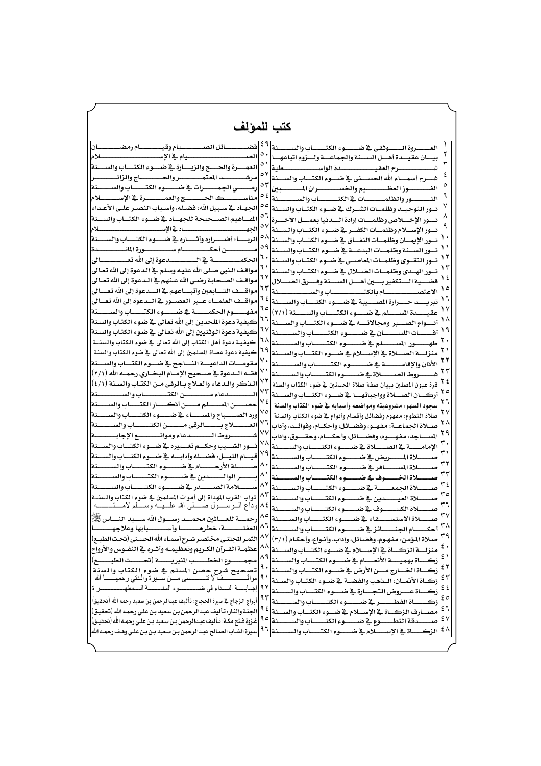# كتب للمؤلف

1. العروة الوثقى في ضوء الكتاب والسنة
2. بيان عقيدة أهل السنة والجماعة ولزوم اتباعها
3. شرح العقيدة الواسطية
4. شرح أسماء الله الحسنى في ضوء الكتاب والسنة
5. الفوز العظيم والخسران المبين
6. النور والظلمات في الكتاب والسنة
7. نور التوحيد وظلمات الشرك في ضوء الكتاب والسنة
8. نور الإخلاص وظلمات إرادة الدنيا بعمل الآخرة
9. نور الإسلام وظلمات الكفر في ضوء الكتاب والسنة
10. نور الإيمان وظلمات النفاق في ضوء الكتاب والسنة
11. نور السنة وظلمات البدعة في ضوء الكتاب والسنة
12. نور التقوى وظلمات المعاصي في ضوء الكتاب والسنة
13. نور الهدى وظلمات الضلال في ضوء الكتاب والسنة
14. قضية التكفير بين أهل السنة وفرق الضلال
15. الاعتصام بالكتاب والسنة
16. تبريد حرارة المصيبة في ضوء الكتاب والسنة
17. عقيدة المسلم في ضوء الكتاب والسنة (٢/١)
18. أنواع الصبر ومجالاته في ضوء الكتاب والسنة
19. آفات اللسان في ضوء الكتاب والسنة
20. طهور المسلم في ضوء الكتاب والسنة
21. منزلة الصلاة في الإسلام في ضوء الكتاب والسنة
22. الأذان والإقامة في ضوء الكتاب والسنة
23. شروط الصلاة في ضوء الكتاب والسنة
24. قرة عيون المصلين ببيان صفة صلاة المحسنين في ضوء الكتاب والسنة
25. أركان الصلاة وواجباتها في ضوء الكتاب والسنة
26. سجود السهو: مشروعيته ومواضعه وأسبابه في ضوء الكتاب والسنة
27. صلاة التطوع: مفهوم وفضائل وأقسام وأنواع في ضوء الكتاب والسنة
28. صلاة الجماعة: مفهوم، وفضائل، وأحكام، وفوائد، وآداب
29. المساجد، مفهوم، وفضائل، وأحكام، وحقوق، وآداب
30. الإمامة في الصلاة في ضوء الكتاب والسنة
31. صلاة المريض في ضوء الكتاب والسنة
32. صلاة المسافر في ضوء الكتاب والسنة
33. صلاة الخوف في ضوء الكتاب والسنة
34. صلاة الجمعة في ضوء الكتاب والسنة
35. صلاة العيدين في ضوء الكتاب والسنة
36. صلاة الكسوف في ضوء الكتاب والسنة
37. صلاة الاستسقاء في ضوء الكتاب والسنة
38. أحكام الجنائز في ضوء الكتاب والسنة
39. صلاة المؤمن: مفهوم، وفضائل، وآداب، وأنواع، وأحكام (٣/١)
40. منزلة الزكاة في الإسلام في ضوء الكتاب والسنة
41. زكاة بهيمة الأنعام في ضوء الكتاب والسنة
42. زكاة الخارج من الأرض في ضوء الكتاب والسنة
43. زكاة الأثمان: الذهب والفضة في ضوء الكتاب والسنة
44. زكاة عروض التجارة في ضوء الكتاب والسنة
45. زكاة الفطر في ضوء الكتاب والسنة
46. مصارف الزكاة في الإسلام في ضوء الكتاب والسنة
47. صدقة التطوع في ضوء الكتاب والسنة
48. الزكاة في الإسلام في ضوء الكتاب والسنة
49. فضائل الصيام وقيام رمضان
50. الصيام في الإسلام
51. العمرة والحج والزيارة في ضوء الكتاب والسنة
52. مرشد المعتمر والحاج والزائر
53. رمي الجمرات في ضوء الكتاب والسنة
54. مناسك الحج والعمرة في الإسلام
55. الجهاد في سبيل الله: فضله، وأسباب النصر على الأعداء
56. المفاهيم الصحيحة للجهاد في ضوء الكتاب والسنة
57. الجهاد في الإسلام
58. الربا: أضراره وآثاره في ضوء الكتاب والسنة
59. من أحكام سورة المائدة
60. الحكمة في الدعوة إلى الله تعالى
61. مواقف النبي صلى الله عليه وسلم في الدعوة إلى الله تعالى
62. مواقف الصحابة رضي الله عنهم في الدعوة إلى الله تعالى
63. مواقف التابعين وأتباعهم في الدعوة إلى الله تعالى
64. مواقف العلماء عبر العصور في الدعوة إلى الله تعالى
65. مفهوم الحكمة في ضوء الكتاب والسنة
66. كيفية دعوة الملحدين إلى الله تعالى في ضوء الكتاب والسنة
67. كيفية دعوة الوثنيين إلى الله تعالى في ضوء الكتاب والسنة
68. كيفية دعوة أهل الكتاب إلى الله تعالى في ضوء الكتاب والسنة
69. كيفية دعوة عصاة المسلمين إلى الله تعالى في ضوء الكتاب والسنة
70. مقومات الداعية الناجح في ضوء الكتاب والسنة
71. فقه الدعوة في صحيح الإمام البخاري رحمه الله (٢/١)
72. الذكر والدعاء والعلاج بالرقى من الكتاب والسنة (٤/١)
73. الدعاء من الكتاب والسنة
74. حصن المسلم من أذكار الكتاب والسنة
75. ورد الصباح والمساء في ضوء الكتاب والسنة
76. العلاج بالرقى من الكتاب والسنة
77. شروط الدعاء وموانع الإجابة
78. نور الشيب وحكم تغييره في ضوء الكتاب والسنة
79. قيام الليل: فضله وآدابه في ضوء الكتاب والسنة
80. صلة الأرحام في ضوء الكتاب والسنة
81. بر الوالدين في ضوء الكتاب والسنة
82. سلامة الصدر في ضوء الكتاب والسنة
83. ثواب القرب المهداة إلى أموات المسلمين في ضوء الكتاب والسنة
84. وداع الرسول صلى الله عليه وسلم لأمته
85. رحمة للعالمين محمد رسول الله سيد الناس ﷺ
86. الغفلة: خطرها وأسبابها وعلاجها
87. الثمر المجتنى مختصر شرح أسماء الله الحسنى (تحت الطبع)
88. عظمة القرآن الكريم وتعظيمه وأثره في النفوس والأرواح
89. مجموع الخطب المنبرية (تحت الطبع)
90. تصحيح شرح حصن المسلم في ضوء الكتاب والسنة
91. مواقف لا تنسى من سيرة والدتي رحمها الله
92. إجابة النداء في ضوء السنة المطهرة
93. أبراج الزجاج في سيرة الحجاج: تأليف عبدالرحمن بن سعيد رحمه الله (تحقيق)
94. الجنة والنار: تأليف عبدالرحمن بن سعيد بن علي رحمه الله (تحقيق)
95. غزوة فتح مكة: تأليف عبدالرحمن بن سعيد بن علي رحمه الله (تحقيق)
96. سيرة الشاب الصالح عبدالرحمن بن سعيد بن بن علي وهف رحمه الله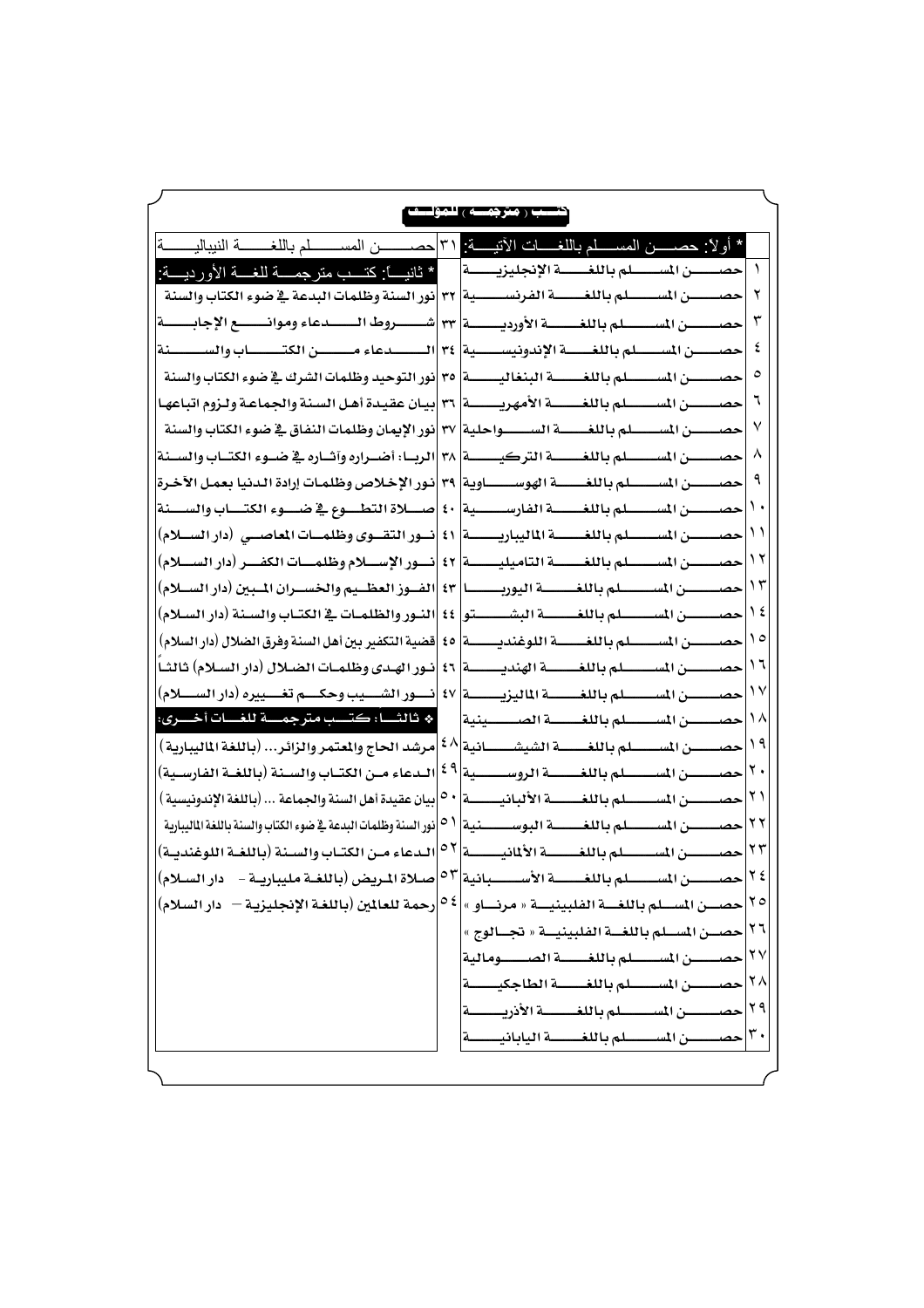## كتب (مترجمة) للمؤلف

* أولاً: حصن المسلم باللغات الآتية:

١. حصن المسلم باللغة الإنجليزية
٢. حصن المسلم باللغة الفرنسية
٣. حصن المسلم باللغة الأوردية
٤. حصن المسلم باللغة الإندونيسية
٥. حصن المسلم باللغة البنغالية
٦. حصن المسلم باللغة الأمهرية
٧. حصن المسلم باللغة السواحلية
٨. حصن المسلم باللغة التركية
٩. حصن المسلم باللغة الهوساوية
١٠. حصن المسلم باللغة الفارسية
١١. حصن المسلم باللغة المليبارية
١٢. حصن المسلم باللغة التاميلية
١٣. حصن المسلم باللغة اليوربا
١٤. حصن المسلم باللغة البشتو
١٥. حصن المسلم باللغة اللوغندية
١٦. حصن المسلم باللغة الهندية
١٧. حصن المسلم باللغة الماليزية
١٨. حصن المسلم باللغة الصينية
١٩. حصن المسلم باللغة الشيشانية
٢٠. حصن المسلم باللغة الروسية
٢١. حصن المسلم باللغة الألبانية
٢٢. حصن المسلم باللغة البوسنية
٢٣. حصن المسلم باللغة الألمانية
٢٤. حصن المسلم باللغة الأسبانية
٢٥. حصن المسلم باللغة الفلبينية « مرناو »
٢٦. حصن المسلم باللغة الفلبينية « تجالوج »
٢٧. حصن المسلم باللغة الصومالية
٢٨. حصن المسلم باللغة الطاجكية
٢٩. حصن المسلم باللغة الأذرية
٣٠. حصن المسلم باللغة اليابانية
٣١. حصن المسلم باللغة النيبالية

* ثانياً: كتب مترجمة للغة الأوردية:

٣٢. نور السنة وظلمات البدعة في ضوء الكتاب والسنة
٣٣. شروط الدعاء وموانع الإجابة
٣٤. الدعاء من الكتاب والسنة
٣٥. نور التوحيد وظلمات الشرك في ضوء الكتاب والسنة
٣٦. بيان عقيدة أهل السنة والجماعة ولزوم اتباعها
٣٧. نور الإيمان وظلمات النفاق في ضوء الكتاب والسنة
٣٨. الربا: أضراره وآثاره في ضوء الكتاب والسنة
٣٩. نور الإخلاص وظلمات إرادة الدنيا بعمل الآخرة
٤٠. صلاة التطوع في ضوء الكتاب والسنة
٤١. نور التقوى وظلمات المعاصي (دار السلام)
٤٢. نور الإسلام وظلمات الكفر (دار السلام)
٤٣. الفوز العظيم والخسران المبين (دار السلام)
٤٤. النور والظلمات في الكتاب والسنة (دار السلام)
٤٥. قضية التكفير بين أهل السنة وفرق الضلال (دار السلام)
٤٦. نور الهدى وظلمات الضلال (دار السلام) ثالثاً
٤٧. نور الشيب وحكم تغييره (دار السلام)

* ثالثاً: كتب مترجمة للغات أخرى:

٤٨. مرشد الحاج والمعتمر والزائر... (باللغة المليبارية)
٤٩. الدعاء من الكتاب والسنة (باللغة الفارسية)
٥٠. بيان عقيدة أهل السنة والجماعة ... (باللغة الإندونيسية)
٥١. نور السنة وظلمات البدعة في ضوء الكتاب والسنة باللغة المليبارية
٥٢. الدعاء من الكتاب والسنة (باللغة اللوغندية)
٥٣. صلاة المريض (باللغة مليبارية - دار السلام)
٥٤. رحمة للعالمين (باللغة الإنجليزية - دار السلام)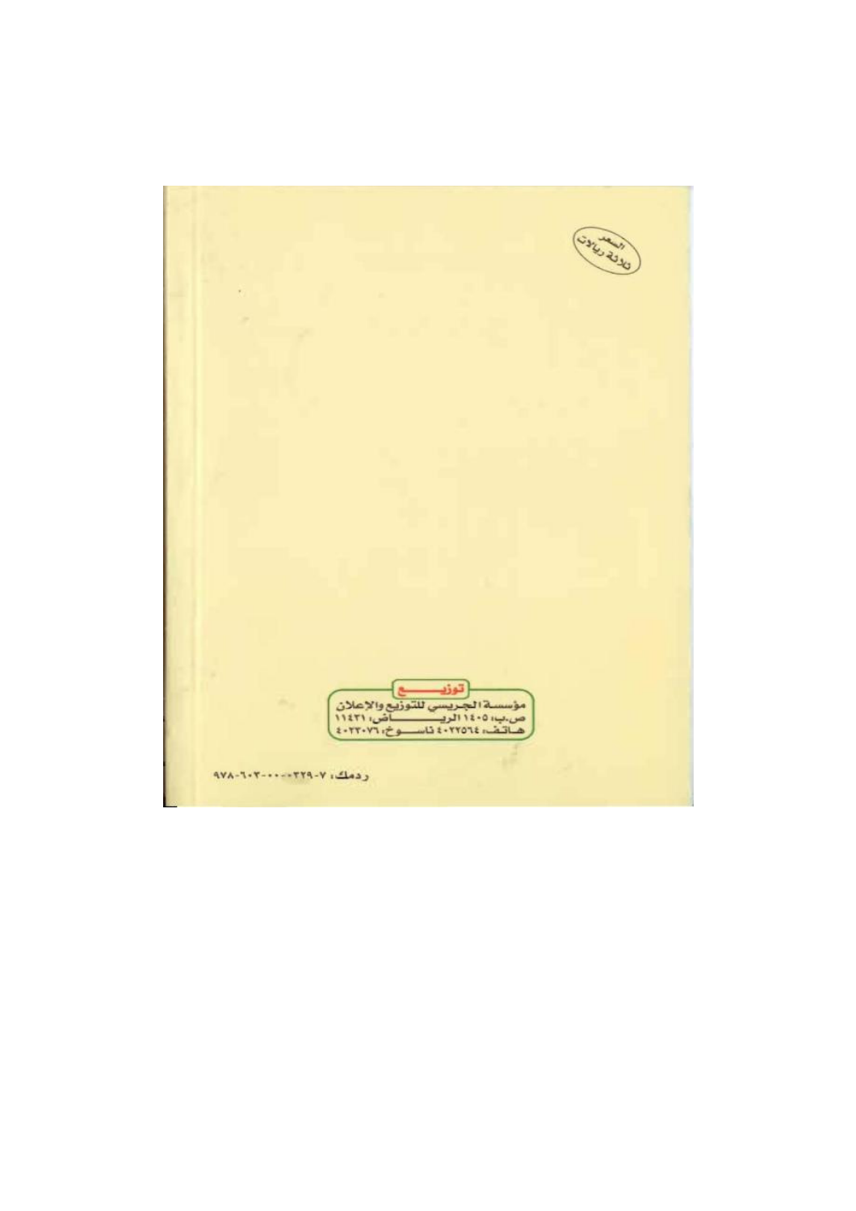السعر
ثلاثة ريالات

**توزيـــع**

مؤسسة الجريسي للتوزيع والإعلان
ص.ب: ١٤٠٥ الريـــاض: ١١٤٣١
هـاتف: ٤٠٢٢٥٦٤ ناســوخ: ٤٠٢٣٠٧٦

ردمك: ٧-٣٢٩-٠٠٠-٦٠٢-٩٧٨